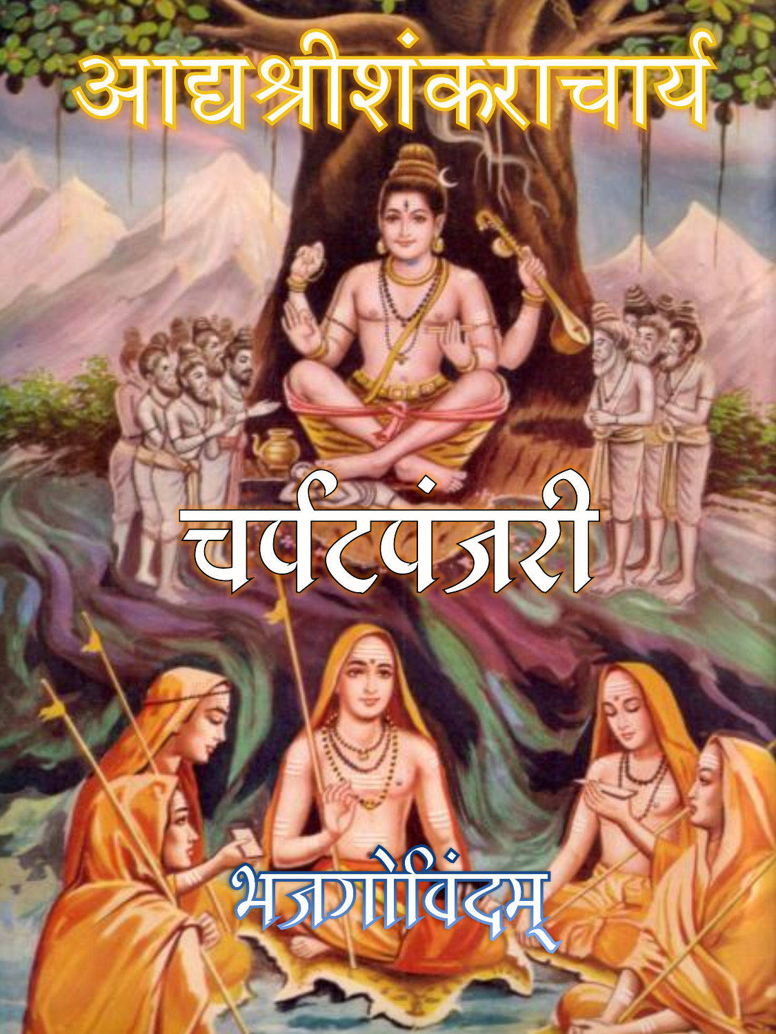# आद्यश्रीशंकराचार्य

# चर्पटपंजरी

## भजगोविंदम्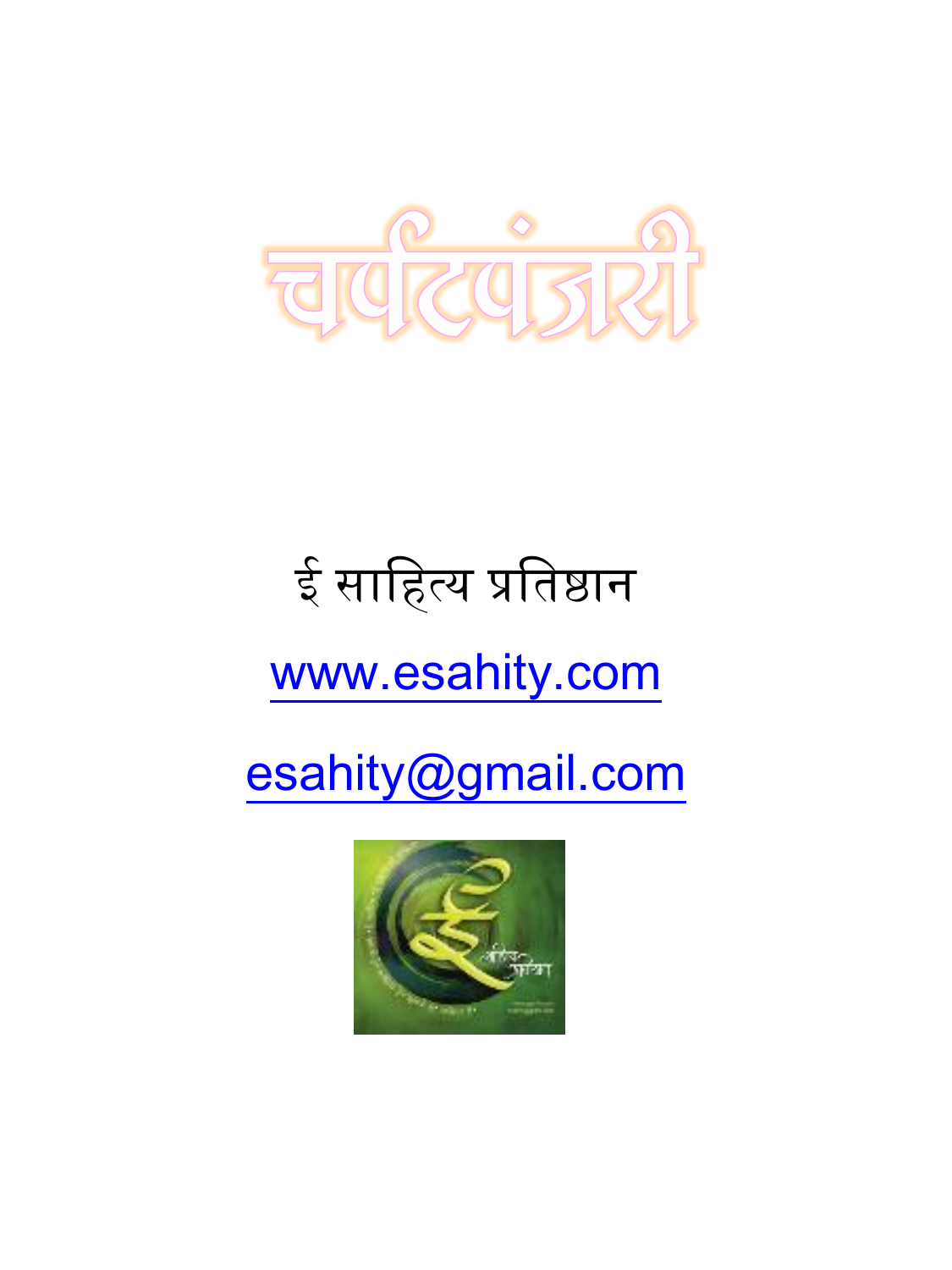# चर्पटपंजरी

ई साहित्य प्रतिष्ठान

www.esahity.com

esahity@gmail.com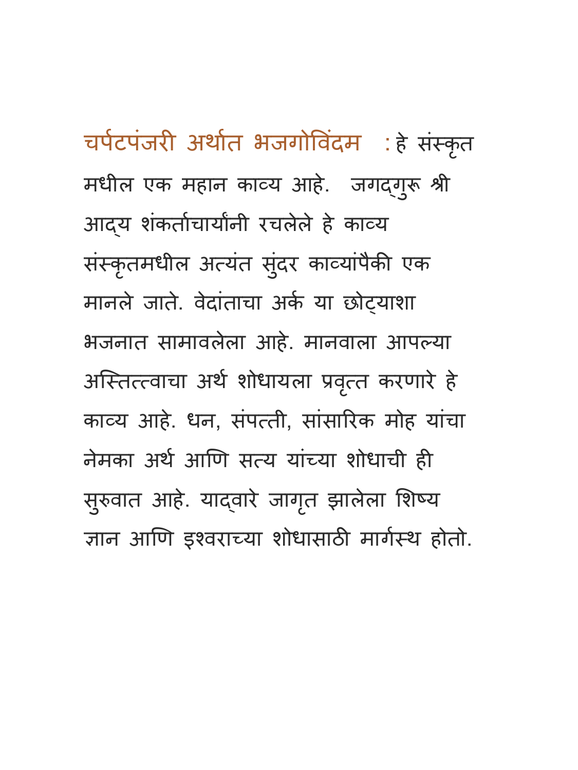**चर्पटपंजरी अर्थात भजगोविंदम** : हे संस्कृत मधील एक महान काव्य आहे. जगद्गुरू श्री आद्य शंकर्ताचार्यांनी रचलेले हे काव्य संस्कृतमधील अत्यंत सुंदर काव्यांपैकी एक मानले जाते. वेदांताचा अर्क या छोट्याशा भजनात सामावलेला आहे. मानवाला आपल्या अस्तित्त्वाचा अर्थ शोधायला प्रवृत्त करणारे हे काव्य आहे. धन, संपत्ती, सांसारिक मोह यांचा नेमका अर्थ आणि सत्य यांच्या शोधाची ही सुरुवात आहे. याद्वारे जागृत झालेला शिष्य ज्ञान आणि इश्वराच्या शोधासाठी मार्गस्थ होतो.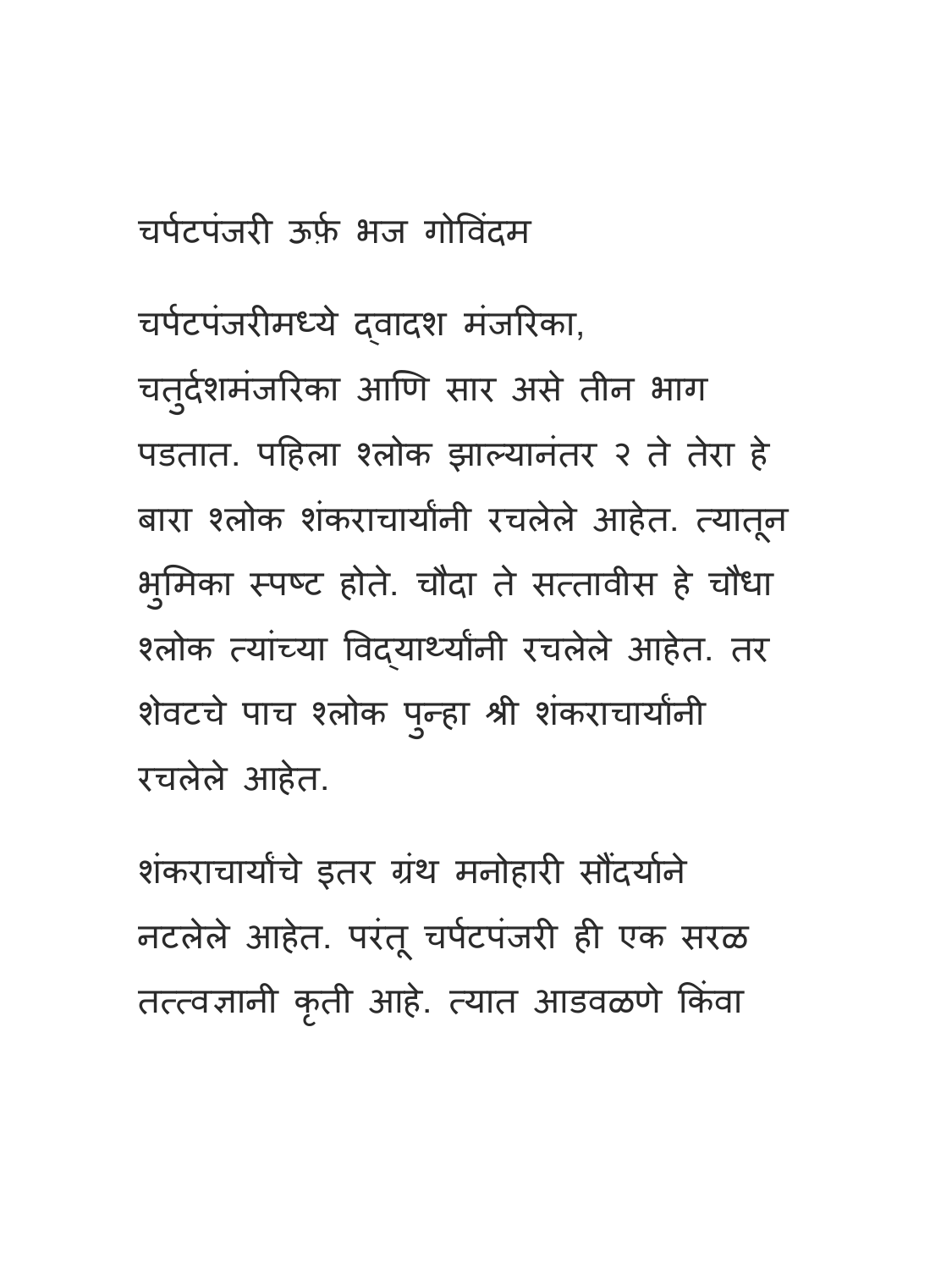# चर्पटपंजरी ऊर्फ़ भज गोविंदम

चर्पटपंजरीमध्ये द्वादश मंजरिका, चतुर्दशमंजरिका आणि सार असे तीन भाग पडतात. पहिला श्लोक झाल्यानंतर २ ते तेरा हे बारा श्लोक शंकराचार्यांनी रचलेले आहेत. त्यातून भुमिका स्पष्ट होते. चौदा ते सत्तावीस हे चौधा श्लोक त्यांच्या विद्यार्थ्यांनी रचलेले आहेत. तर शेवटचे पाच श्लोक पुन्हा श्री शंकराचार्यांनी रचलेले आहेत.

शंकराचार्यांचे इतर ग्रंथ मनोहारी सौंदर्याने नटलेले आहेत. परंतू चर्पटपंजरी ही एक सरळ तत्त्वज्ञानी कृती आहे. त्यात आडवळणे किंवा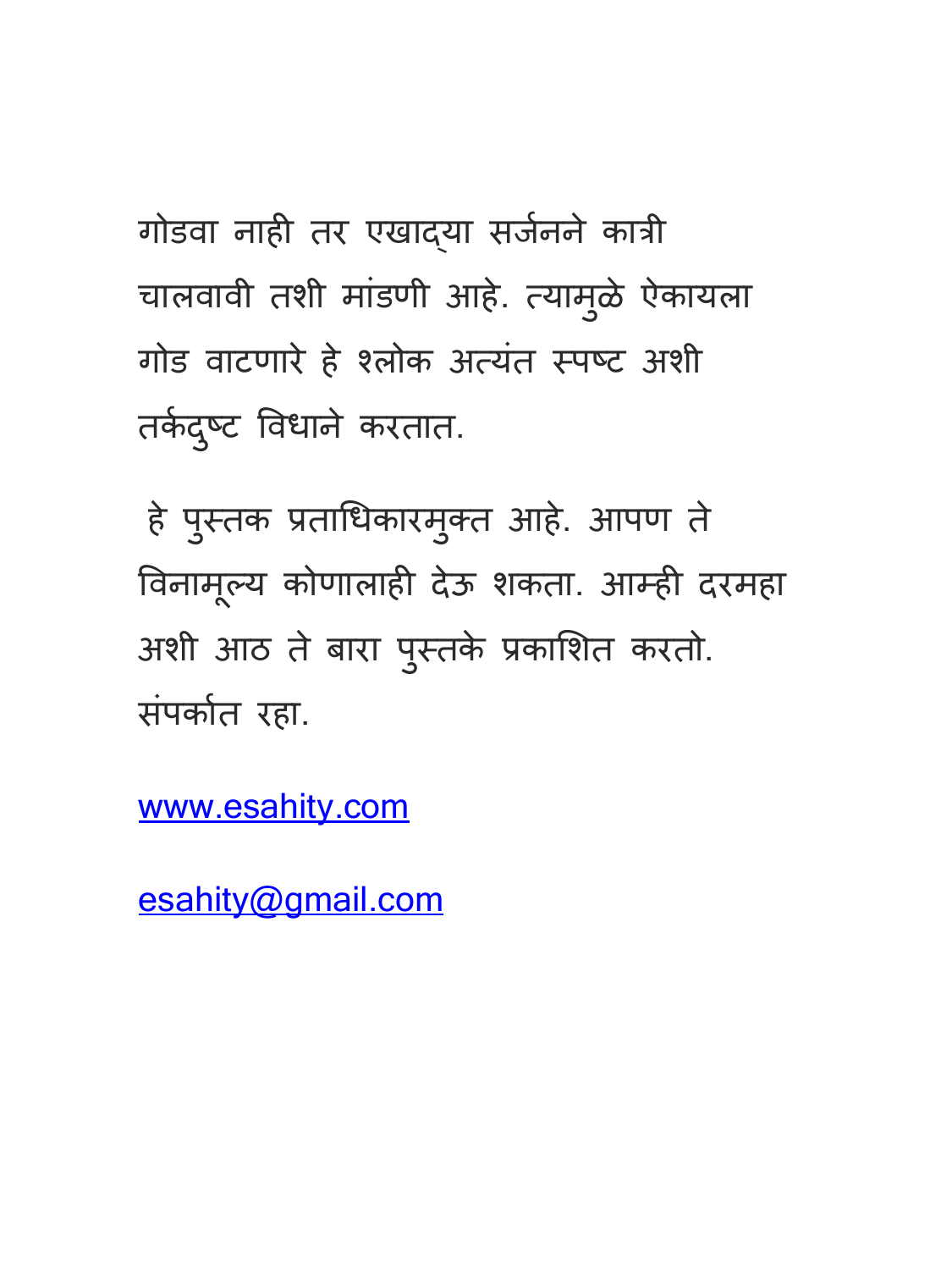गोडवा नाही तर एखाद्या सर्जनने कात्री चालवावी तशी मांडणी आहे. त्यामुळे ऐकायला गोड वाटणारे हे श्लोक अत्यंत स्पष्ट अशी तर्कदुष्ट विधाने करतात.

हे पुस्तक प्रताधिकारमुक्त आहे. आपण ते विनामूल्य कोणालाही देऊ शकता. आम्ही दरमहा अशी आठ ते बारा पुस्तके प्रकाशित करतो. संपर्कात रहा.

www.esahity.com

esahity@gmail.com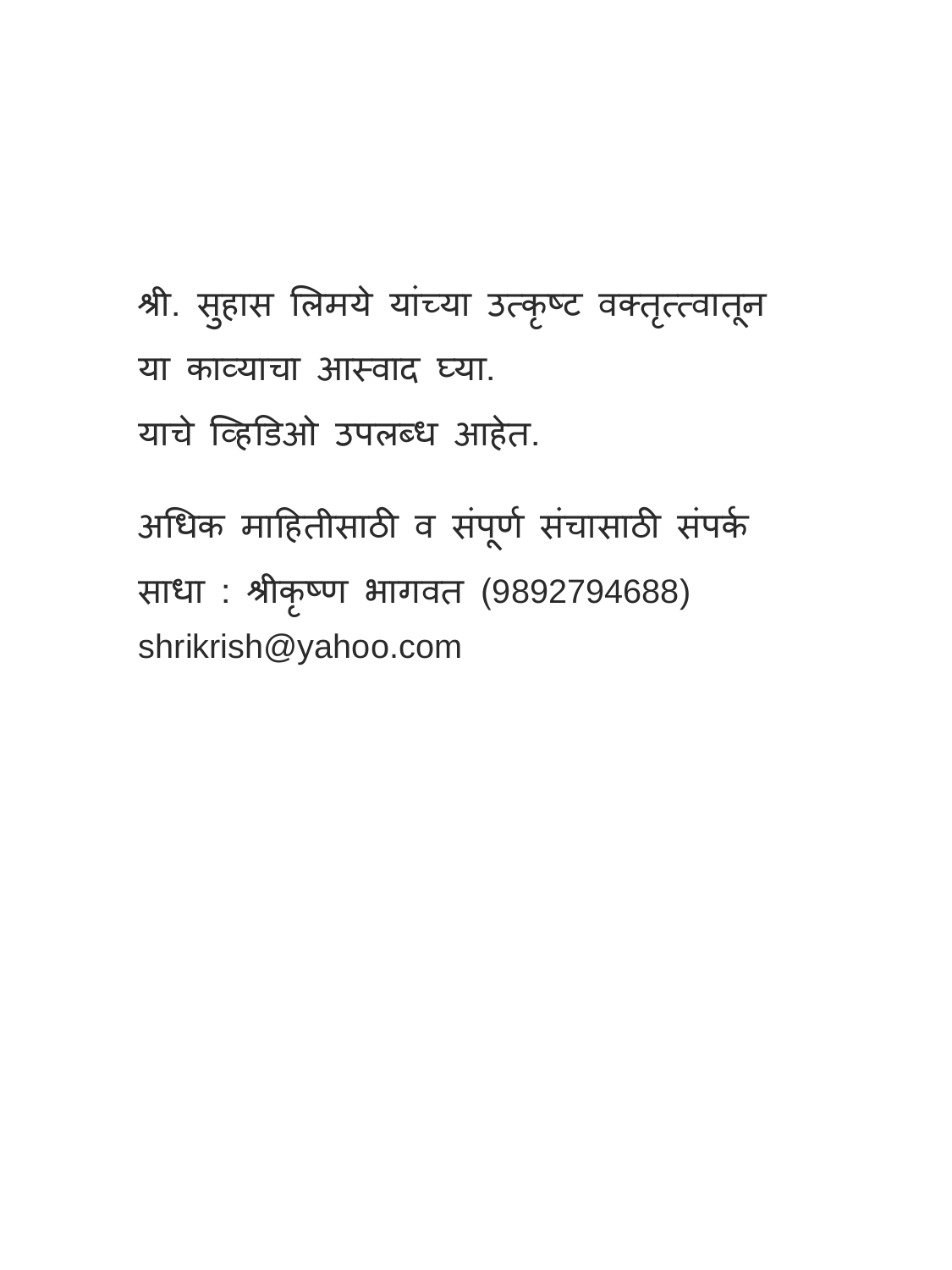श्री. सुहास लिमये यांच्या उत्कृष्ट वक्तृत्त्वातून
या काव्याचा आस्वाद घ्या.
याचे व्हिडिओ उपलब्ध आहेत.

अधिक माहितीसाठी व संपूर्ण संचासाठी संपर्क
साधा : श्रीकृष्ण भागवत (9892794688)
shrikrish@yahoo.com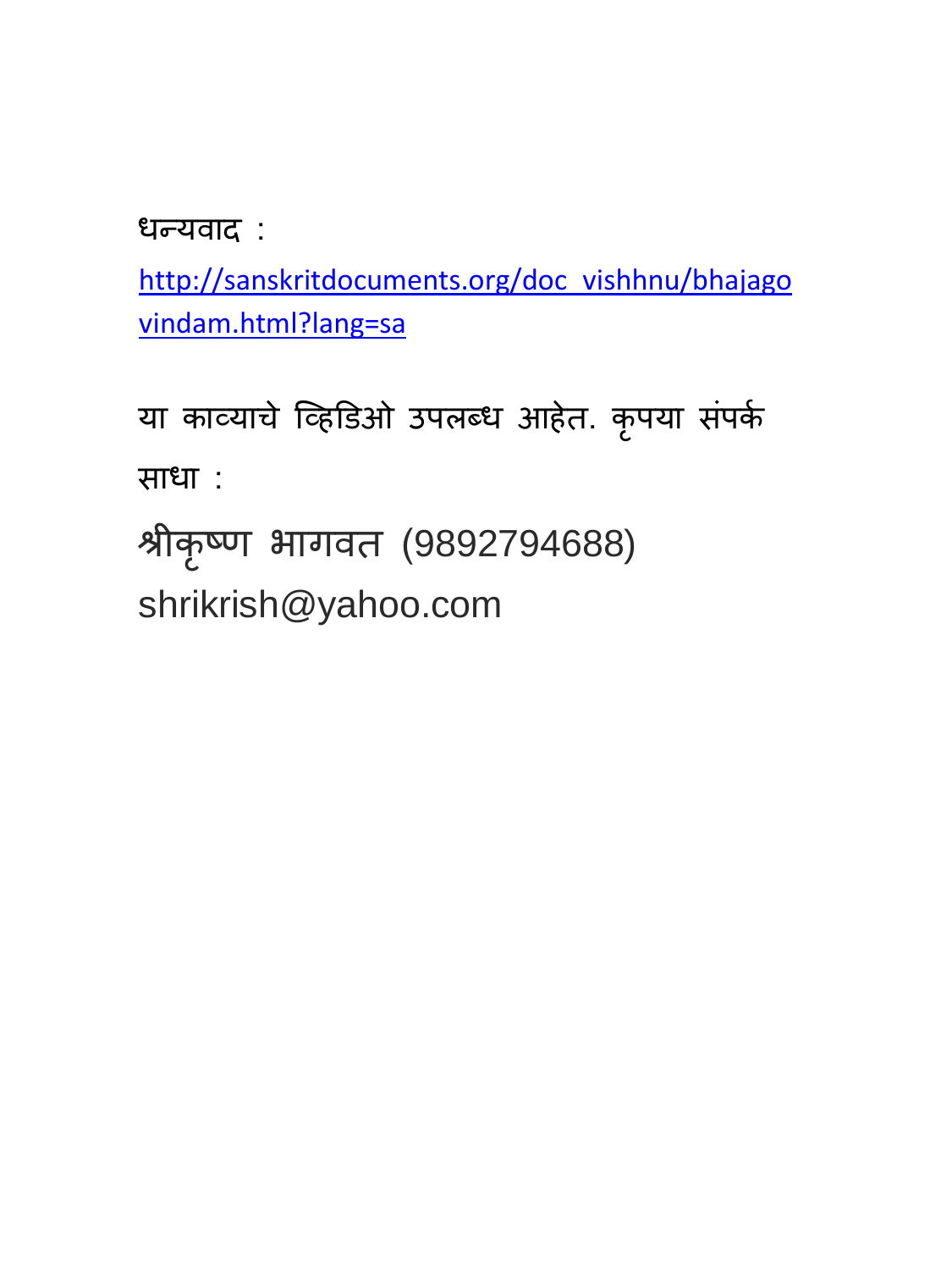धन्यवाद :

http://sanskritdocuments.org/doc_vishhnu/bhajagovindam.html?lang=sa

या काव्याचे व्हिडिओ उपलब्ध आहेत. कृपया संपर्क साधा :

श्रीकृष्ण भागवत (9892794688)
shrikrish@yahoo.com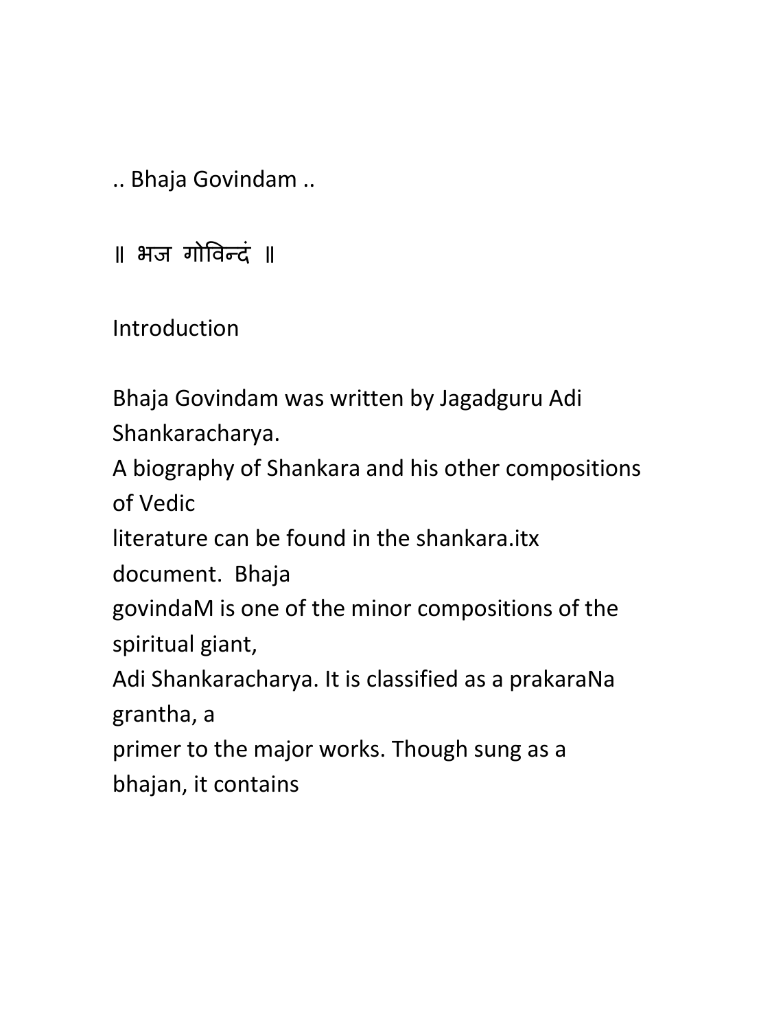.. Bhaja Govindam ..

॥ भज गोविन्दं ॥

Introduction

Bhaja Govindam was written by Jagadguru Adi Shankaracharya.
A biography of Shankara and his other compositions of Vedic
literature can be found in the shankara.itx document.  Bhaja
govindaM is one of the minor compositions of the spiritual giant,
Adi Shankaracharya. It is classified as a prakaraNa grantha, a
primer to the major works. Though sung as a bhajan, it contains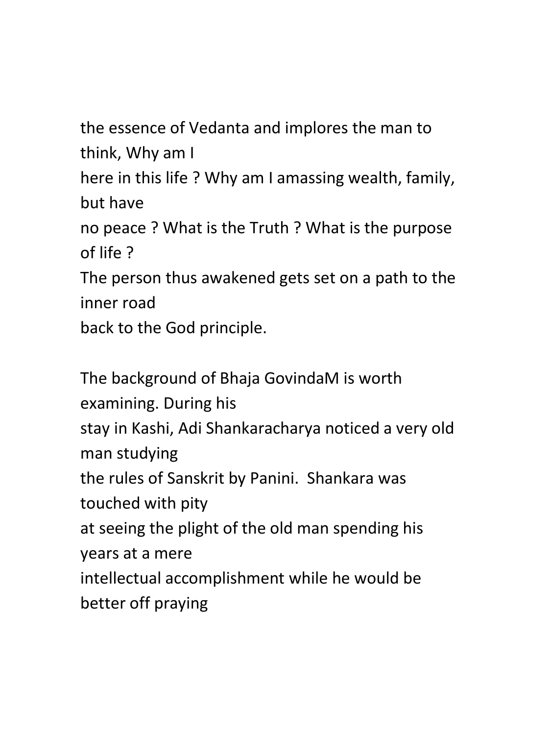the essence of Vedanta and implores the man to think, Why am I here in this life ? Why am I amassing wealth, family, but have no peace ? What is the Truth ? What is the purpose of life ? The person thus awakened gets set on a path to the inner road back to the God principle.

The background of Bhaja GovindaM is worth examining. During his stay in Kashi, Adi Shankaracharya noticed a very old man studying the rules of Sanskrit by Panini. Shankara was touched with pity at seeing the plight of the old man spending his years at a mere intellectual accomplishment while he would be better off praying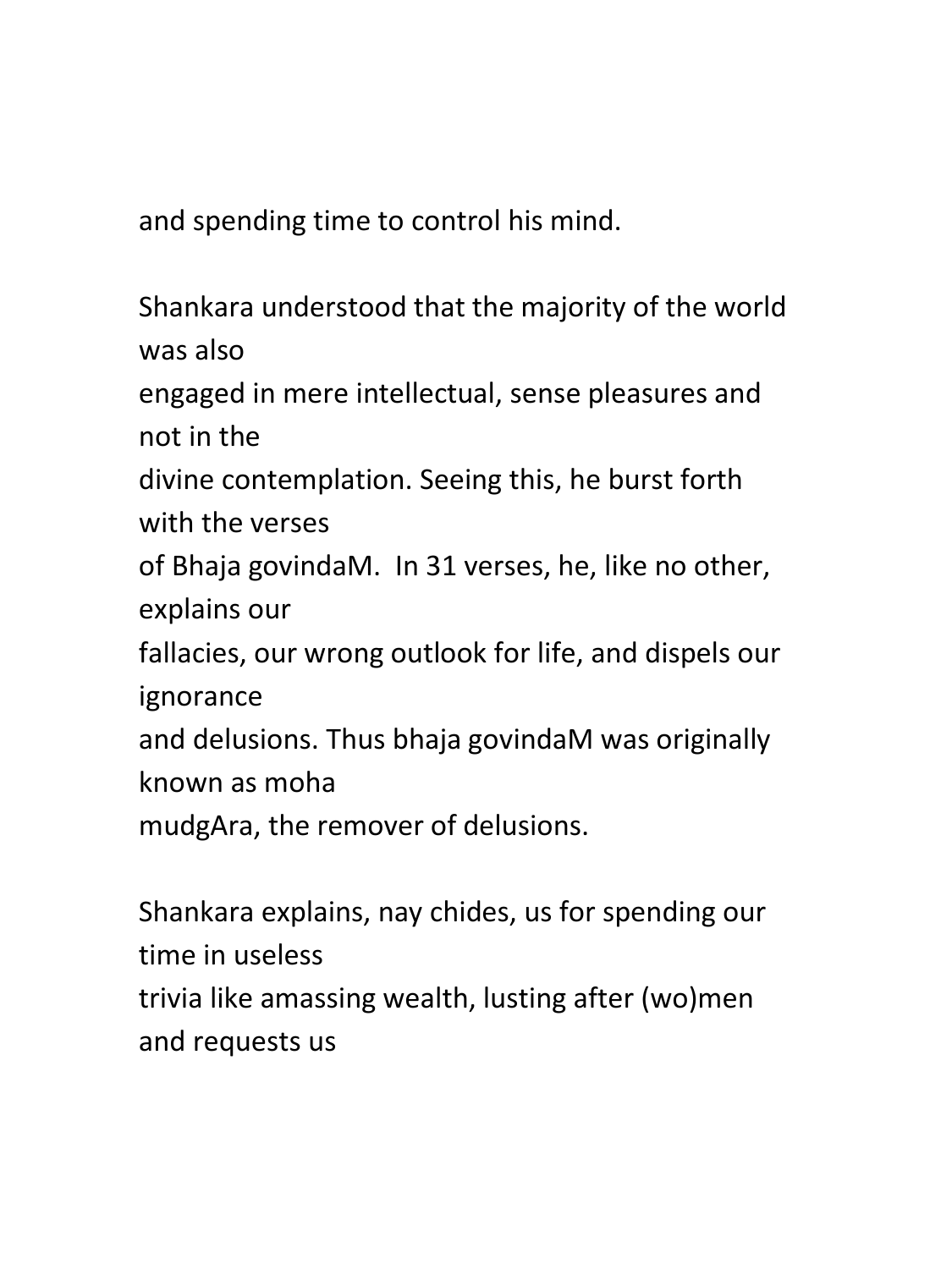and spending time to control his mind.

Shankara understood that the majority of the world was also engaged in mere intellectual, sense pleasures and not in the divine contemplation. Seeing this, he burst forth with the verses of Bhaja govindaM.  In 31 verses, he, like no other, explains our fallacies, our wrong outlook for life, and dispels our ignorance and delusions. Thus bhaja govindaM was originally known as moha mudgAra, the remover of delusions.

Shankara explains, nay chides, us for spending our time in useless trivia like amassing wealth, lusting after (wo)men and requests us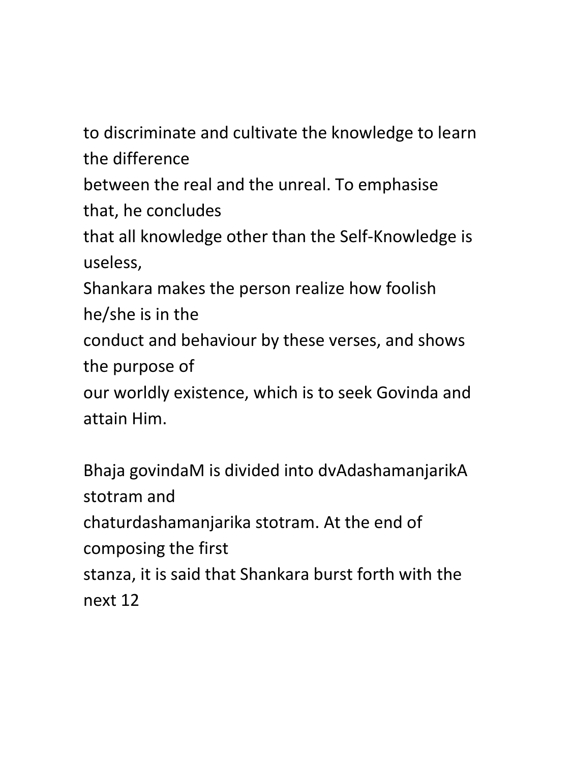to discriminate and cultivate the knowledge to learn the difference between the real and the unreal. To emphasise that, he concludes that all knowledge other than the Self-Knowledge is useless, Shankara makes the person realize how foolish he/she is in the conduct and behaviour by these verses, and shows the purpose of our worldly existence, which is to seek Govinda and attain Him.

Bhaja govindaM is divided into dvAdashamanjarikA stotram and chaturdashamanjarika stotram. At the end of composing the first stanza, it is said that Shankara burst forth with the next 12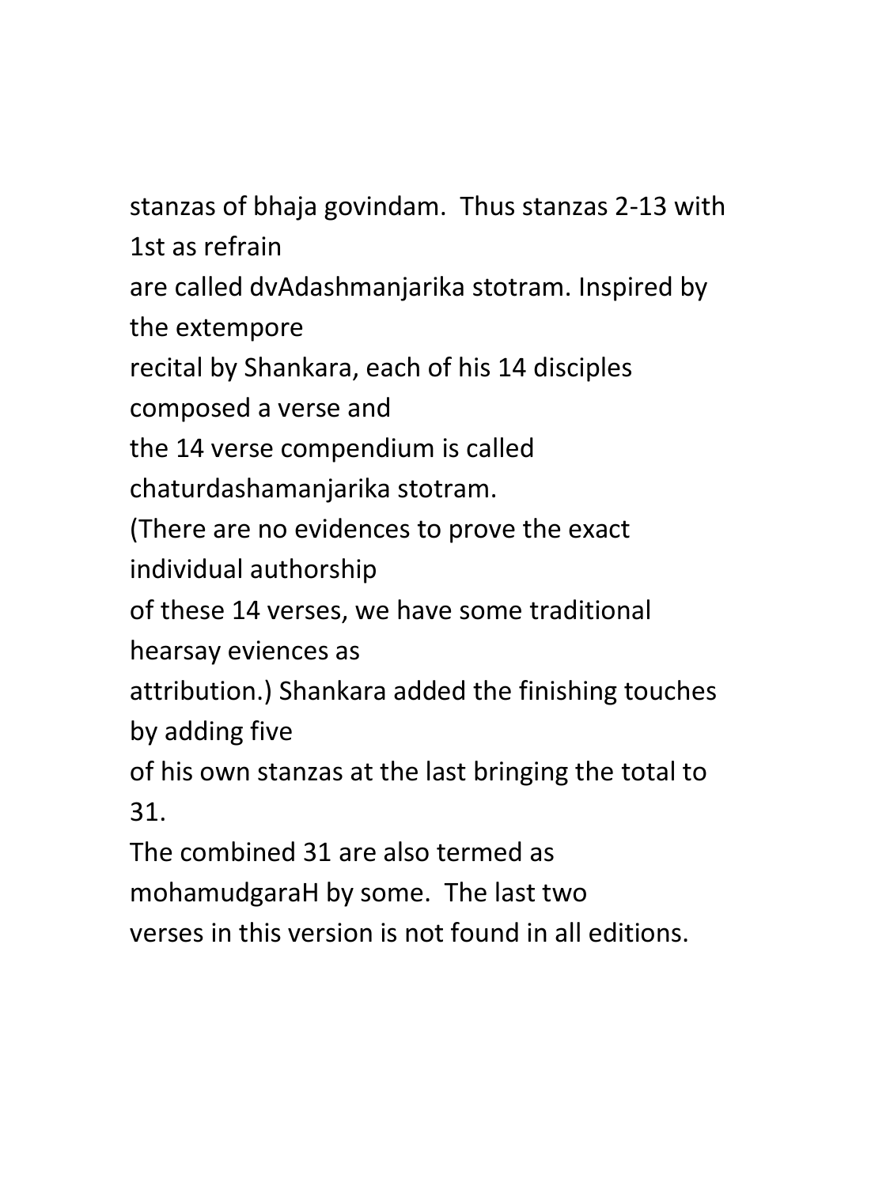stanzas of bhaja govindam. Thus stanzas 2-13 with 1st as refrain
are called dvAdashmanjarika stotram. Inspired by the extempore
recital by Shankara, each of his 14 disciples composed a verse and
the 14 verse compendium is called chaturdashamanjarika stotram.
(There are no evidences to prove the exact individual authorship
of these 14 verses, we have some traditional hearsay eviences as
attribution.) Shankara added the finishing touches by adding five
of his own stanzas at the last bringing the total to 31.
The combined 31 are also termed as mohamudgaraH by some. The last two
verses in this version is not found in all editions.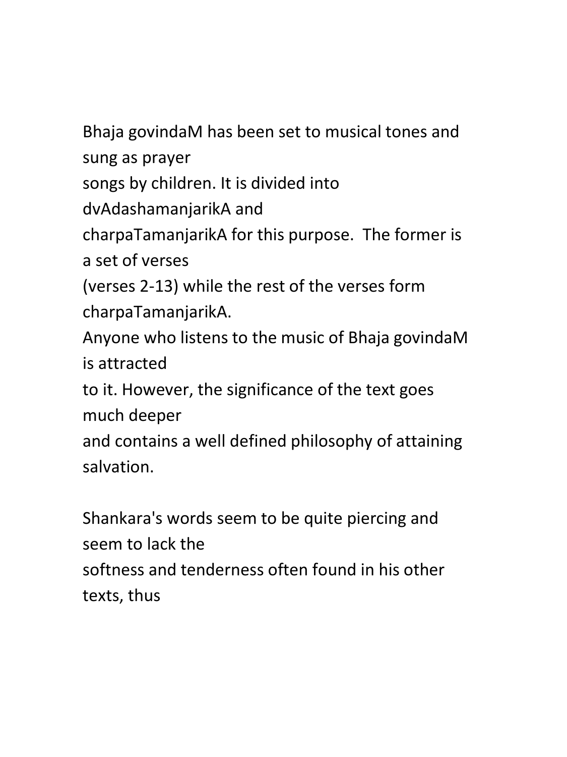Bhaja govindaM has been set to musical tones and sung as prayer songs by children. It is divided into dvAdashamanjarikA and charpaTamanjarikA for this purpose. The former is a set of verses (verses 2-13) while the rest of the verses form charpaTamanjarikA. Anyone who listens to the music of Bhaja govindaM is attracted to it. However, the significance of the text goes much deeper and contains a well defined philosophy of attaining salvation.

Shankara's words seem to be quite piercing and seem to lack the softness and tenderness often found in his other texts, thus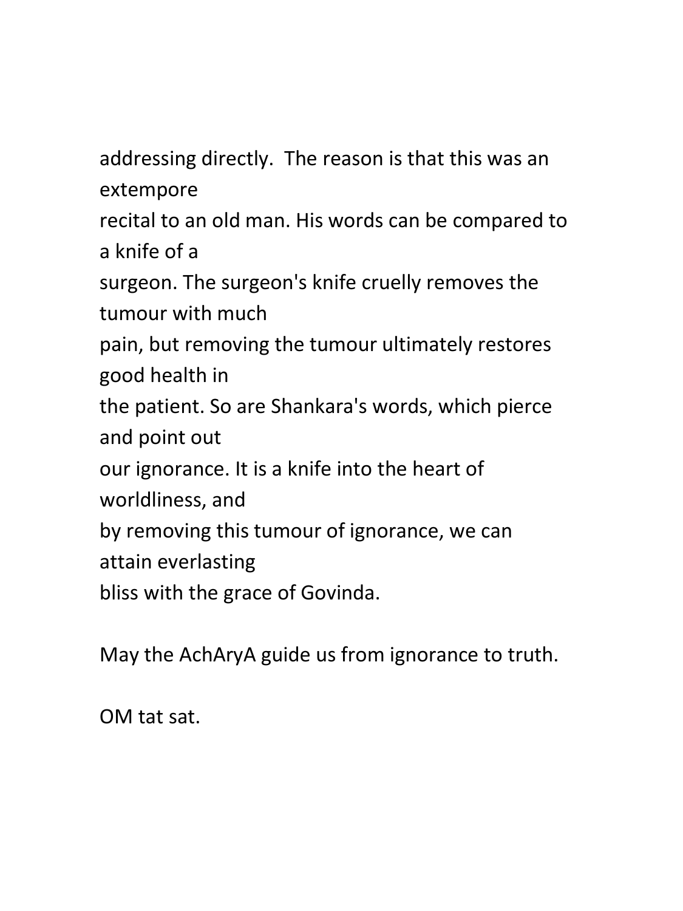addressing directly. The reason is that this was an extempore recital to an old man. His words can be compared to a knife of a surgeon. The surgeon's knife cruelly removes the tumour with much pain, but removing the tumour ultimately restores good health in the patient. So are Shankara's words, which pierce and point out our ignorance. It is a knife into the heart of worldliness, and by removing this tumour of ignorance, we can attain everlasting bliss with the grace of Govinda.

May the AchAryA guide us from ignorance to truth.

OM tat sat.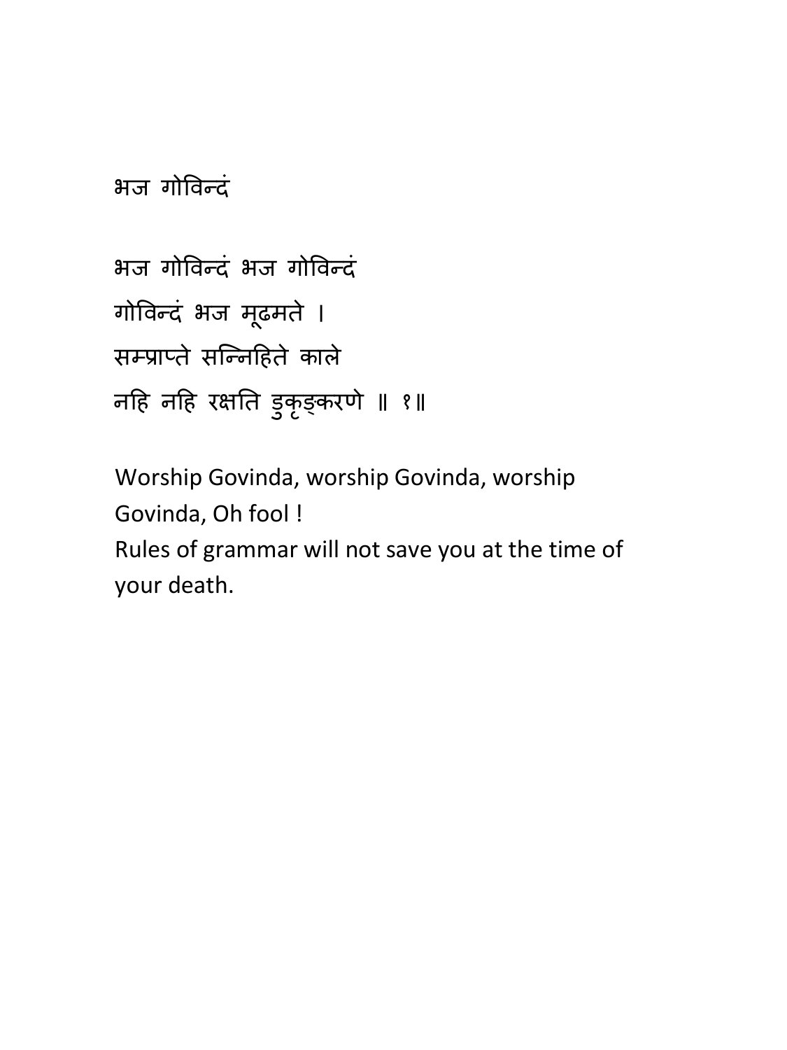# भज गोविन्दं

भज गोविन्दं भज गोविन्दं
गोविन्दं भज मूढमते ।
सम्प्राप्ते सन्निहिते काले
नहि नहि रक्षति डुकृङ्करणे ॥ १॥

Worship Govinda, worship Govinda, worship Govinda, Oh fool !
Rules of grammar will not save you at the time of your death.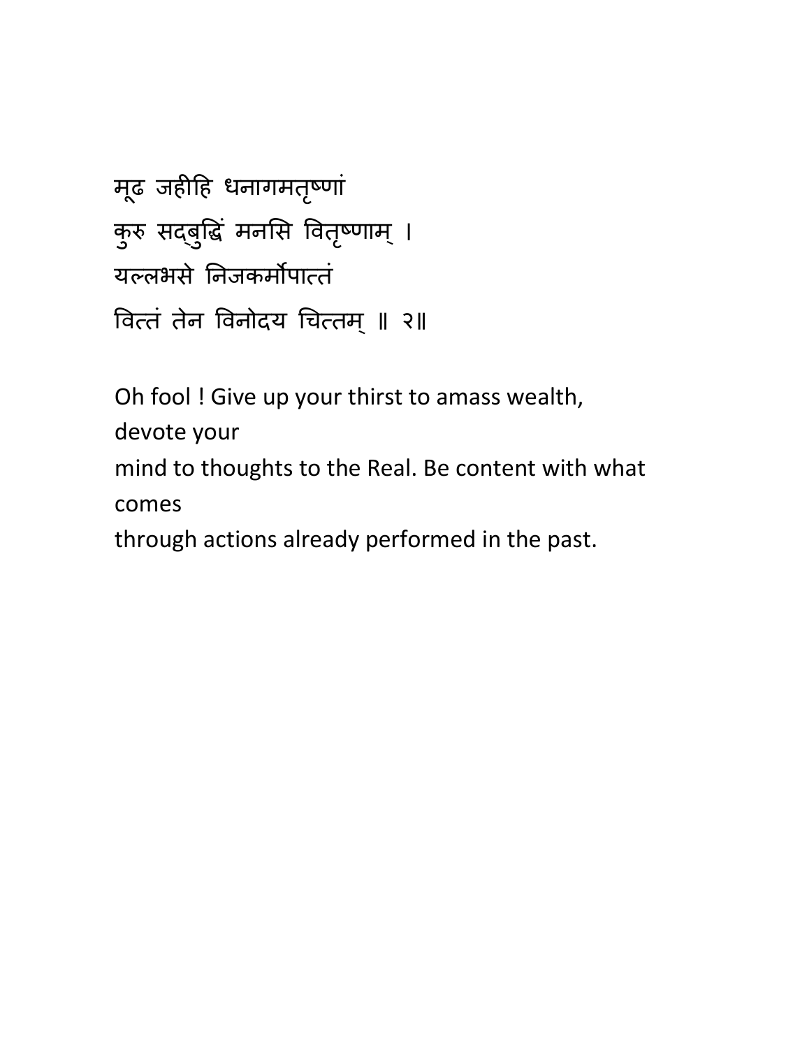मूढ जहीहि धनागमतृष्णां
कुरु सद्बुद्धिं मनसि वितृष्णाम् ।
यल्लभसे निजकर्मोपात्तं
वित्तं तेन विनोदय चित्तम् ॥ २॥

Oh fool ! Give up your thirst to amass wealth, devote your
mind to thoughts to the Real. Be content with what comes
through actions already performed in the past.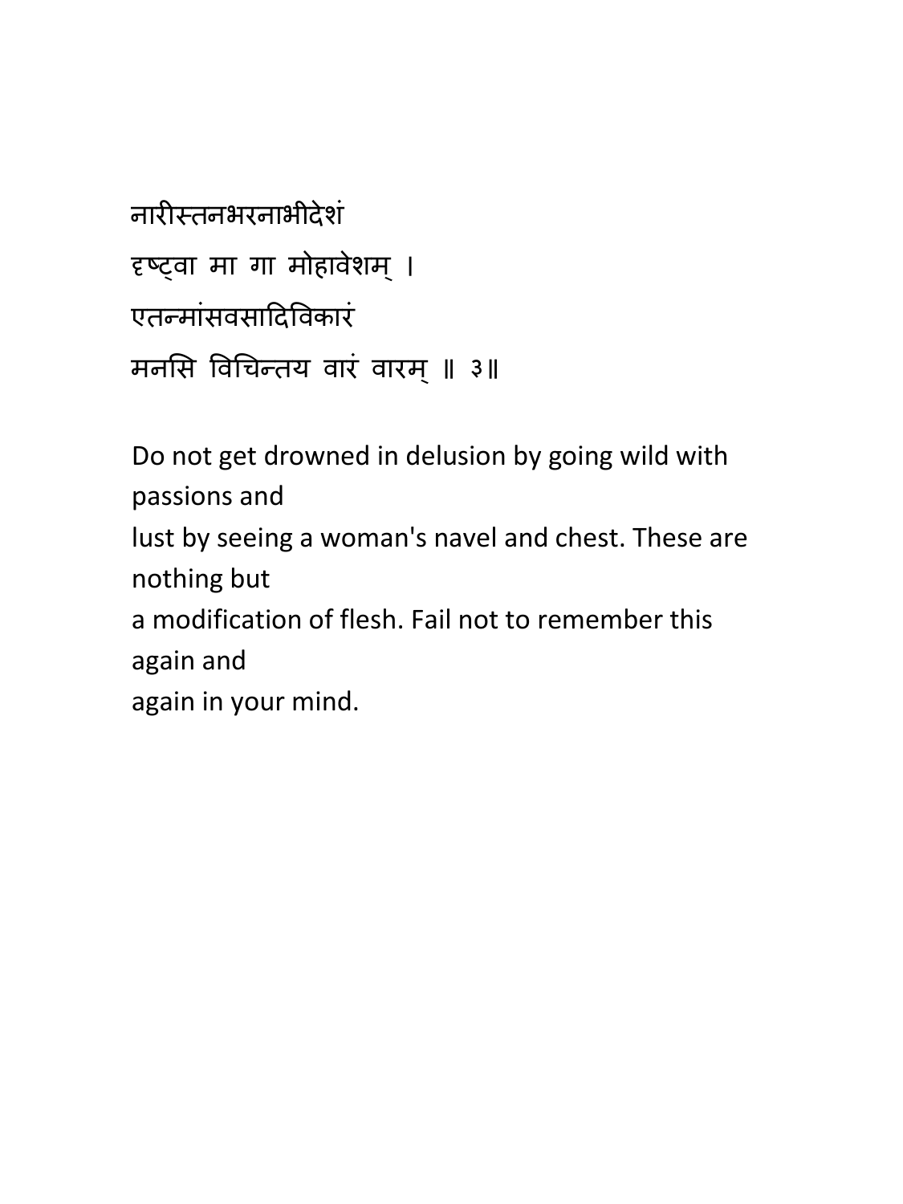नारीस्तनभरनाभीदेशं
दृष्ट्वा मा गा मोहावेशम् ।
एतन्मांसवसादिविकारं
मनसि विचिन्तय वारं वारम् ॥ ३॥

Do not get drowned in delusion by going wild with passions and
lust by seeing a woman's navel and chest. These are nothing but
a modification of flesh. Fail not to remember this again and
again in your mind.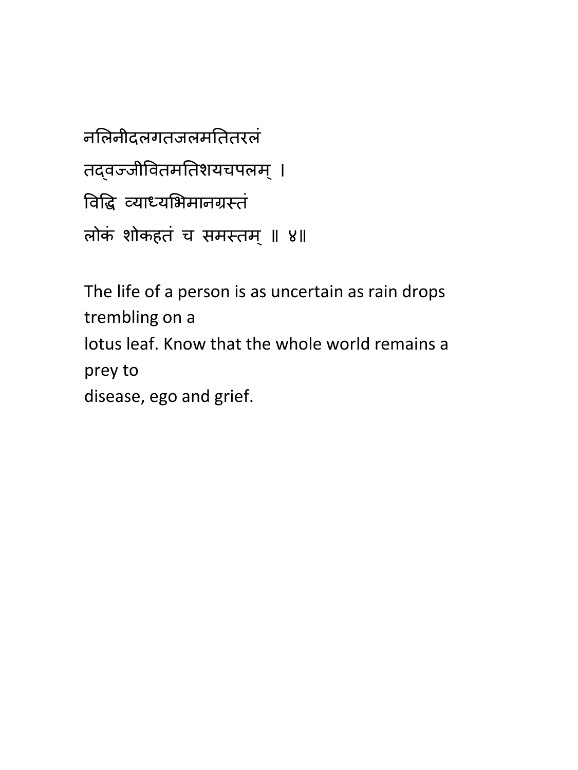नलिनीदलगतजलमतितरलं

तद्वज्जीवितमतिशयचपलम् ।

विद्धि व्याध्यभिमानग्रस्तं

लोकं शोकहतं च समस्तम् ॥ ४॥

The life of a person is as uncertain as rain drops trembling on a
lotus leaf. Know that the whole world remains a prey to
disease, ego and grief.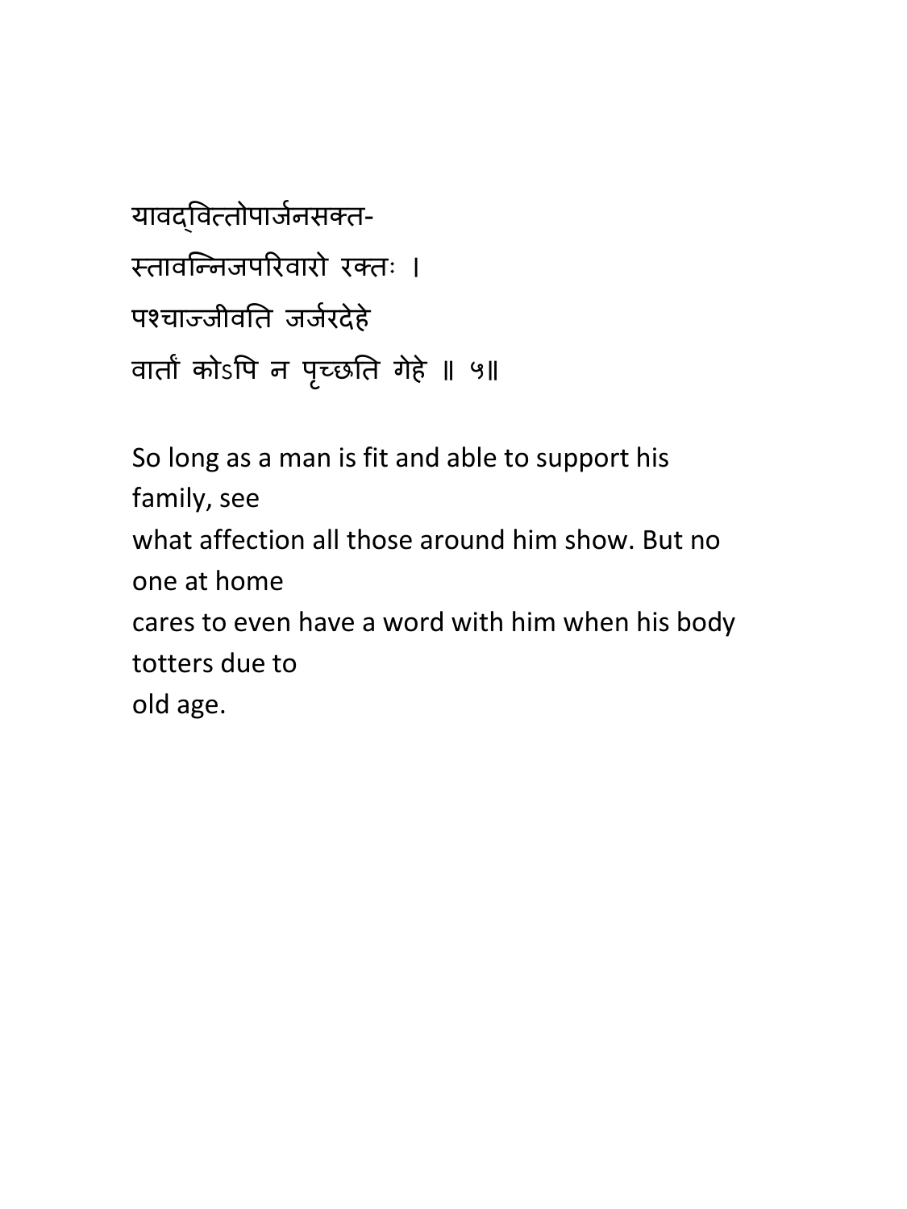यावद्वित्तोपार्जनसक्त-

स्तावन्निजपरिवारो रक्तः ।

पश्चाज्जीवति जर्जरदेहे

वार्तां कोऽपि न पृच्छति गेहे ॥ ५॥

So long as a man is fit and able to support his family, see
what affection all those around him show. But no one at home
cares to even have a word with him when his body totters due to
old age.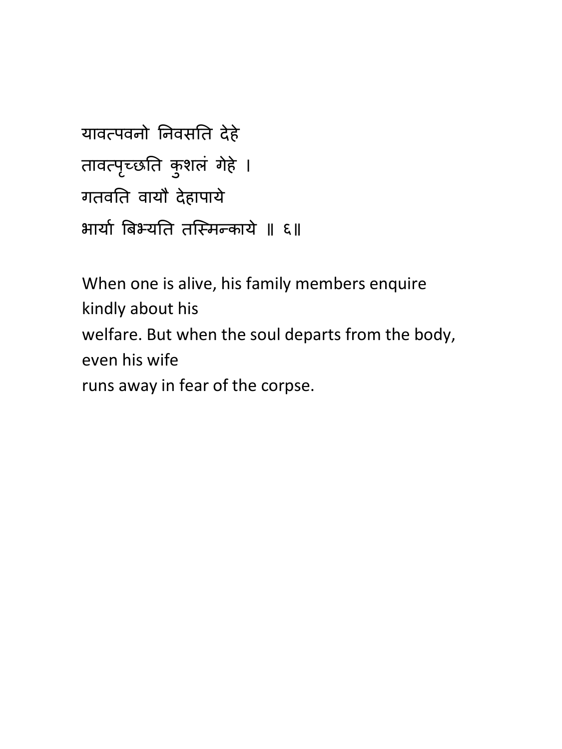यावत्पवनो निवसति देहे
तावत्पृच्छति कुशलं गेहे ।
गतवति वायौ देहापाये
भार्या बिभ्यति तस्मिन्काये ॥ ६॥

When one is alive, his family members enquire kindly about his
welfare. But when the soul departs from the body, even his wife
runs away in fear of the corpse.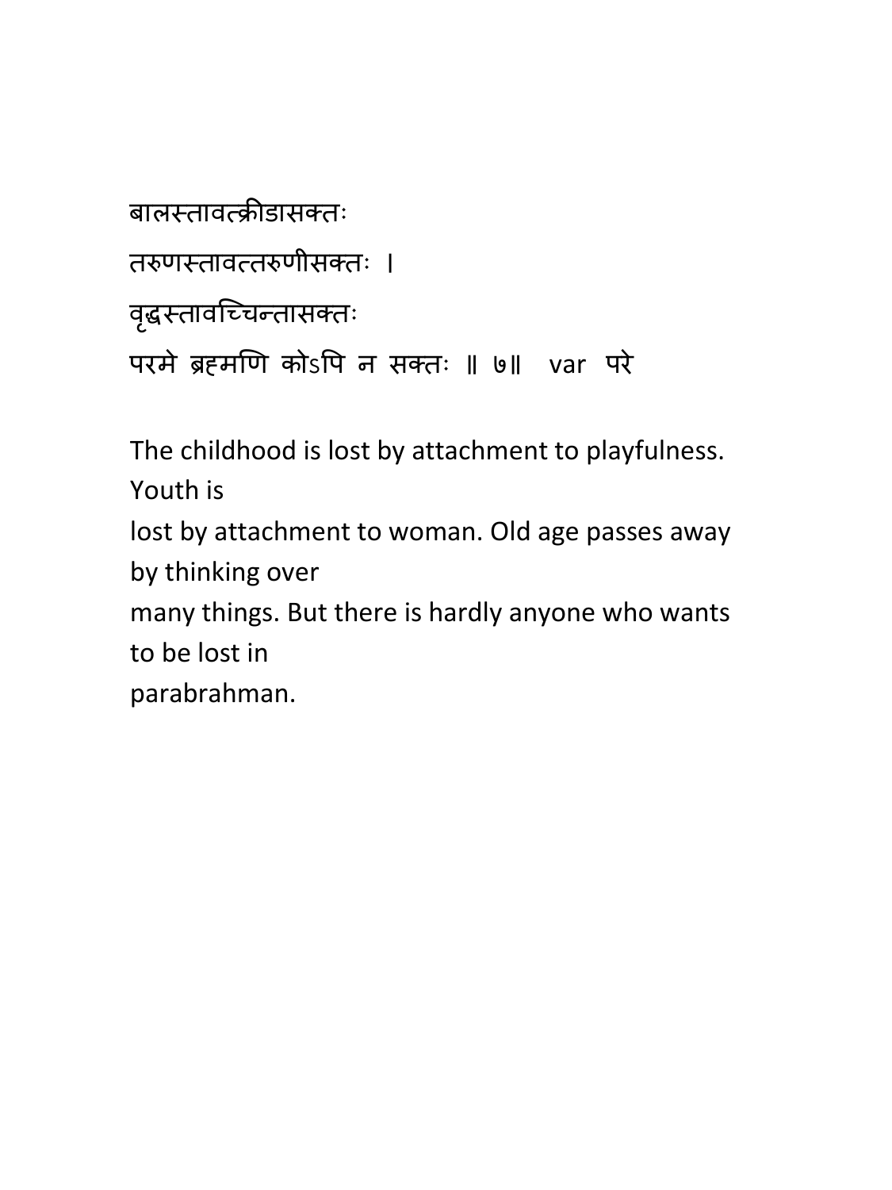बालस्तावत्क्रीडासक्तः

तरुणस्तावत्तरुणीसक्तः ।

वृद्धस्तावच्चिन्तासक्तः

परमे ब्रह्मणि कोऽपि न सक्तः ॥ ७॥   var  परे

The childhood is lost by attachment to playfulness. Youth is lost by attachment to woman. Old age passes away by thinking over many things. But there is hardly anyone who wants to be lost in parabrahman.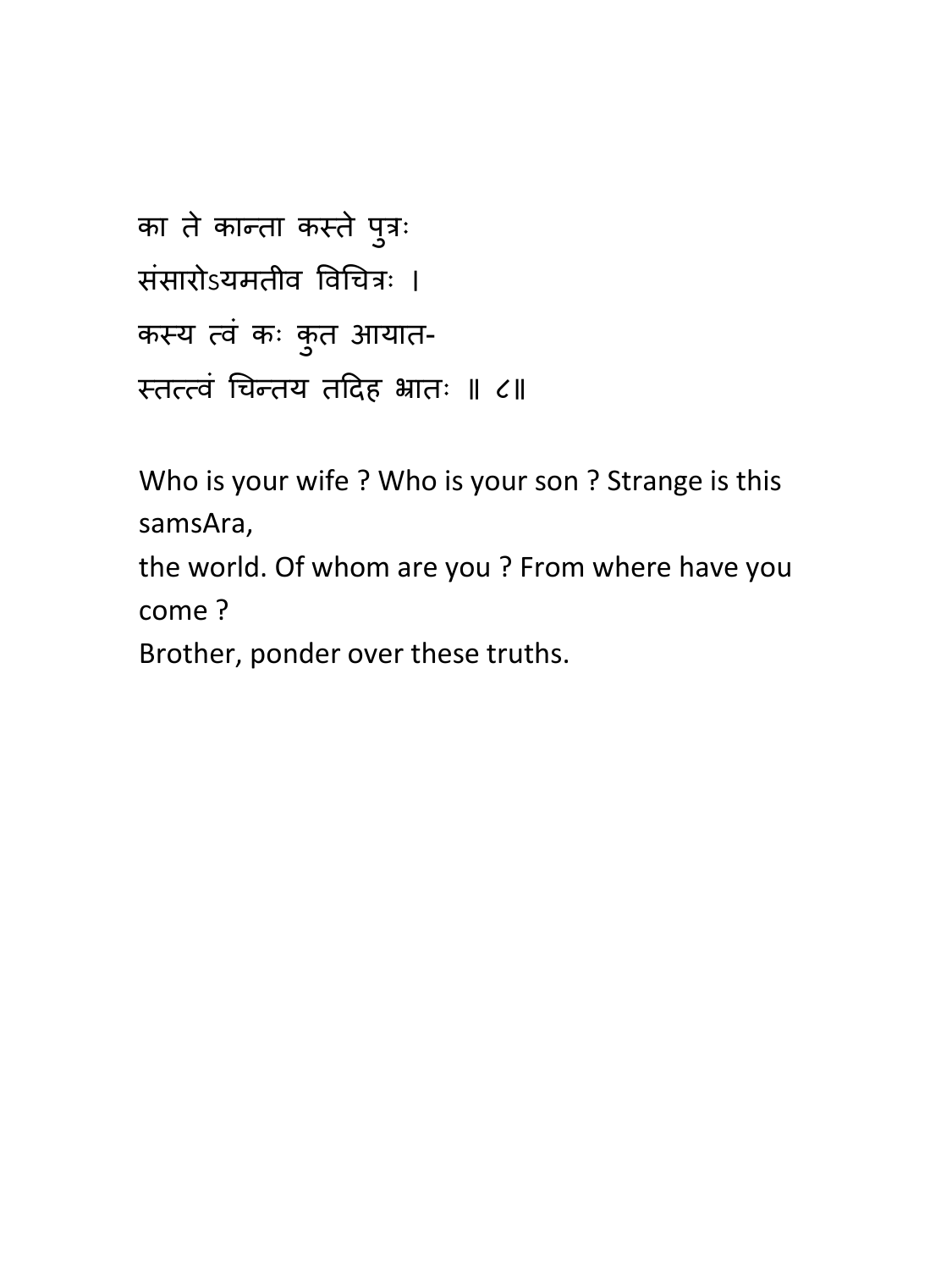का ते कान्ता कस्ते पुत्रः
संसारोऽयमतीव विचित्रः ।
कस्य त्वं कः कुत आयात-
स्तत्त्वं चिन्तय तदिह भ्रातः ॥ ८॥

Who is your wife ? Who is your son ? Strange is this samsAra,
the world. Of whom are you ? From where have you come ?
Brother, ponder over these truths.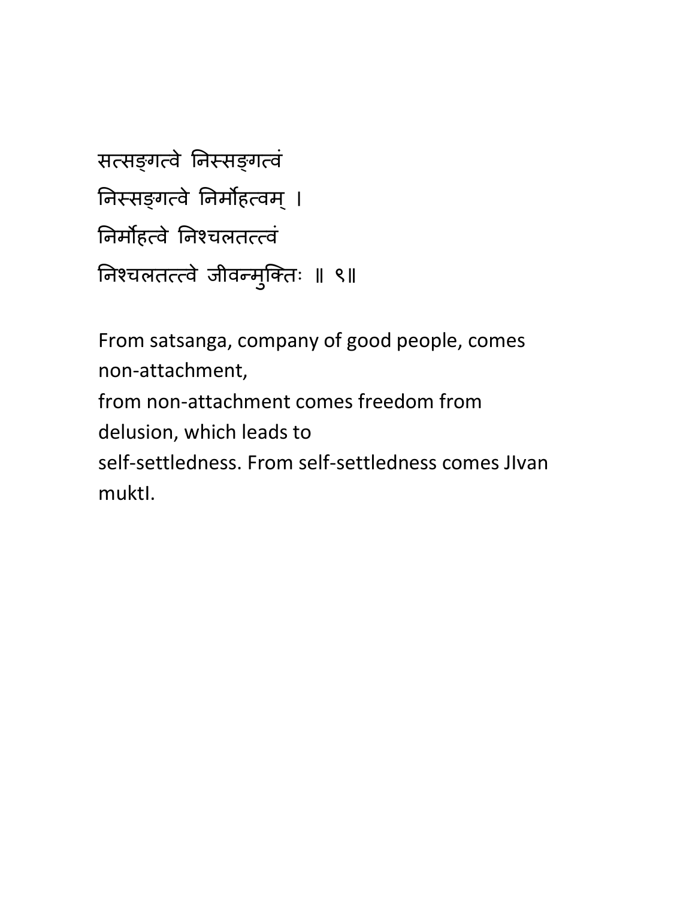सत्सङ्गत्वे निस्सङ्गत्वं
निस्सङ्गत्वे निर्मोहत्वम् ।
निर्मोहत्वे निश्चलतत्त्वं
निश्चलतत्त्वे जीवन्मुक्तिः ॥ ९॥

From satsanga, company of good people, comes non-attachment,
from non-attachment comes freedom from delusion, which leads to
self-settledness. From self-settledness comes JIvan muktI.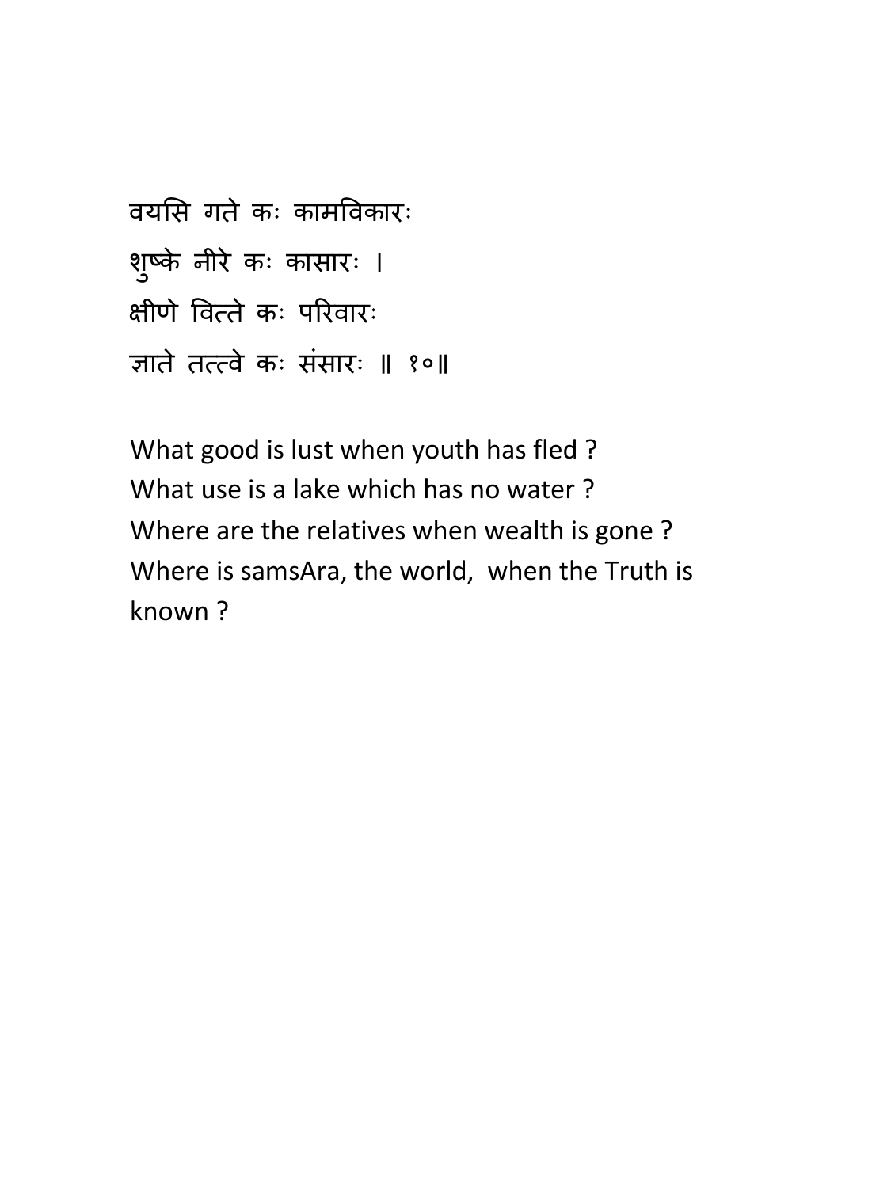वयसि गते कः कामविकारः
शुष्के नीरे कः कासारः ।
क्षीणे वित्ते कः परिवारः
ज्ञाते तत्त्वे कः संसारः ॥ १०॥

What good is lust when youth has fled ?
What use is a lake which has no water ?
Where are the relatives when wealth is gone ?
Where is samsAra, the world, when the Truth is known ?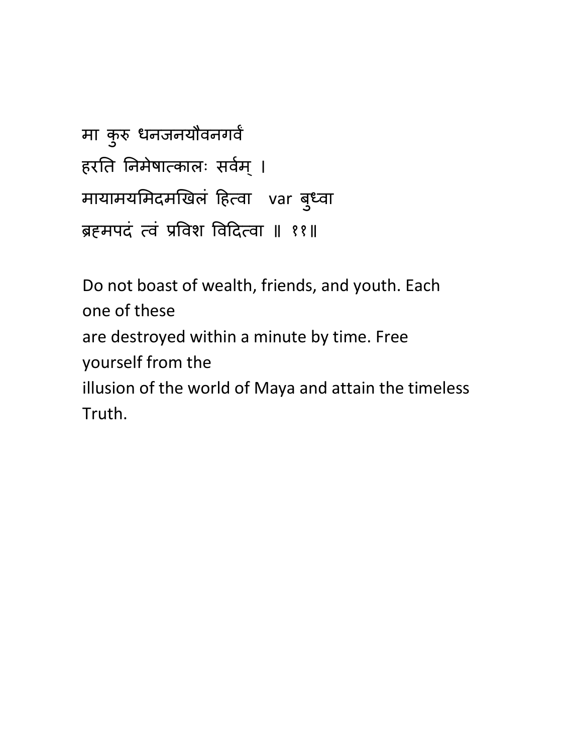मा कुरु धनजनयौवनगर्वं

हरति निमेषात्कालः सर्वम् ।

मायामयमिदमखिलं हित्वा   var बुध्वा

ब्रह्मपदं त्वं प्रविश विदित्वा ॥ ११॥

Do not boast of wealth, friends, and youth. Each one of these are destroyed within a minute by time. Free yourself from the illusion of the world of Maya and attain the timeless Truth.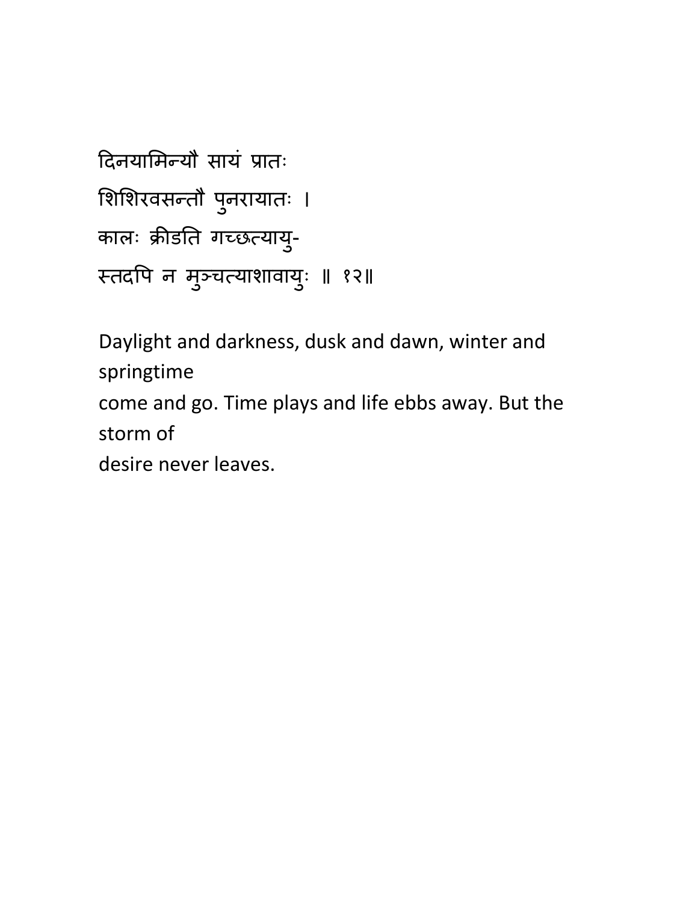दिनयामिन्यौ सायं प्रातः
शिशिरवसन्तौ पुनरायातः ।
कालः क्रीडति गच्छत्यायु-
स्तदपि न मुञ्चत्याशावायुः ॥ १२॥

Daylight and darkness, dusk and dawn, winter and springtime
come and go. Time plays and life ebbs away. But the storm of
desire never leaves.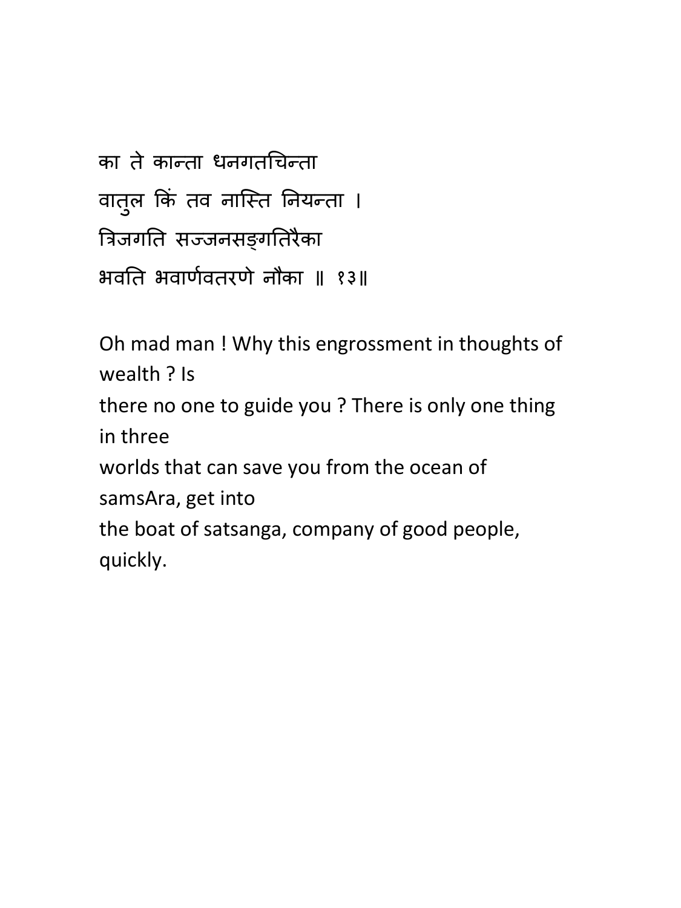का ते कान्ता धनगतचिन्ता
वातुल किं तव नास्ति नियन्ता ।
त्रिजगति सज्जनसङ्गतिरैका
भवति भवार्णवतरणे नौका ॥ १३॥

Oh mad man ! Why this engrossment in thoughts of wealth ? Is there no one to guide you ? There is only one thing in three worlds that can save you from the ocean of samsAra, get into the boat of satsanga, company of good people, quickly.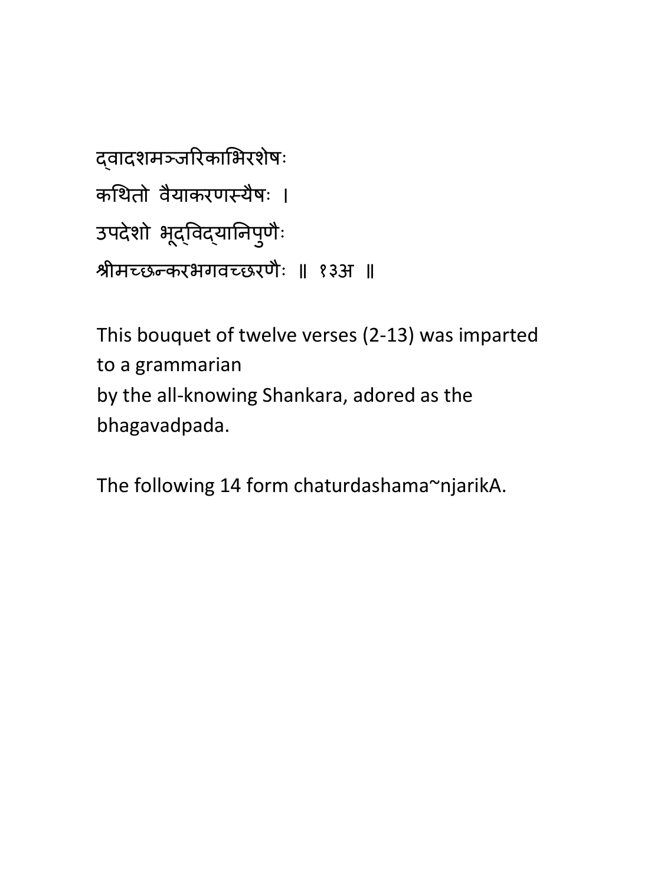द्वादशमञ्जरिकाभिरशेषः
कथितो वैयाकरणस्यैषः ।
उपदेशो भूद्विद्यानिपुणैः
श्रीमच्छन्करभगवच्छरणैः ॥ १३अ ॥

This bouquet of twelve verses (2-13) was imparted to a grammarian
by the all-knowing Shankara, adored as the bhagavadpada.

The following 14 form chaturdashama~njarikA.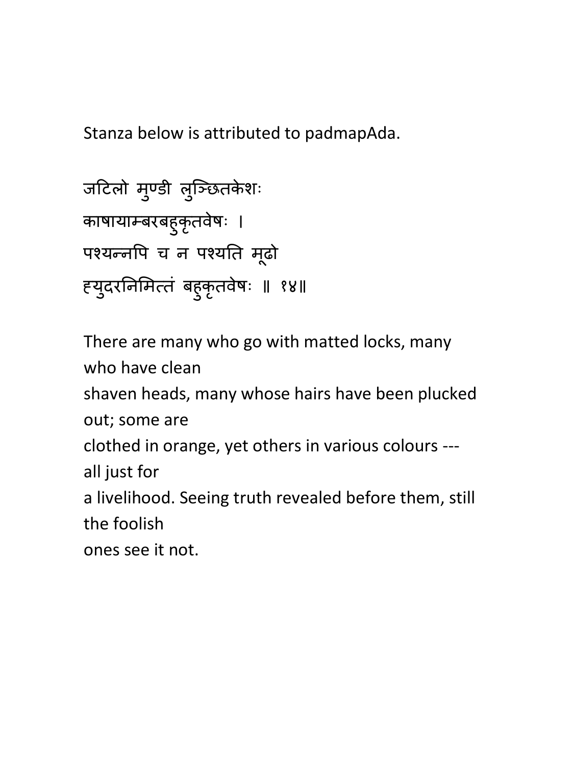Stanza below is attributed to padmapAda.

जटिलो मुण्डी लुञ्छितकेशः  
काषायाम्बरबहुकृतवेषः ।  
पश्यन्नपि च न पश्यति मूढो  
ह्युदरनिमित्तं बहुकृतवेषः ॥ १४॥

There are many who go with matted locks, many who have clean shaven heads, many whose hairs have been plucked out; some are clothed in orange, yet others in various colours --- all just for a livelihood. Seeing truth revealed before them, still the foolish ones see it not.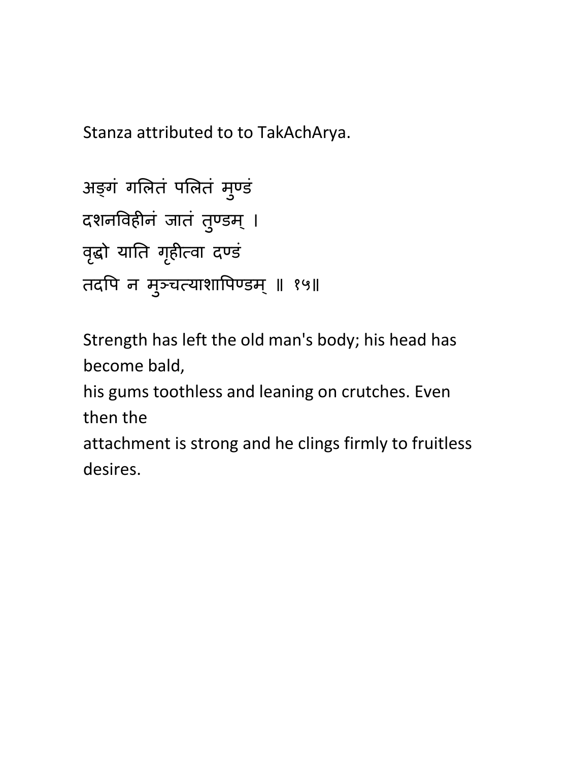Stanza attributed to to TakAchArya.

अङ्गं गलितं पलितं मुण्डं  
दशनविहीनं जातं तुण्डम् ।  
वृद्धो याति गृहीत्वा दण्डं  
तदपि न मुञ्चत्याशापिण्डम् ॥ १५॥

Strength has left the old man's body; his head has become bald,  
his gums toothless and leaning on crutches. Even then the  
attachment is strong and he clings firmly to fruitless desires.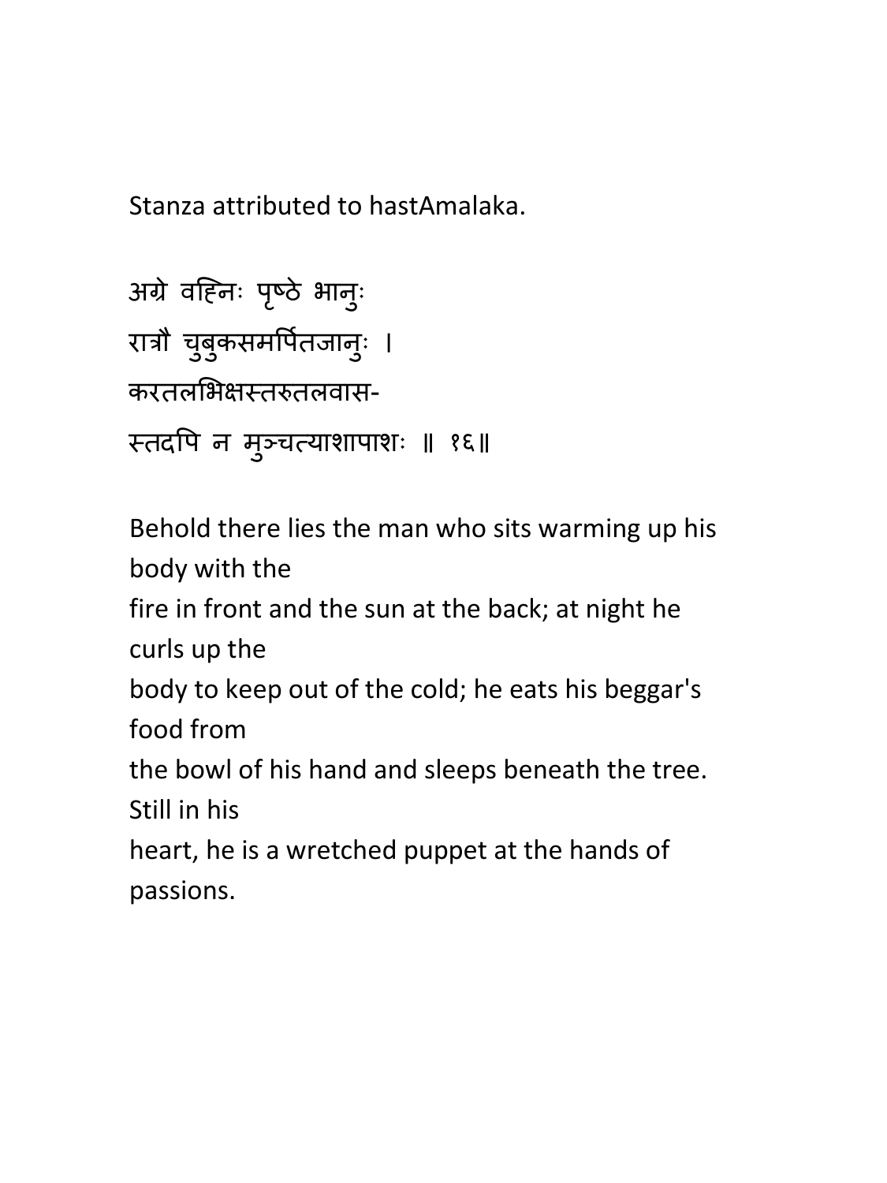Stanza attributed to hastAmalaka.

अग्रे वह्निः पृष्ठे भानुः
रात्रौ चुबुकसमर्पितजानुः ।
करतलभिक्षस्तरुतलवास-
स्तदपि न मुञ्चत्याशापाशः ॥ १६॥

Behold there lies the man who sits warming up his body with the
fire in front and the sun at the back; at night he curls up the
body to keep out of the cold; he eats his beggar's food from
the bowl of his hand and sleeps beneath the tree. Still in his
heart, he is a wretched puppet at the hands of passions.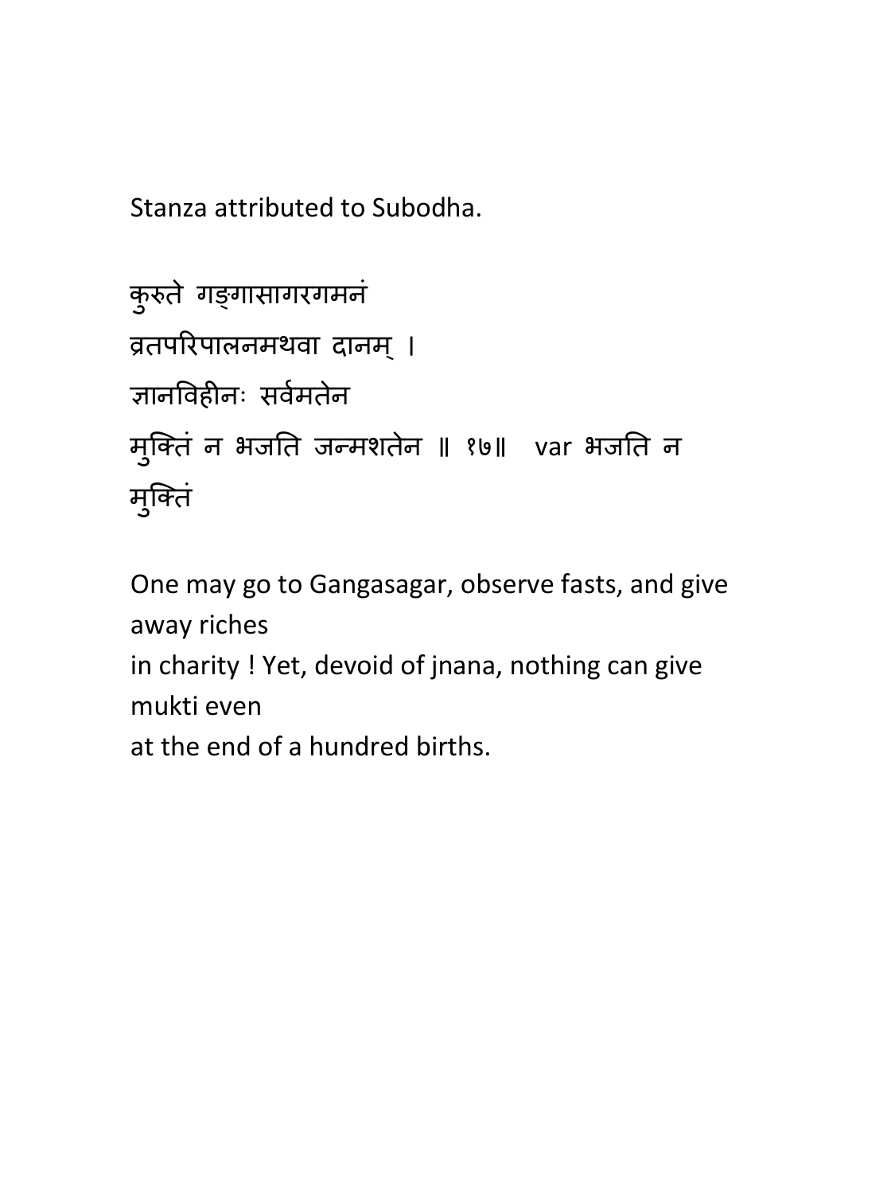Stanza attributed to Subodha.

कुरुते गङ्गासागरगमनं
व्रतपरिपालनमथवा दानम् ।
ज्ञानविहीनः सर्वमतेन
मुक्तिं न भजति जन्मशतेन ॥ १७॥ var भजति न मुक्तिं

One may go to Gangasagar, observe fasts, and give away riches
in charity ! Yet, devoid of jnana, nothing can give mukti even
at the end of a hundred births.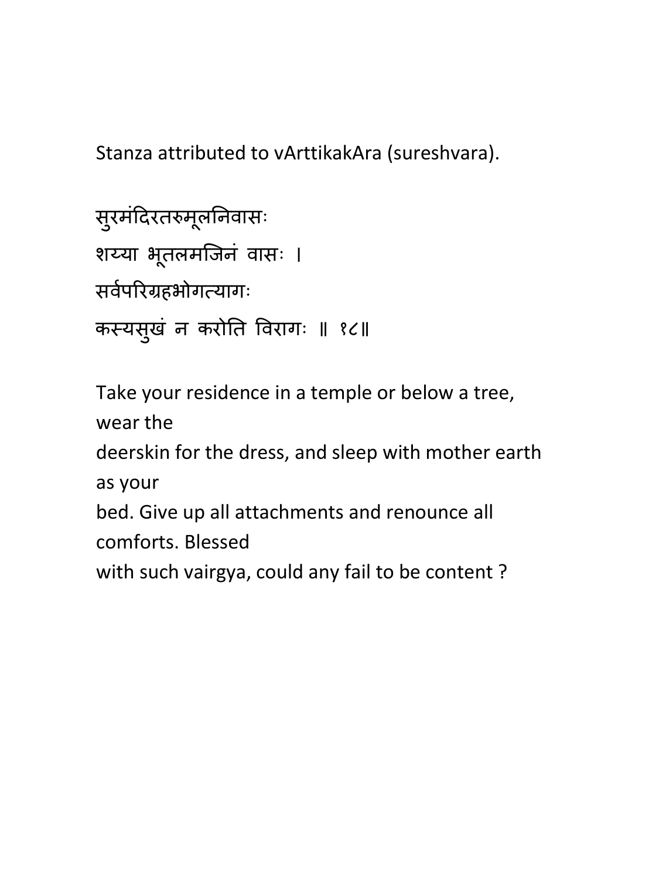Stanza attributed to vArttikakAra (sureshvara).

सुरमंदिरतरुमूलनिवासः
शय्या भूतलमजिनं वासः ।
सर्वपरिग्रहभोगत्यागः
कस्यसुखं न करोति विरागः ॥ १८॥

Take your residence in a temple or below a tree, wear the
deerskin for the dress, and sleep with mother earth as your
bed. Give up all attachments and renounce all comforts. Blessed
with such vairgya, could any fail to be content ?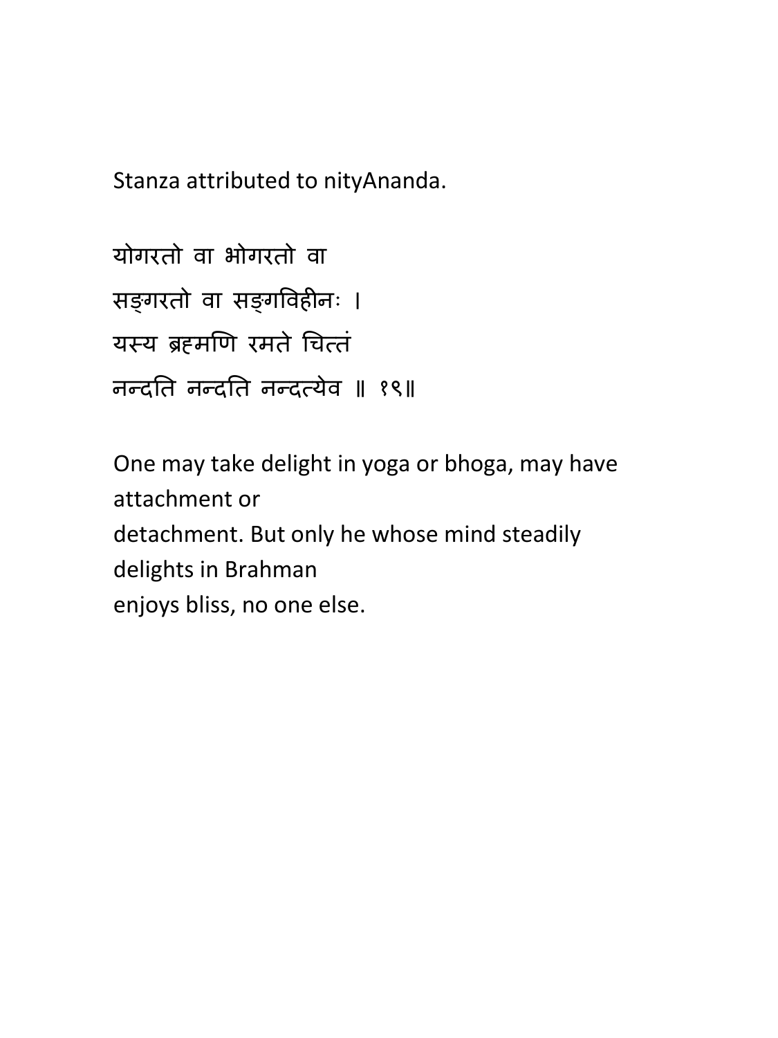Stanza attributed to nityAnanda.

योगरतो वा भोगरतो वा  
सङ्गरतो वा सङ्गविहीनः ।  
यस्य ब्रह्मणि रमते चित्तं  
नन्दति नन्दति नन्दत्येव ॥ १९॥

One may take delight in yoga or bhoga, may have attachment or  
detachment. But only he whose mind steadily delights in Brahman  
enjoys bliss, no one else.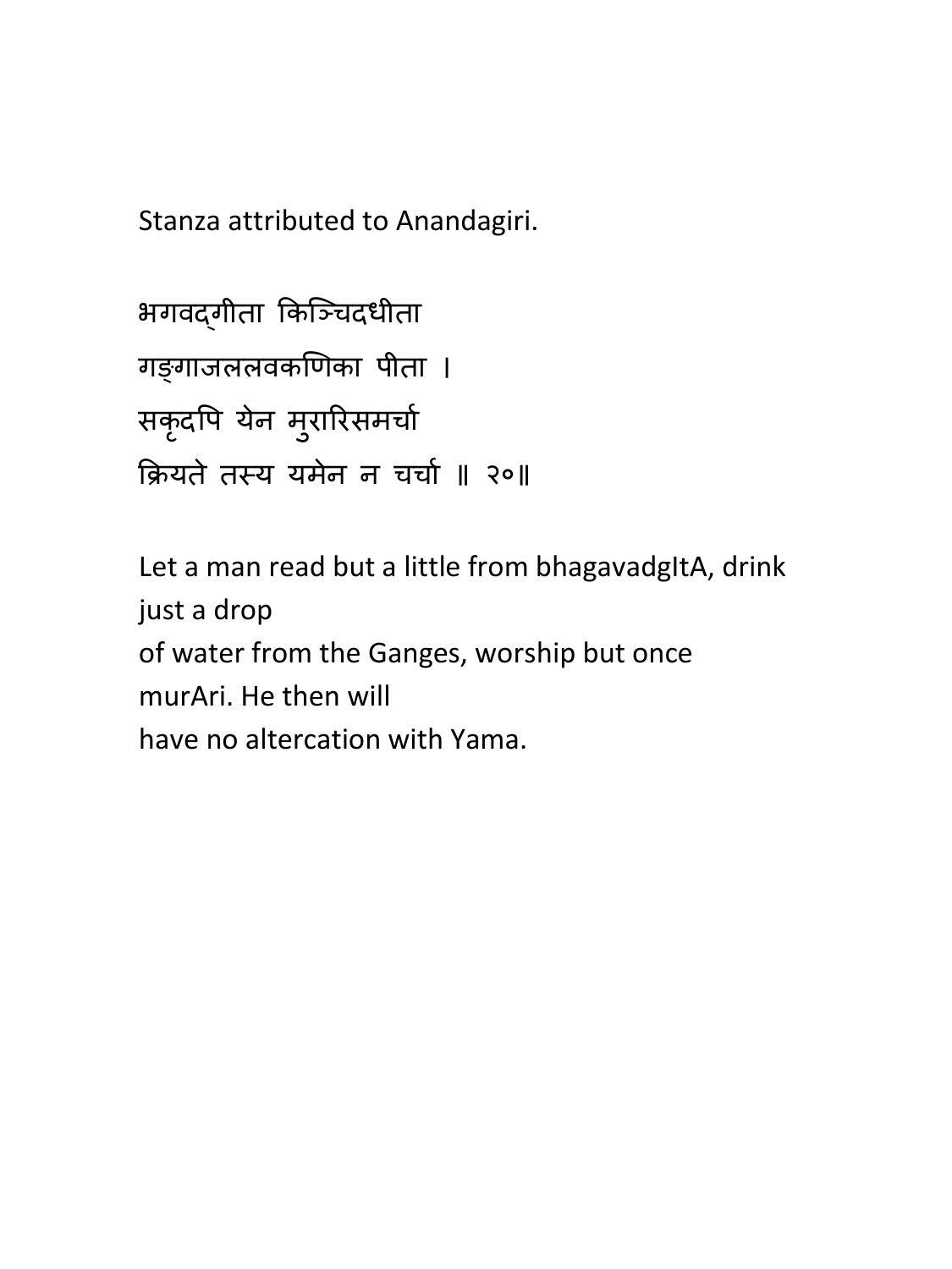Stanza attributed to Anandagiri.

भगवद्गीता किञ्चिदधीता  
गङ्गाजललवकणिका पीता ।  
सकृदपि येन मुरारिसमर्चा  
क्रियते तस्य यमेन न चर्चा ॥ २०॥

Let a man read but a little from bhagavadgItA, drink just a drop  
of water from the Ganges, worship but once murAri. He then will  
have no altercation with Yama.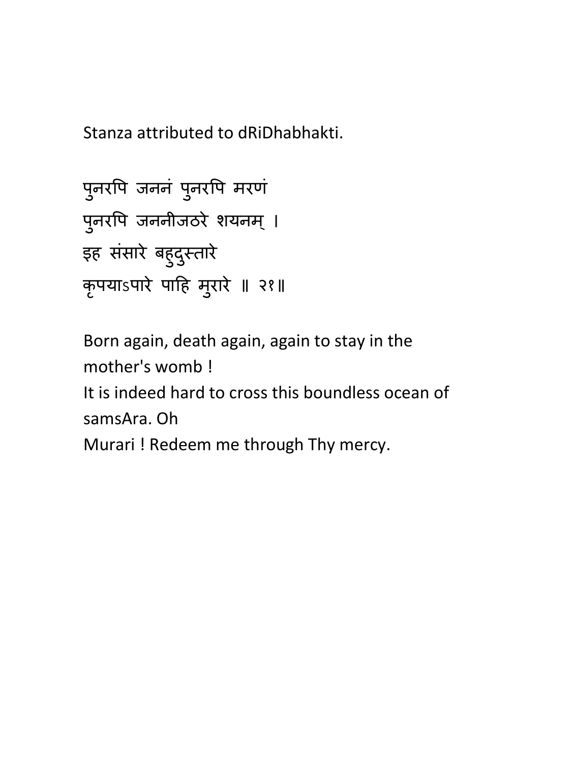Stanza attributed to dRiDhabhakti.

पुनरपि जननं पुनरपि मरणं
पुनरपि जननीजठरे शयनम् ।
इह संसारे बहुदुस्तारे
कृपयाऽपारे पाहि मुरारे ॥ २१॥

Born again, death again, again to stay in the mother's womb !
It is indeed hard to cross this boundless ocean of samsAra. Oh
Murari ! Redeem me through Thy mercy.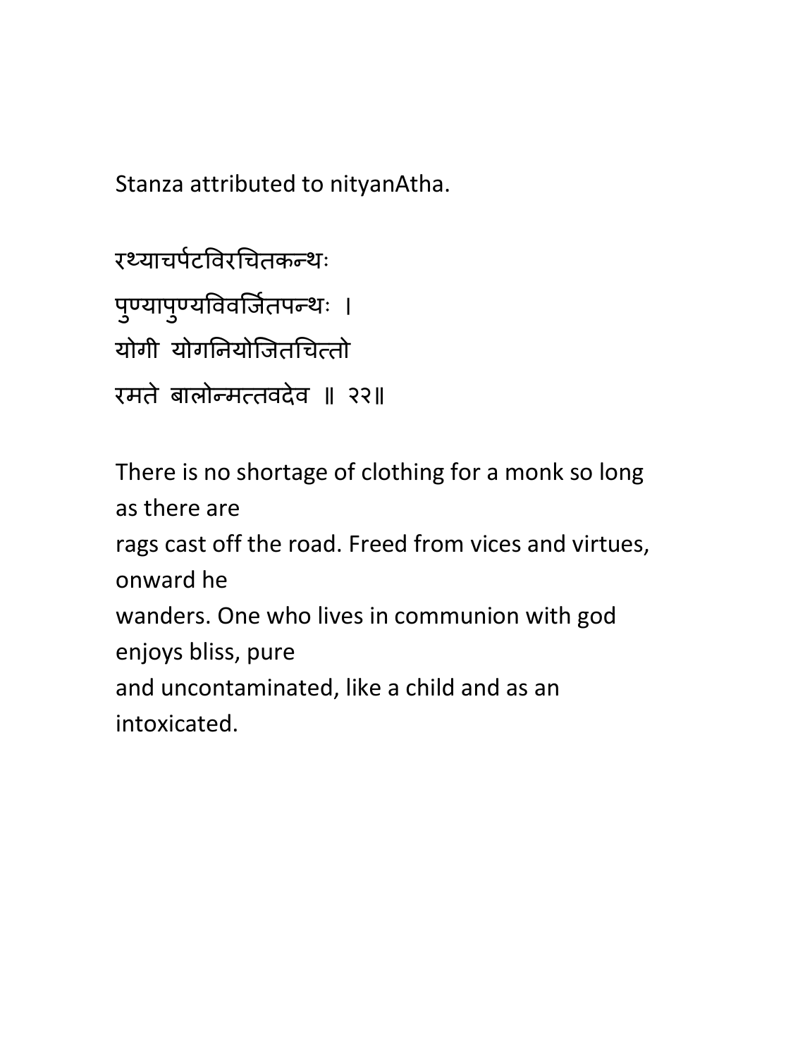Stanza attributed to nityanAtha.

रथ्याचर्पटविरचितकन्थः
पुण्यापुण्यविवर्जितपन्थः ।
योगी योगनियोजितचित्तो
रमते बालोन्मत्तवदेव ॥ २२॥

There is no shortage of clothing for a monk so long as there are
rags cast off the road. Freed from vices and virtues, onward he
wanders. One who lives in communion with god enjoys bliss, pure
and uncontaminated, like a child and as an intoxicated.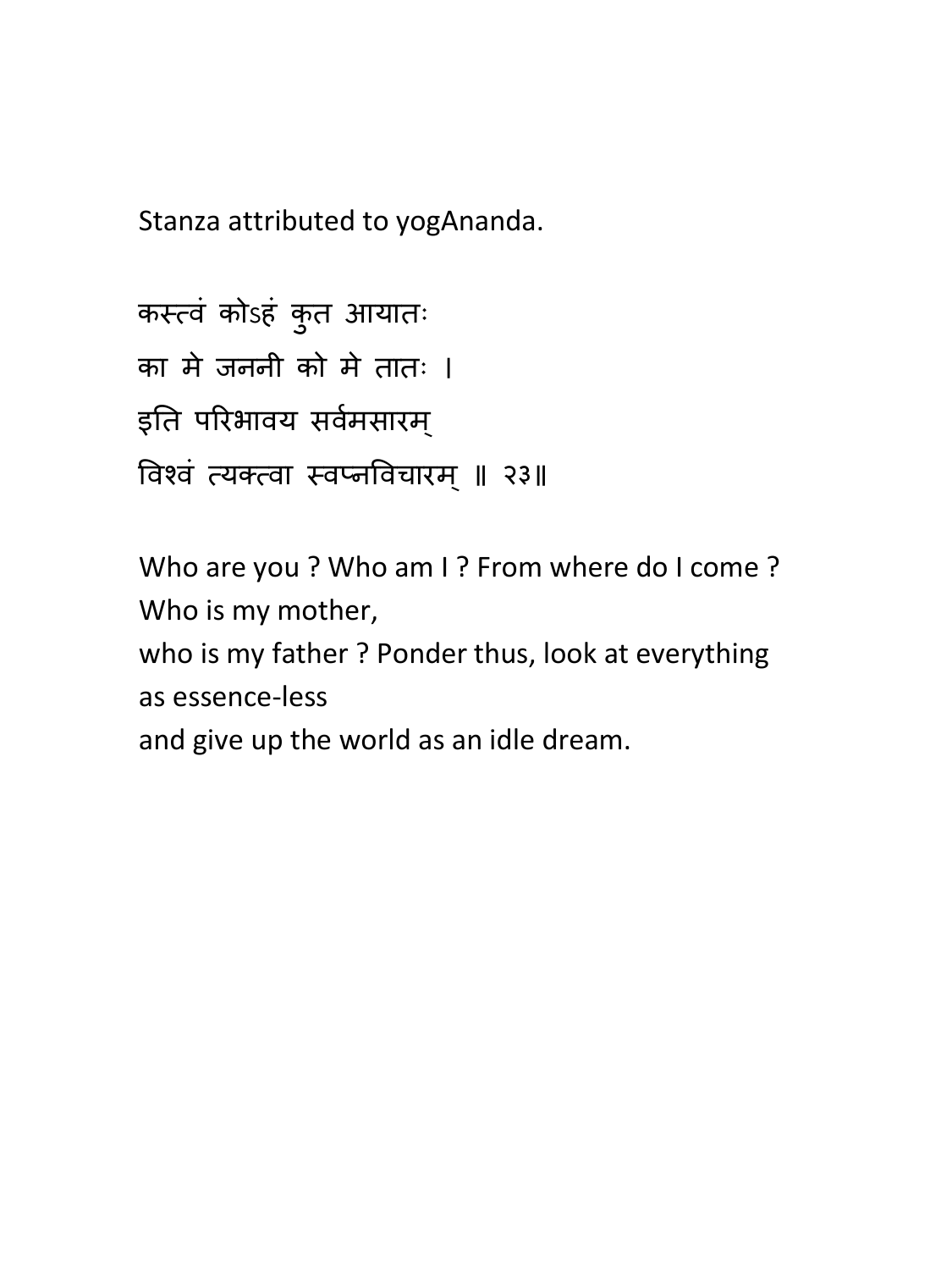Stanza attributed to yogAnanda.

कस्त्वं कोऽहं कुत आयातः
का मे जननी को मे तातः ।
इति परिभावय सर्वमसारम्
विश्वं त्यक्त्वा स्वप्नविचारम् ॥ २३॥

Who are you ? Who am I ? From where do I come ?
Who is my mother,
who is my father ? Ponder thus, look at everything as essence-less
and give up the world as an idle dream.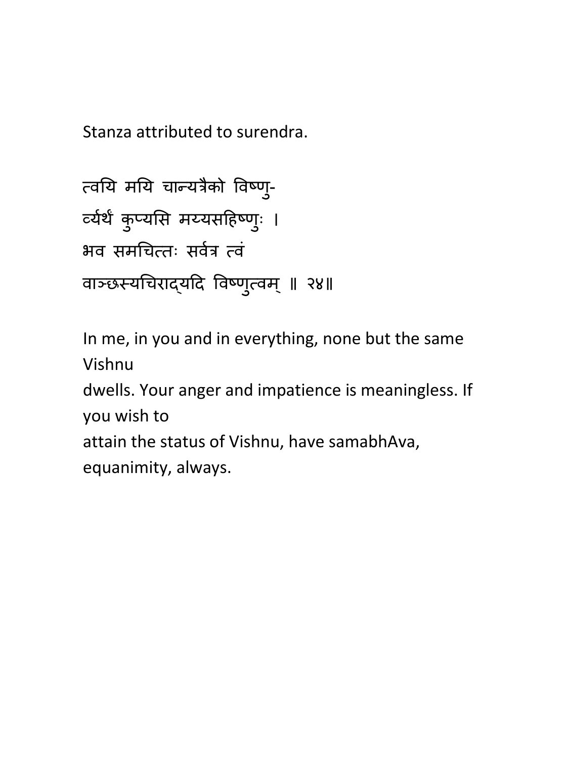Stanza attributed to surendra.

त्वयि मयि चान्यत्रैको विष्णु-  
र्व्यर्थं कुप्यसि मय्यसहिष्णुः ।  
भव समचित्तः सर्वत्र त्वं  
वाञ्छस्यचिराद्यदि विष्णुत्वम् ॥ २४॥

In me, in you and in everything, none but the same Vishnu  
dwells. Your anger and impatience is meaningless. If you wish to  
attain the status of Vishnu, have samabhAva, equanimity, always.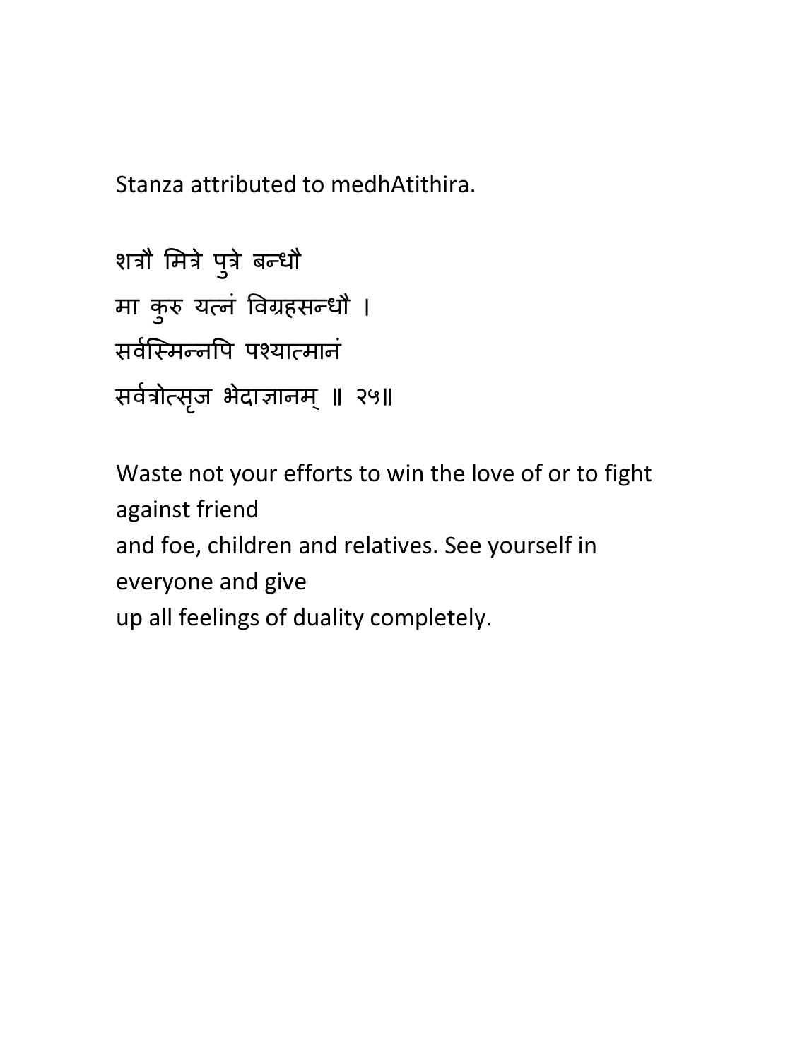Stanza attributed to medhAtithira.

शत्रौ मित्रे पुत्रे बन्धौ
मा कुरु यत्नं विग्रहसन्धौ ।
सर्वस्मिन्नपि पश्यात्मानं
सर्वत्रोत्सृज भेदाज्ञानम् ॥ २५॥

Waste not your efforts to win the love of or to fight against friend
and foe, children and relatives. See yourself in everyone and give
up all feelings of duality completely.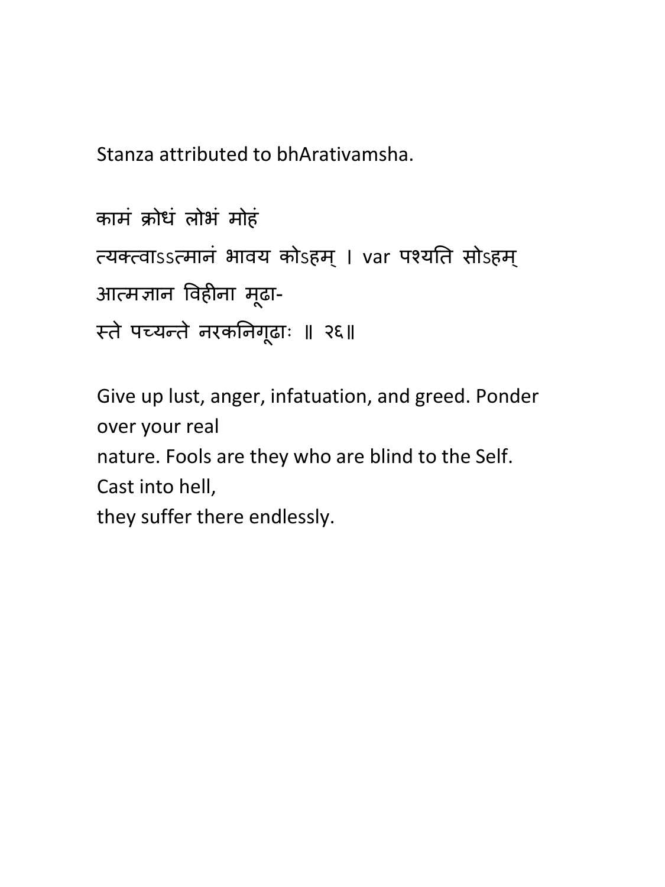Stanza attributed to bhArativamsha.

कामं क्रोधं लोभं मोहं

त्यक्त्वाऽऽत्मानं भावय कोऽहम् । var पश्यति सोऽहम्

आत्मज्ञान विहीना मूढा-

स्ते पच्यन्ते नरकनिगूढाः ॥ २६॥

Give up lust, anger, infatuation, and greed. Ponder over your real
nature. Fools are they who are blind to the Self. Cast into hell,
they suffer there endlessly.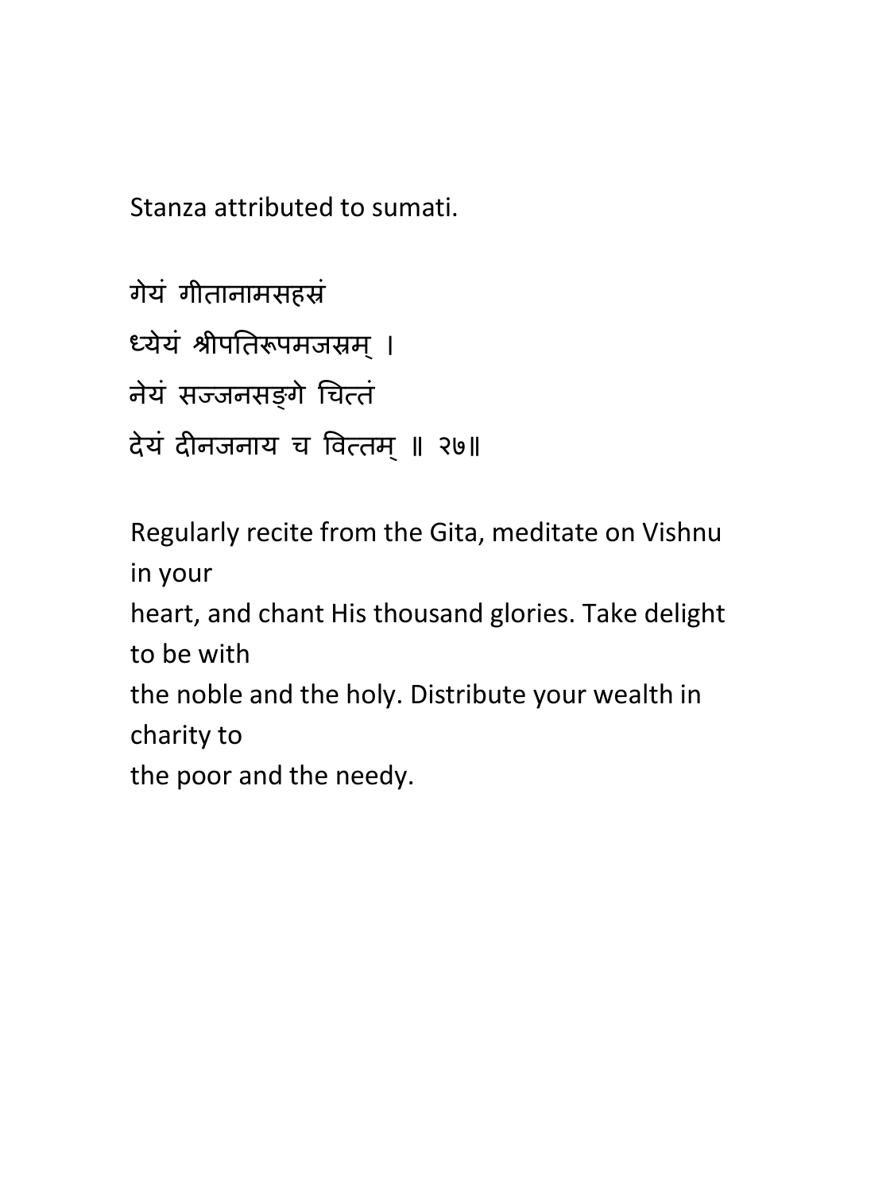Stanza attributed to sumati.

गेयं गीतानामसहस्रं
ध्येयं श्रीपतिरूपमजस्रम् ।
नेयं सज्जनसङ्गे चित्तं
देयं दीनजनाय च वित्तम् ॥ २७॥

Regularly recite from the Gita, meditate on Vishnu in your
heart, and chant His thousand glories. Take delight to be with
the noble and the holy. Distribute your wealth in charity to
the poor and the needy.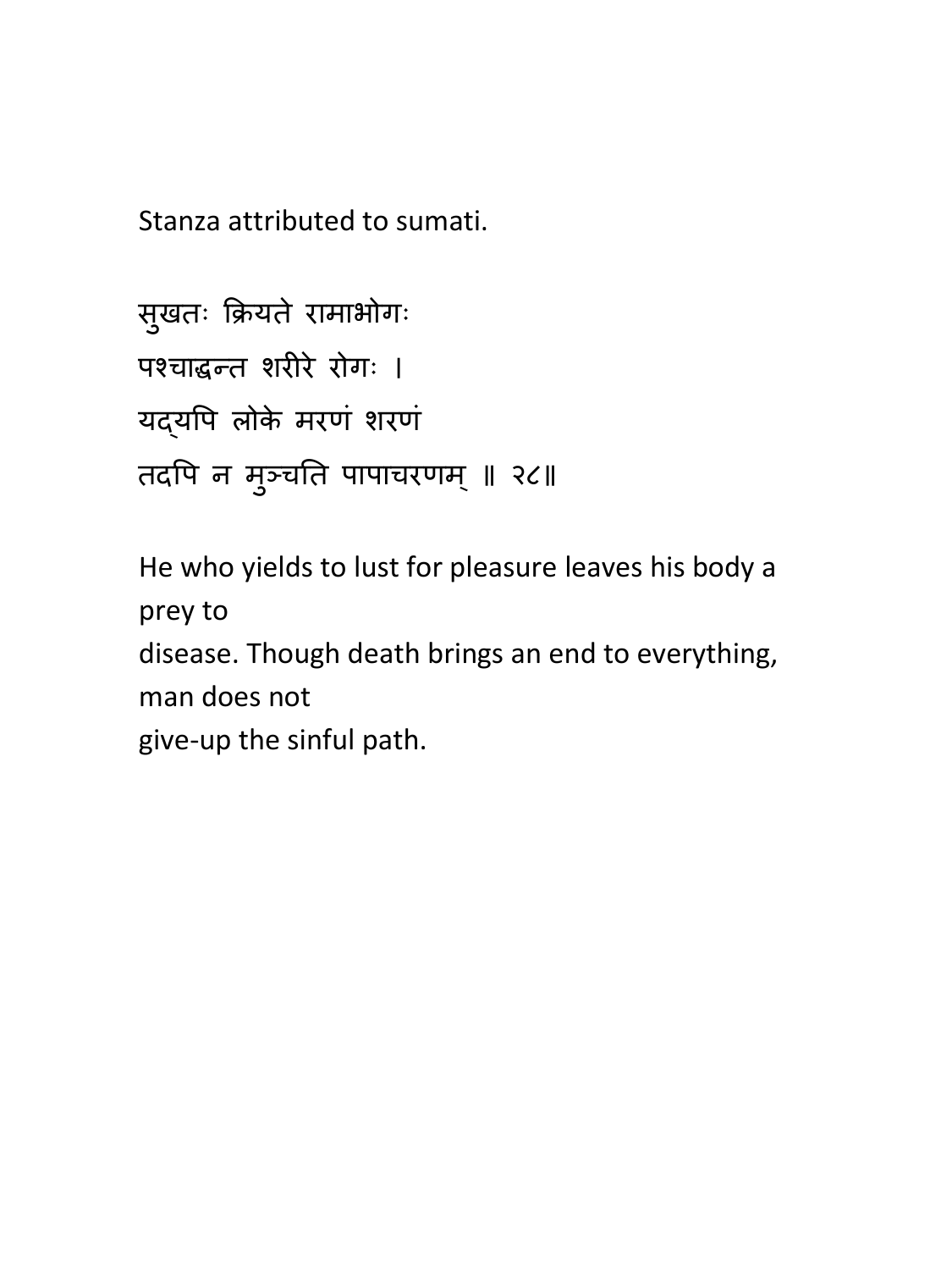Stanza attributed to sumati.

सुखतः क्रियते रामाभोगः  
पश्चाद्धन्त शरीरे रोगः ।  
यद्यपि लोके मरणं शरणं  
तदपि न मुञ्चति पापाचरणम् ॥ २८॥

He who yields to lust for pleasure leaves his body a prey to  
disease. Though death brings an end to everything, man does not  
give-up the sinful path.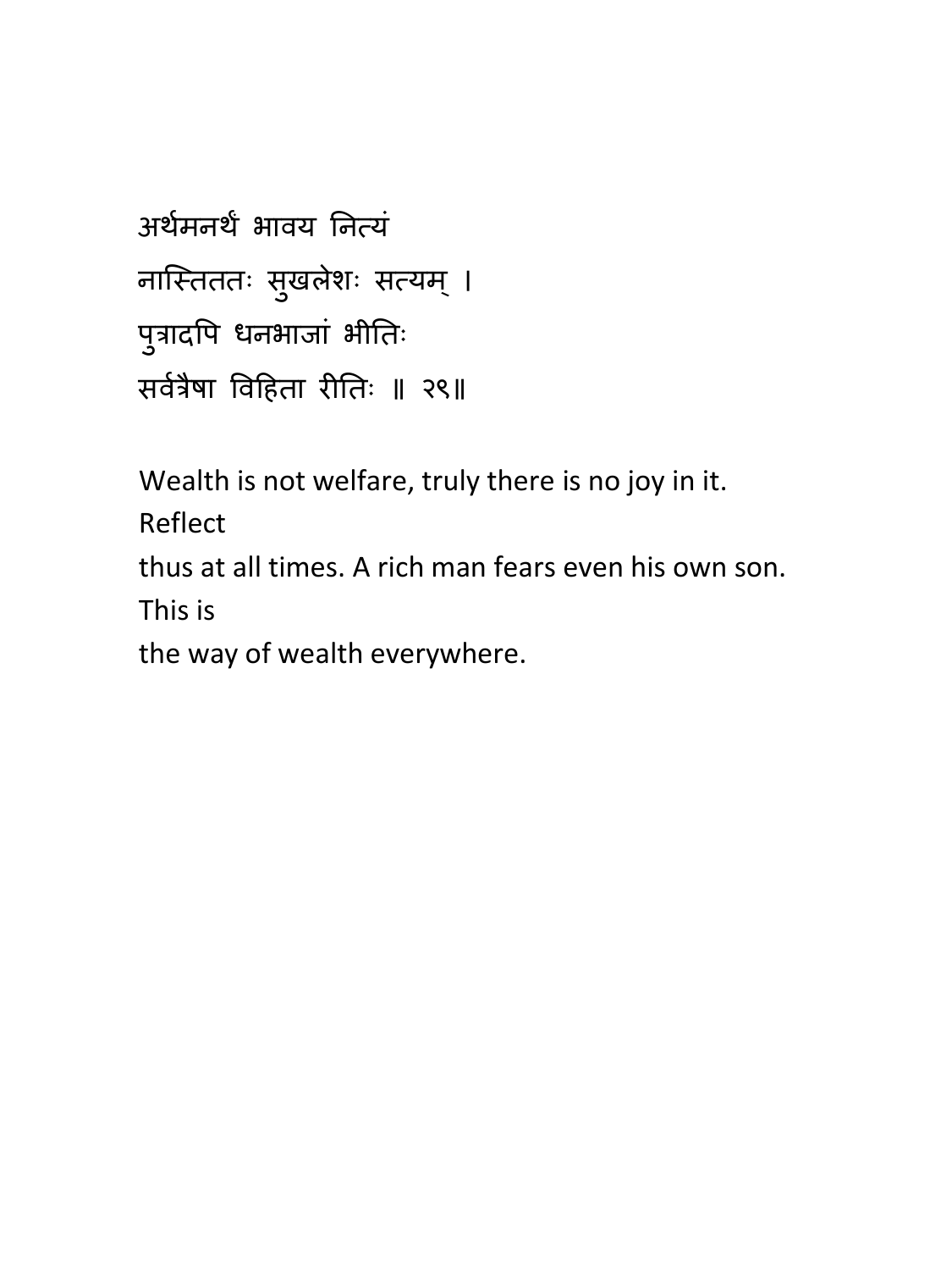अर्थमनर्थं भावय नित्यं
नास्तिततः सुखलेशः सत्यम् ।
पुत्रादपि धनभाजां भीतिः
सर्वत्रैषा विहिता रीतिः ॥ २९॥

Wealth is not welfare, truly there is no joy in it. Reflect thus at all times. A rich man fears even his own son. This is the way of wealth everywhere.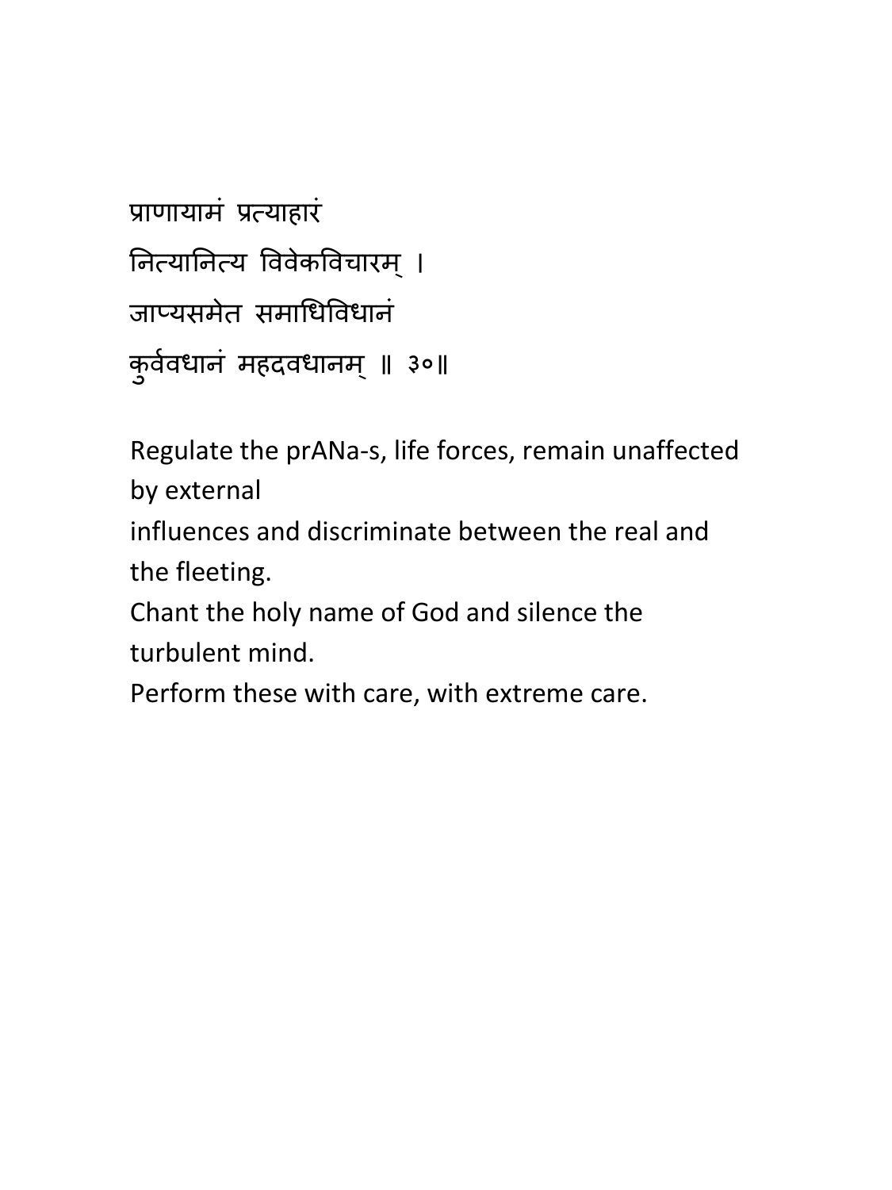प्राणायामं प्रत्याहारं  
नित्यानित्य विवेकविचारम् ।  
जाप्यसमेत समाधिविधानं  
कुर्ववधानं महदवधानम् ॥ ३०॥

Regulate the prANa-s, life forces, remain unaffected by external  
influences and discriminate between the real and the fleeting.  
Chant the holy name of God and silence the turbulent mind.  
Perform these with care, with extreme care.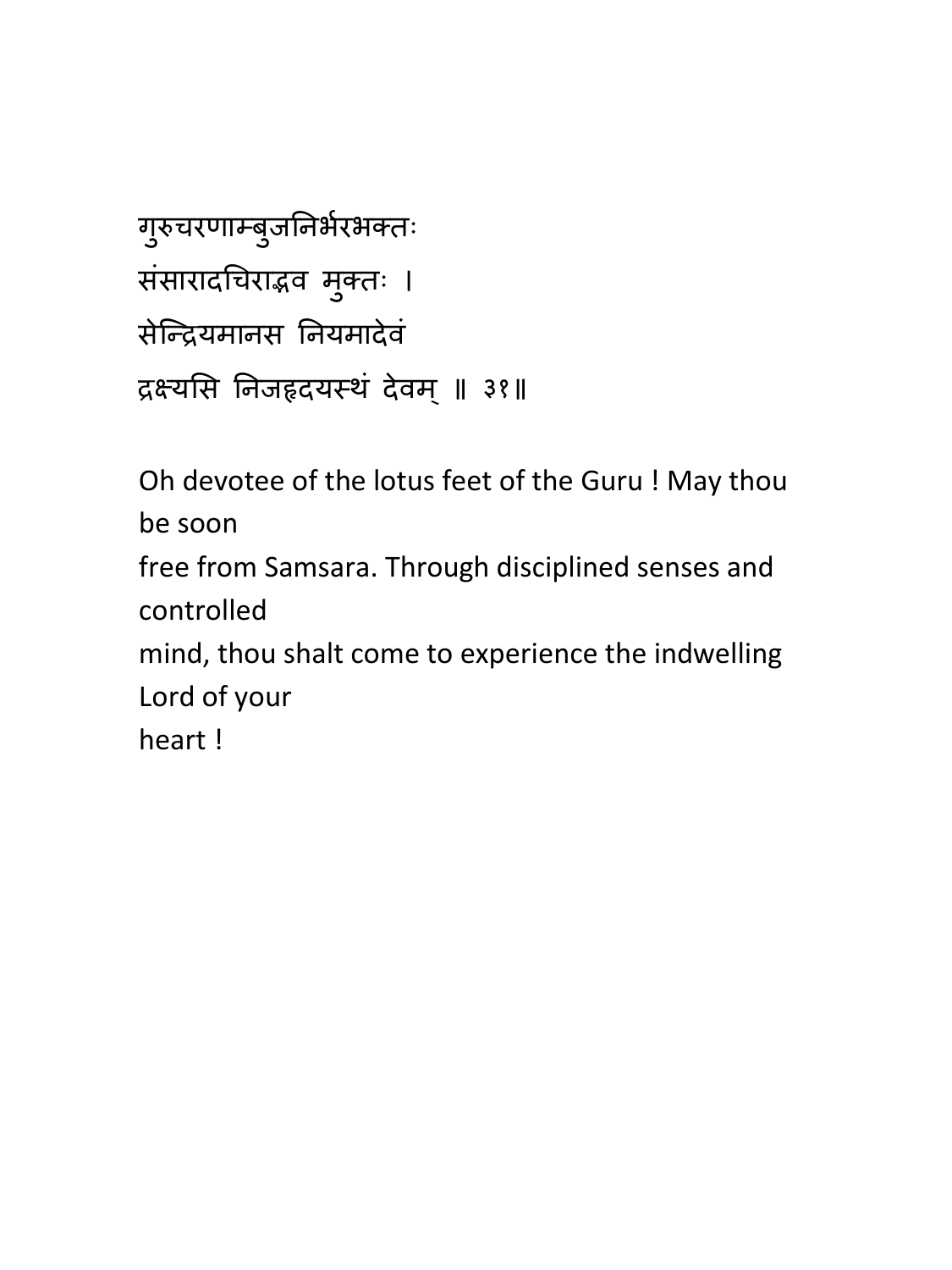गुरुचरणाम्बुजनिर्भरभक्तः
संसारादचिराद्भव मुक्तः ।
सेन्द्रियमानस नियमादेवं
द्रक्ष्यसि निजहृदयस्थं देवम् ॥ ३१॥

Oh devotee of the lotus feet of the Guru ! May thou be soon
free from Samsara. Through disciplined senses and controlled
mind, thou shalt come to experience the indwelling Lord of your
heart !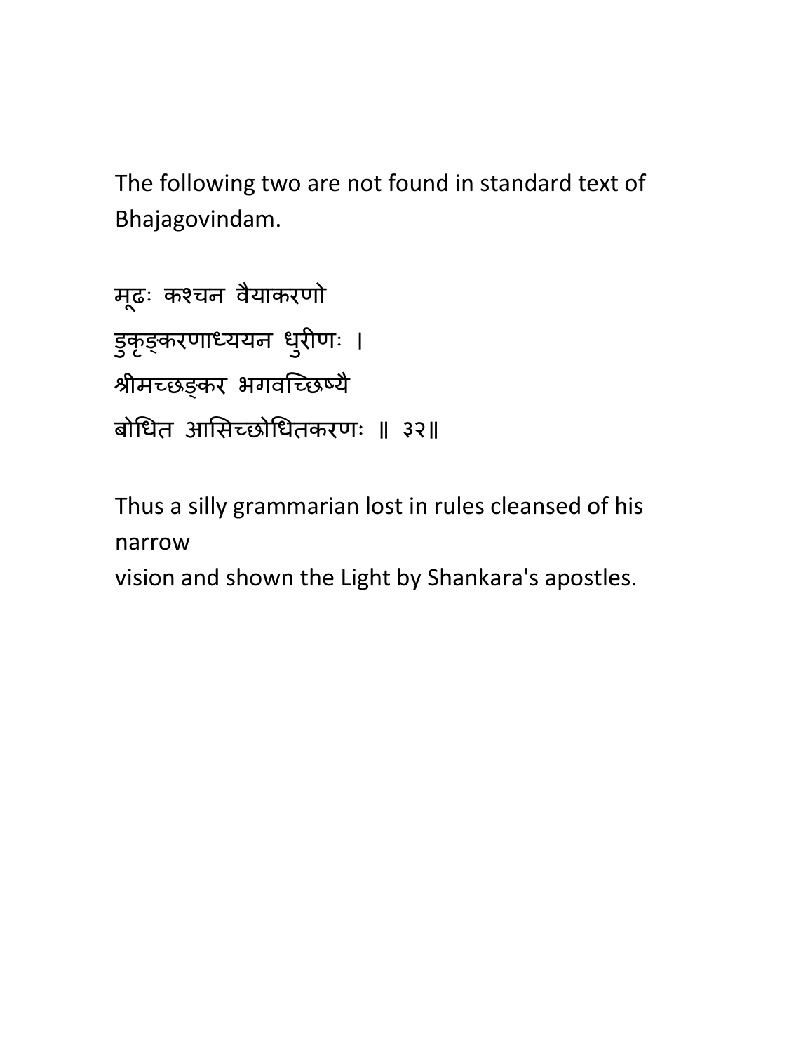The following two are not found in standard text of Bhajagovindam.

मूढः कश्चन वैयाकरणो
डुकृङ्करणाध्ययन धुरीणः ।
श्रीमच्छङ्कर भगवच्छिष्यै
बोधित आसिच्छोधितकरणः ॥ ३२॥

Thus a silly grammarian lost in rules cleansed of his narrow
vision and shown the Light by Shankara's apostles.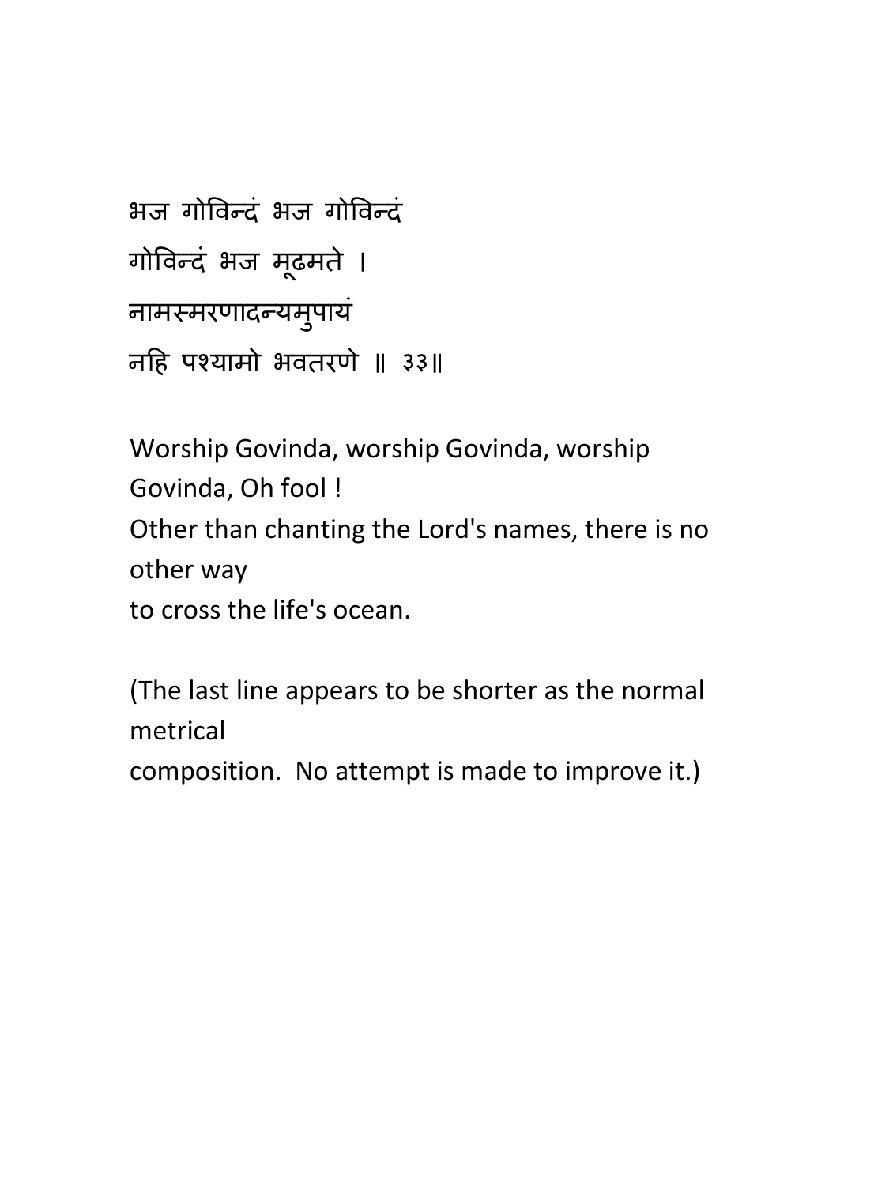भज गोविन्दं भज गोविन्दं
गोविन्दं भज मूढमते ।
नामस्मरणादन्यमुपायं
नहि पश्यामो भवतरणे ॥ ३३॥

Worship Govinda, worship Govinda, worship Govinda, Oh fool !
Other than chanting the Lord's names, there is no other way
to cross the life's ocean.

(The last line appears to be shorter as the normal metrical
composition.  No attempt is made to improve it.)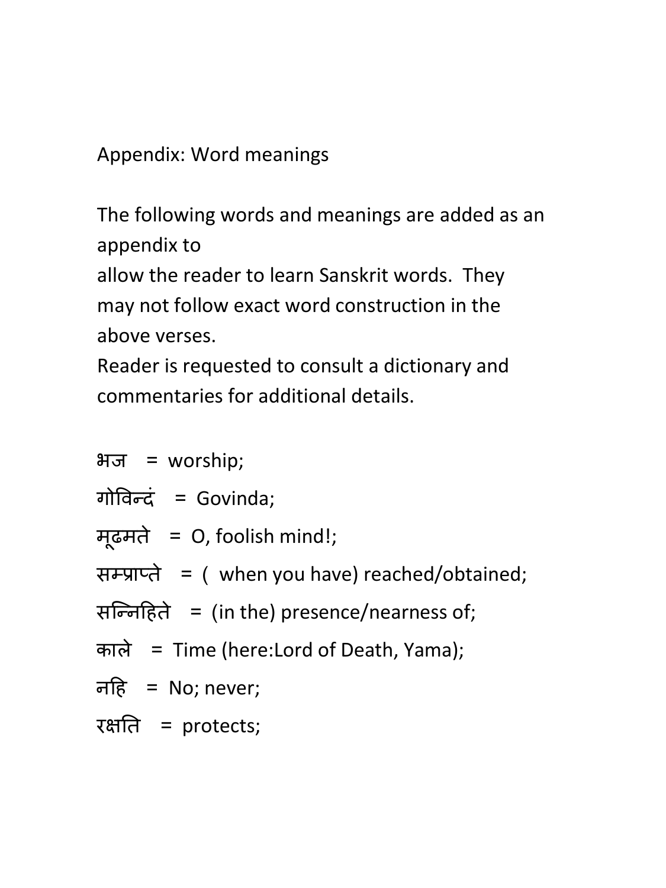Appendix: Word meanings

The following words and meanings are added as an appendix to
allow the reader to learn Sanskrit words. They may not follow exact word construction in the above verses.
Reader is requested to consult a dictionary and commentaries for additional details.

भज = worship;

गोविन्दं = Govinda;

मूढमते = O, foolish mind!;

सम्प्राप्ते = ( when you have) reached/obtained;

सन्निहिते = (in the) presence/nearness of;

काले = Time (here:Lord of Death, Yama);

नहि = No; never;

रक्षति = protects;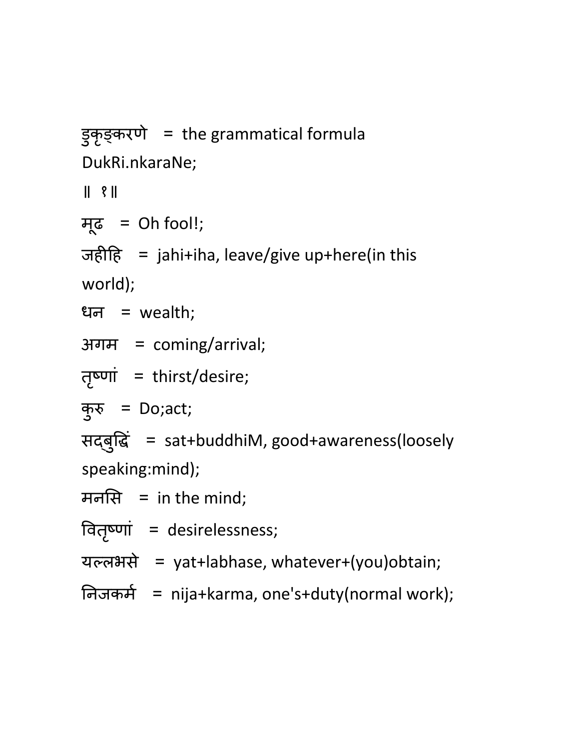डुकृङ्करणे = the grammatical formula DukRi.nkaraNe;

॥ १॥

मूढ = Oh fool!;

जहीहि = jahi+iha, leave/give up+here(in this world);

धन = wealth;

अगम = coming/arrival;

तृष्णां = thirst/desire;

कुरु = Do;act;

सद्बुद्धिं = sat+buddhiM, good+awareness(loosely speaking:mind);

मनसि = in the mind;

वितृष्णां = desirelessness;

यल्लभसे = yat+labhase, whatever+(you)obtain;

निजकर्म = nija+karma, one's+duty(normal work);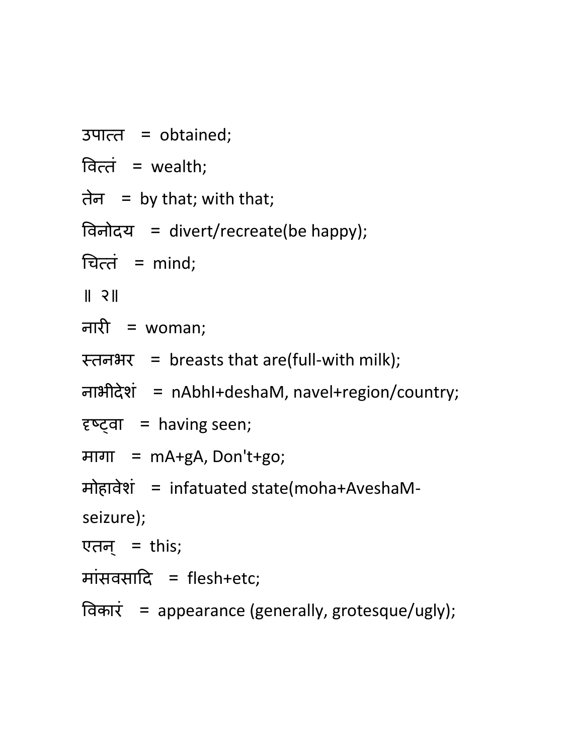उपात्त = obtained;

वित्तं = wealth;

तेन = by that; with that;

विनोदय = divert/recreate(be happy);

चित्तं = mind;

॥ २॥

नारी = woman;

स्तनभर = breasts that are(full-with milk);

नाभीदेशं = nAbhI+deshaM, navel+region/country;

दृष्ट्वा = having seen;

मागा = mA+gA, Don't+go;

मोहावेशं = infatuated state(moha+AveshaM-seizure);

एतन् = this;

मांसवसादि = flesh+etc;

विकारं = appearance (generally, grotesque/ugly);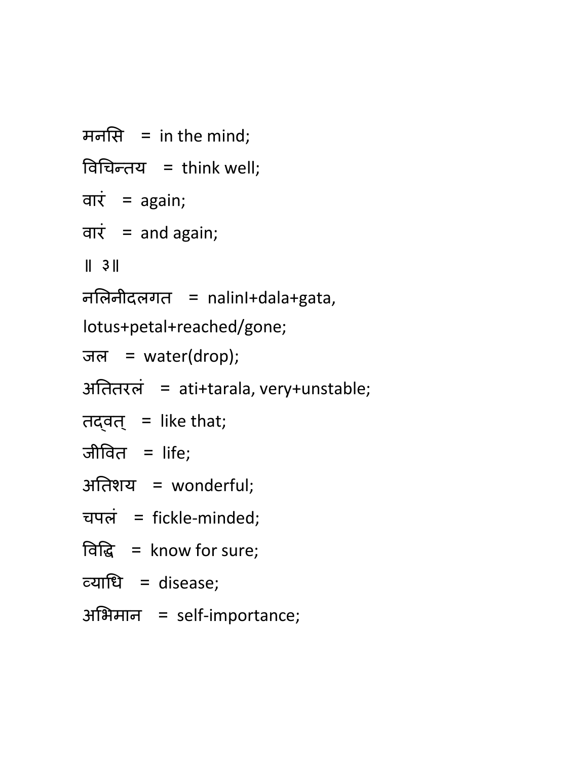मनसि = in the mind;

विचिन्तय = think well;

वारं = again;

वारं = and again;

॥ ३॥

नलिनीदलगत = nalinI+dala+gata, lotus+petal+reached/gone;

जल = water(drop);

अतितरलं = ati+tarala, very+unstable;

तद्वत् = like that;

जीवित = life;

अतिशय = wonderful;

चपलं = fickle-minded;

विद्धि = know for sure;

व्याधि = disease;

अभिमान = self-importance;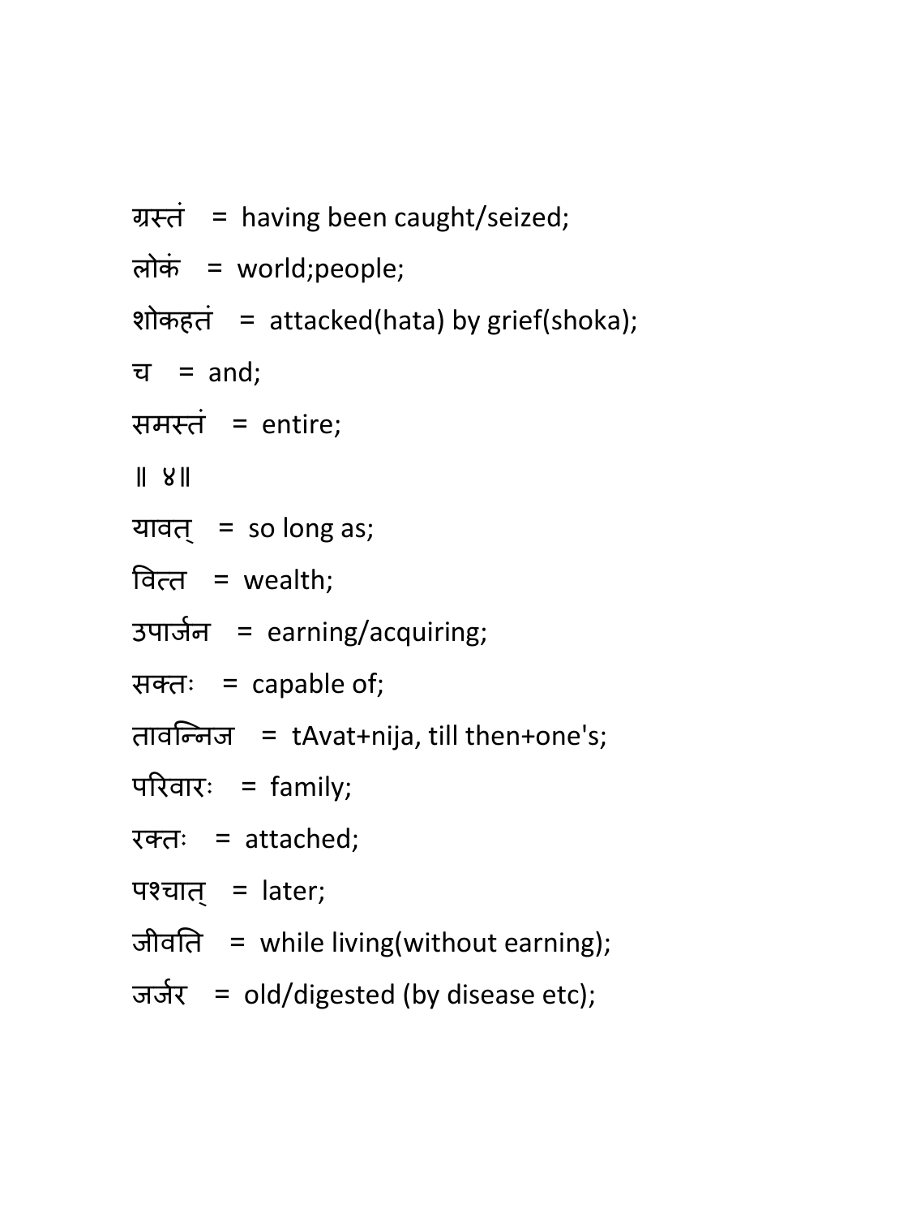ग्रस्तं = having been caught/seized;

लोकं = world;people;

शोकहतं = attacked(hata) by grief(shoka);

च = and;

समस्तं = entire;

॥ ४॥

यावत् = so long as;

वित्त = wealth;

उपार्जन = earning/acquiring;

सक्तः = capable of;

तावन्निज = tAvat+nija, till then+one's;

परिवारः = family;

रक्तः = attached;

पश्चात् = later;

जीवति = while living(without earning);

जर्जर = old/digested (by disease etc);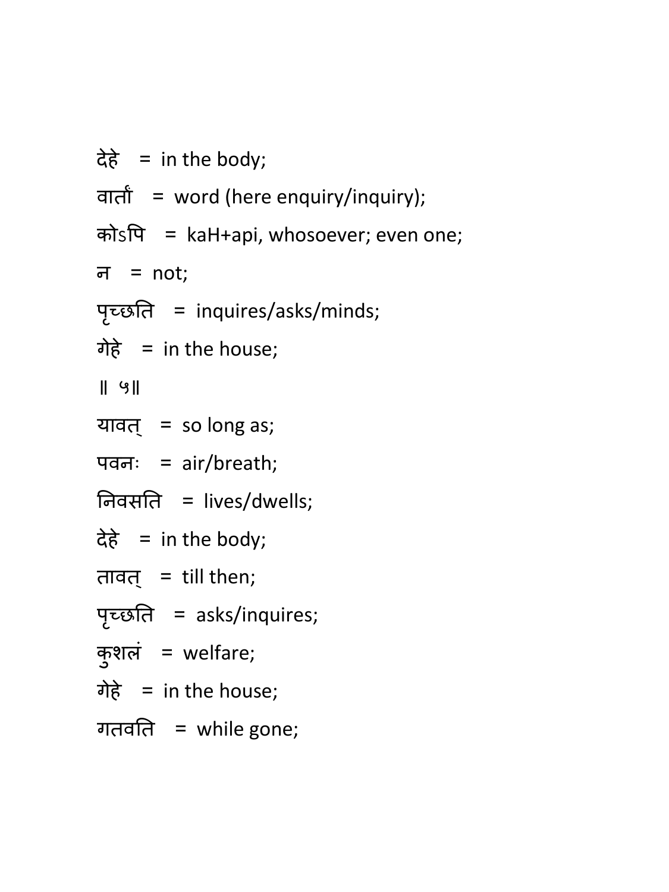देहे = in the body;

वार्ता = word (here enquiry/inquiry);

कोऽपि = kaH+api, whosoever; even one;

न = not;

पृच्छति = inquires/asks/minds;

गेहे = in the house;

॥ ५॥

यावत् = so long as;

पवनः = air/breath;

निवसति = lives/dwells;

देहे = in the body;

तावत् = till then;

पृच्छति = asks/inquires;

कुशलं = welfare;

गेहे = in the house;

गतवति = while gone;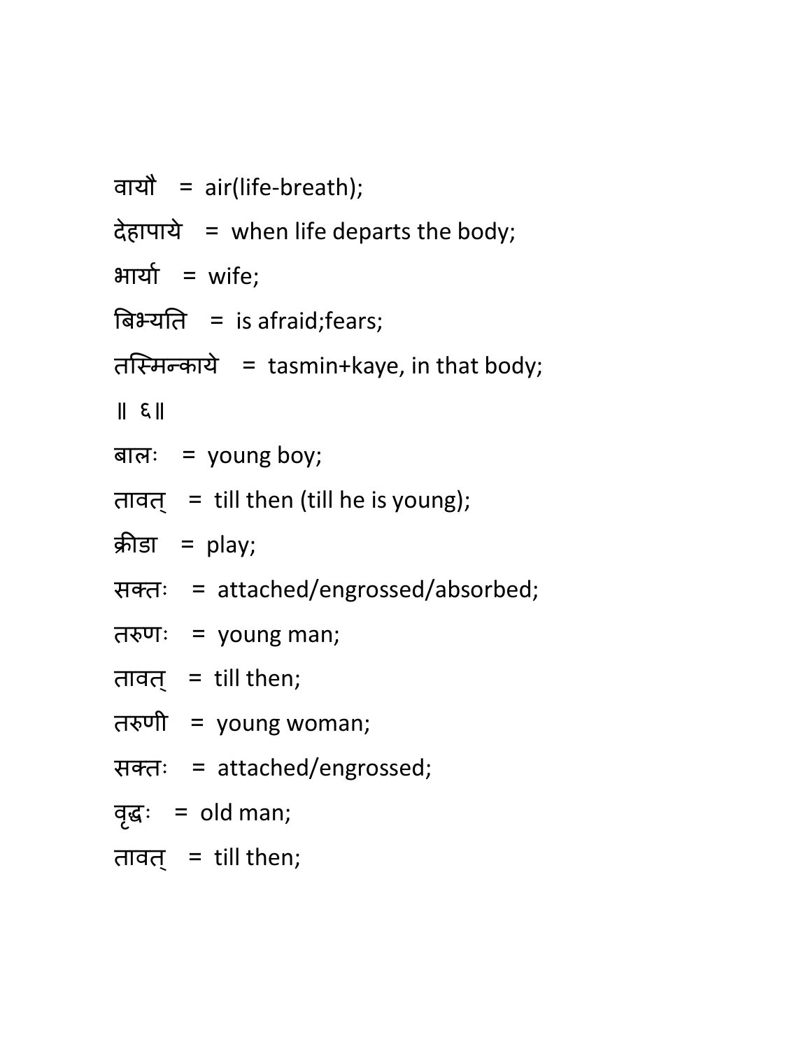वायौ = air(life-breath);

देहापाये = when life departs the body;

भार्या = wife;

बिभ्यति = is afraid;fears;

तस्मिन्काये = tasmin+kaye, in that body;

॥ ६॥

बालः = young boy;

तावत् = till then (till he is young);

क्रीडा = play;

सक्तः = attached/engrossed/absorbed;

तरुणः = young man;

तावत् = till then;

तरुणी = young woman;

सक्तः = attached/engrossed;

वृद्धः = old man;

तावत् = till then;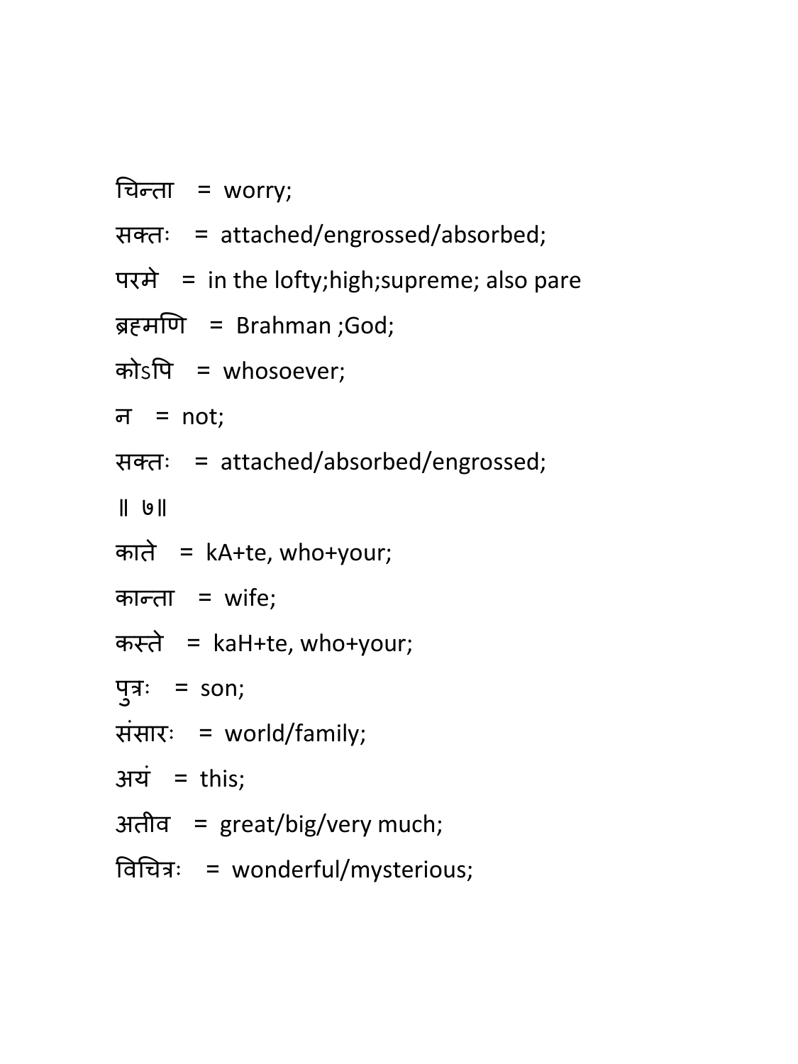चिन्ता = worry;

सक्तः = attached/engrossed/absorbed;

परमे = in the lofty;high;supreme; also pare

ब्रह्मणि = Brahman ;God;

कोऽपि = whosoever;

न = not;

सक्तः = attached/absorbed/engrossed;

॥ ७॥

काते = kA+te, who+your;

कान्ता = wife;

कस्ते = kaH+te, who+your;

पुत्रः = son;

संसारः = world/family;

अयं = this;

अतीव = great/big/very much;

विचित्रः = wonderful/mysterious;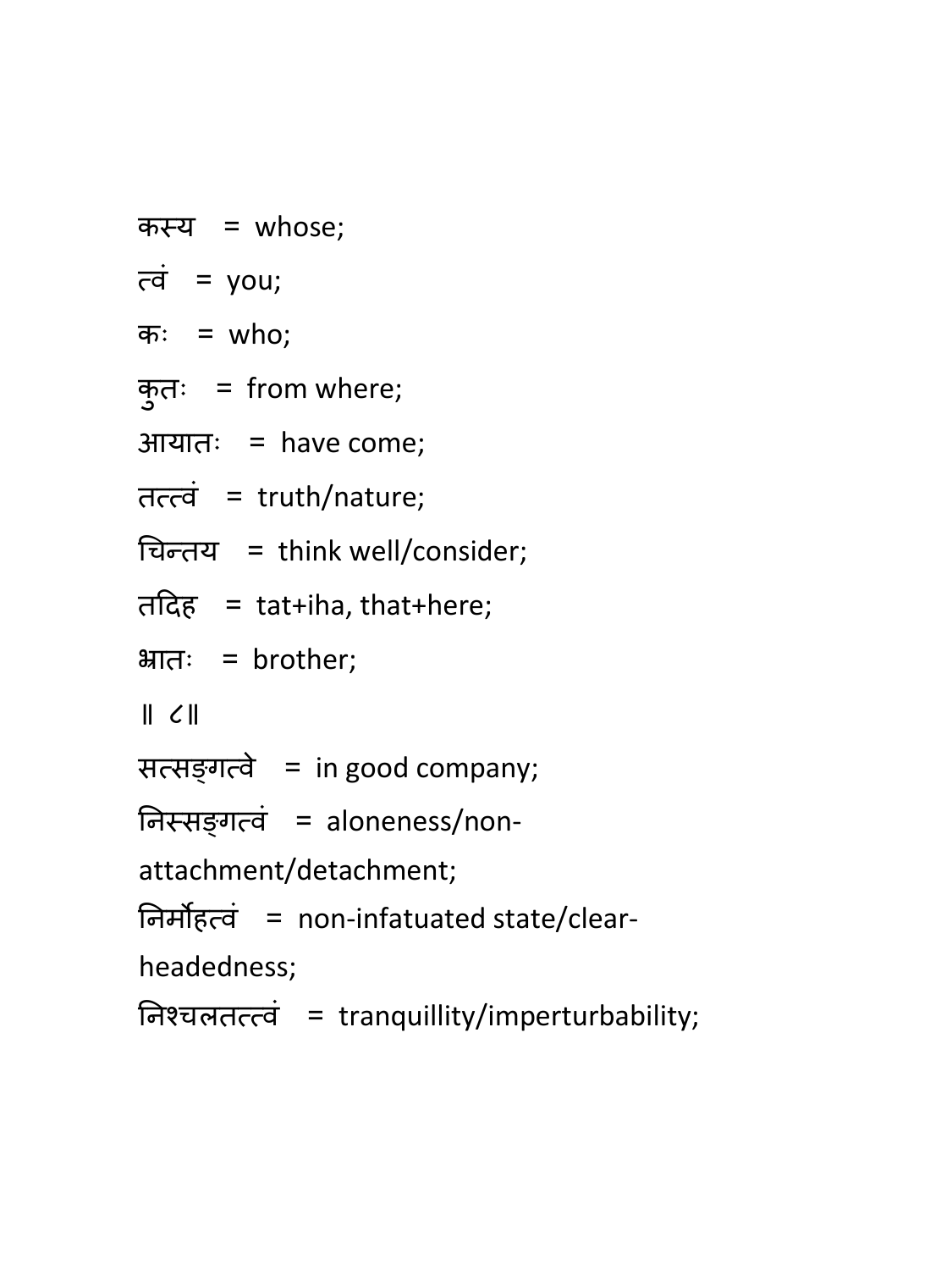कस्य   =  whose;

त्वं   =  you;

कः   =  who;

कुतः   =  from where;

आयातः   =  have come;

तत्त्वं   =  truth/nature;

चिन्तय   =  think well/consider;

तदिह   =  tat+iha, that+here;

भ्रातः   =  brother;

॥ ८॥

सत्सङ्गत्वे   =  in good company;

निस्सङ्गत्वं   =  aloneness/non-attachment/detachment;

निर्मोहत्वं   =  non-infatuated state/clear-headedness;

निश्चलतत्त्वं   =  tranquillity/imperturbability;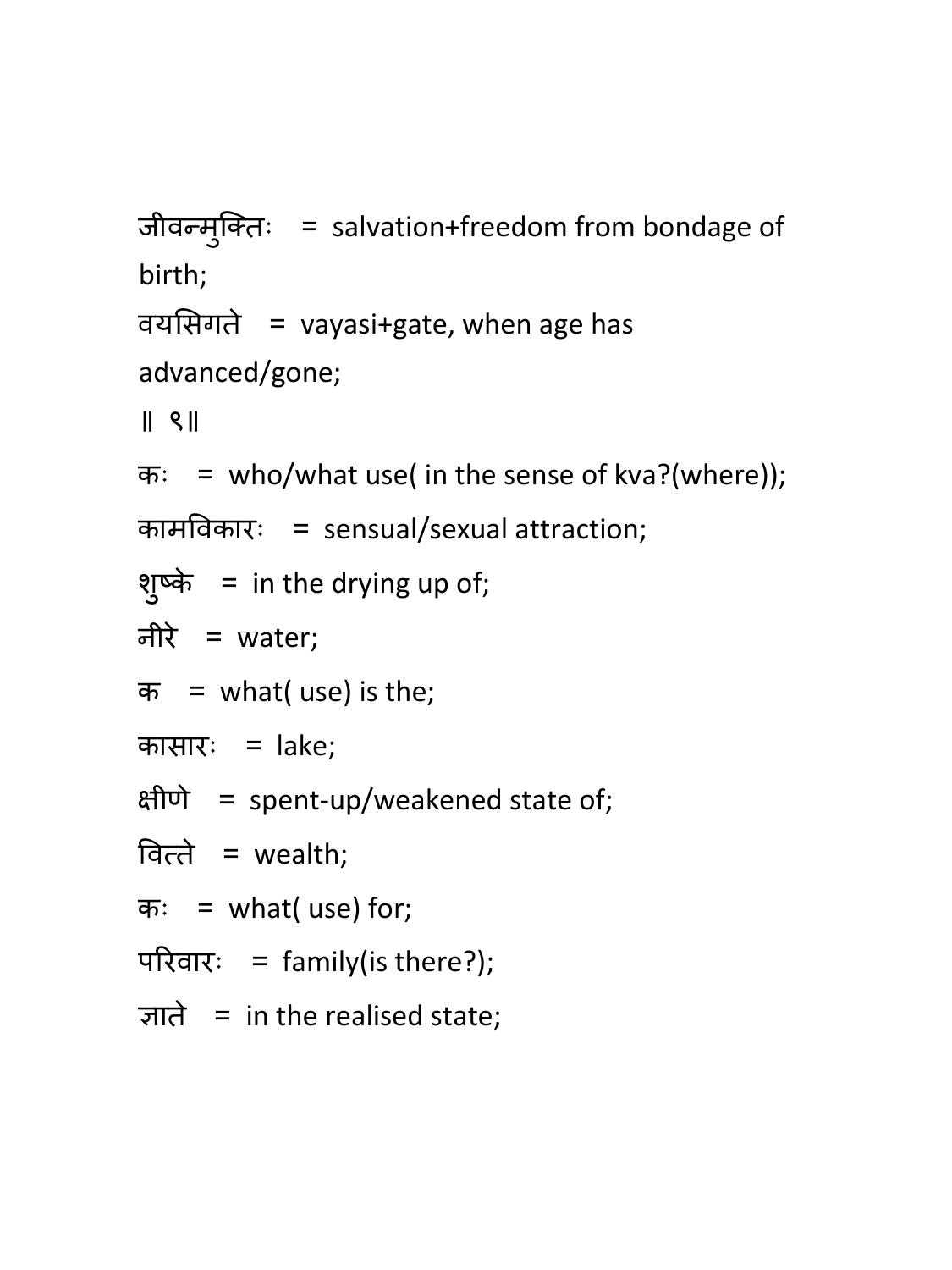जीवन्मुक्तिः = salvation+freedom from bondage of birth;

वयसिगते = vayasi+gate, when age has advanced/gone;

॥ ९॥

कः = who/what use( in the sense of kva?(where));

कामविकारः = sensual/sexual attraction;

शुष्के = in the drying up of;

नीरे = water;

क = what( use) is the;

कासारः = lake;

क्षीणे = spent-up/weakened state of;

वित्ते = wealth;

कः = what( use) for;

परिवारः = family(is there?);

ज्ञाते = in the realised state;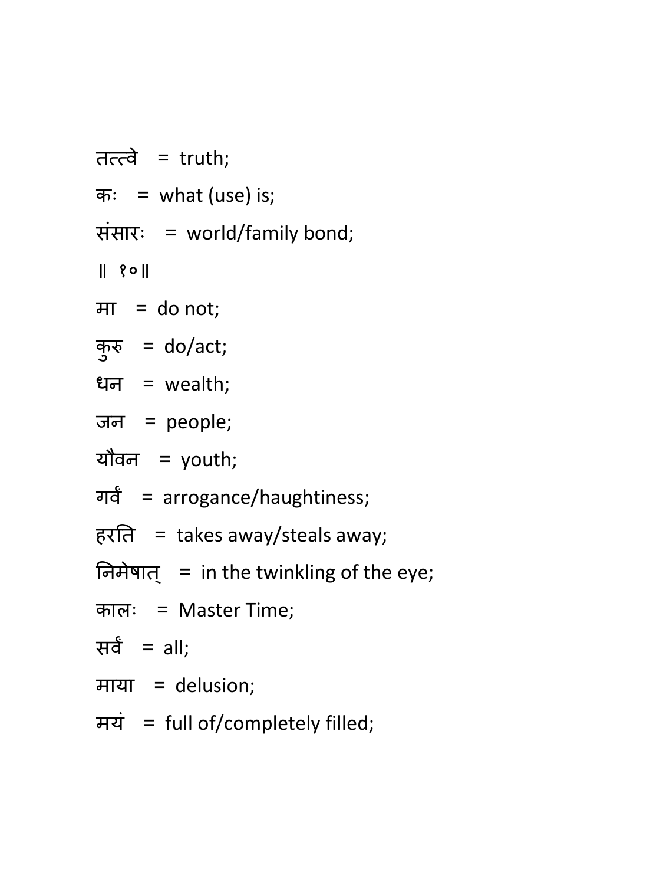तत्त्वे = truth;

कः = what (use) is;

संसारः = world/family bond;

॥ १०॥

मा = do not;

कुरु = do/act;

धन = wealth;

जन = people;

यौवन = youth;

गर्वं = arrogance/haughtiness;

हरति = takes away/steals away;

निमेषात् = in the twinkling of the eye;

कालः = Master Time;

सर्वं = all;

माया = delusion;

मयं = full of/completely filled;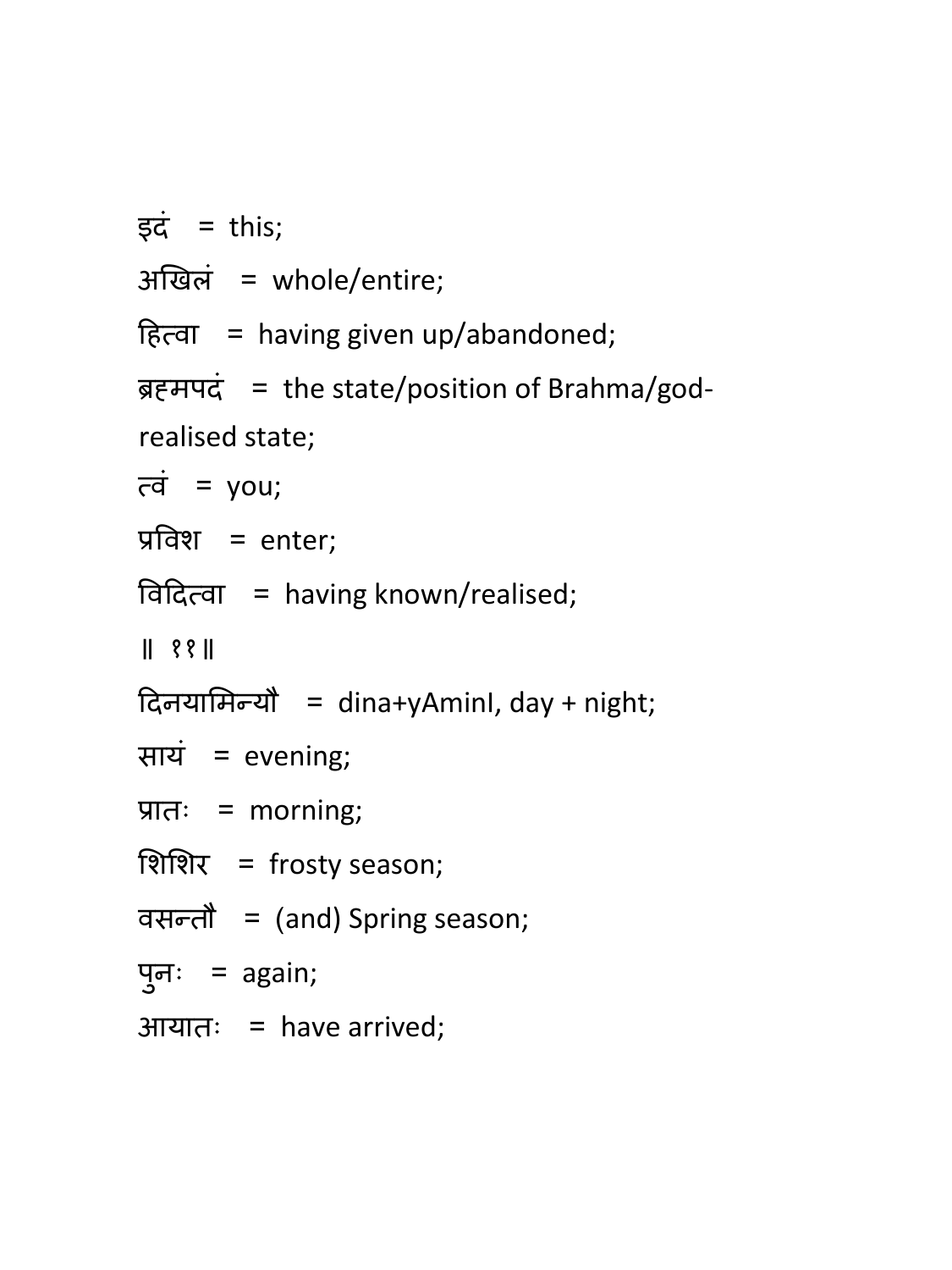इदं = this;

अखिलं = whole/entire;

हित्वा = having given up/abandoned;

ब्रह्मपदं = the state/position of Brahma/god-realised state;

त्वं = you;

प्रविश = enter;

विदित्वा = having known/realised;

॥ ११॥

दिनयामिन्यौ = dina+yAminI, day + night;

सायं = evening;

प्रातः = morning;

शिशिर = frosty season;

वसन्तौ = (and) Spring season;

पुनः = again;

आयातः = have arrived;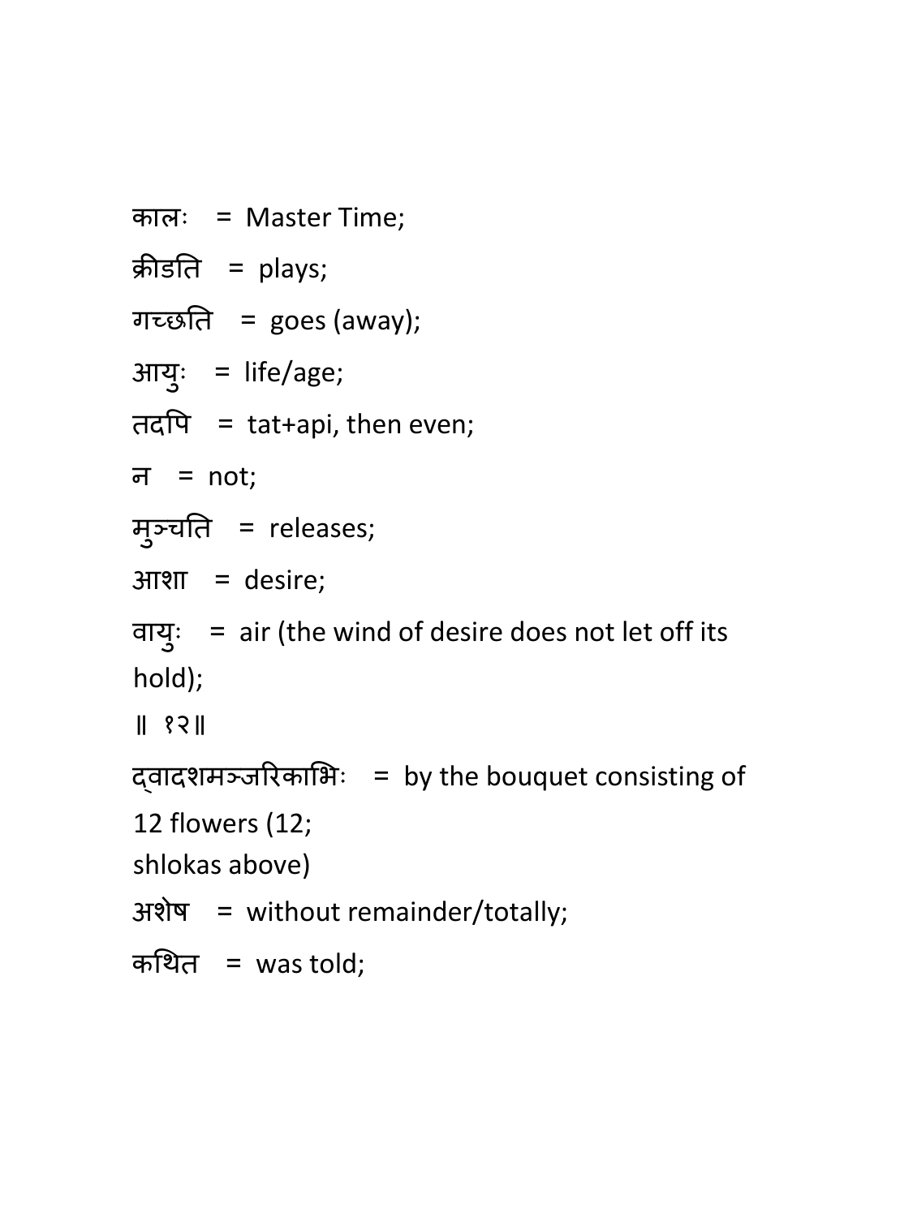कालः = Master Time;

क्रीडति = plays;

गच्छति = goes (away);

आयुः = life/age;

तदपि = tat+api, then even;

न = not;

मुञ्चति = releases;

आशा = desire;

वायुः = air (the wind of desire does not let off its hold);

॥ १२॥

द्वादशमञ्जरिकाभिः = by the bouquet consisting of 12 flowers (12;
shlokas above)

अशेष = without remainder/totally;

कथित = was told;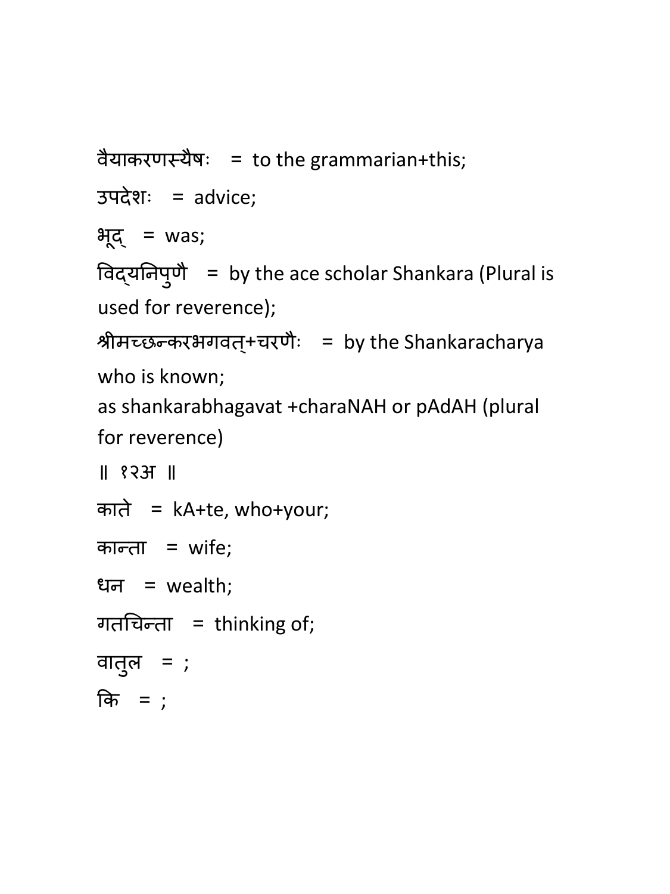वैयाकरणस्यैषः = to the grammarian+this;

उपदेशः = advice;

भूद् = was;

विद्यनिपुणै = by the ace scholar Shankara (Plural is used for reverence);

श्रीमच्छ्न्करभगवत्+चरणैः = by the Shankaracharya who is known;
as shankarabhagavat +charaNAH or pAdAH (plural for reverence)

॥ १२अ ॥

काते = kA+te, who+your;

कान्ता = wife;

धन = wealth;

गतचिन्ता = thinking of;

वातुल = ;

कि = ;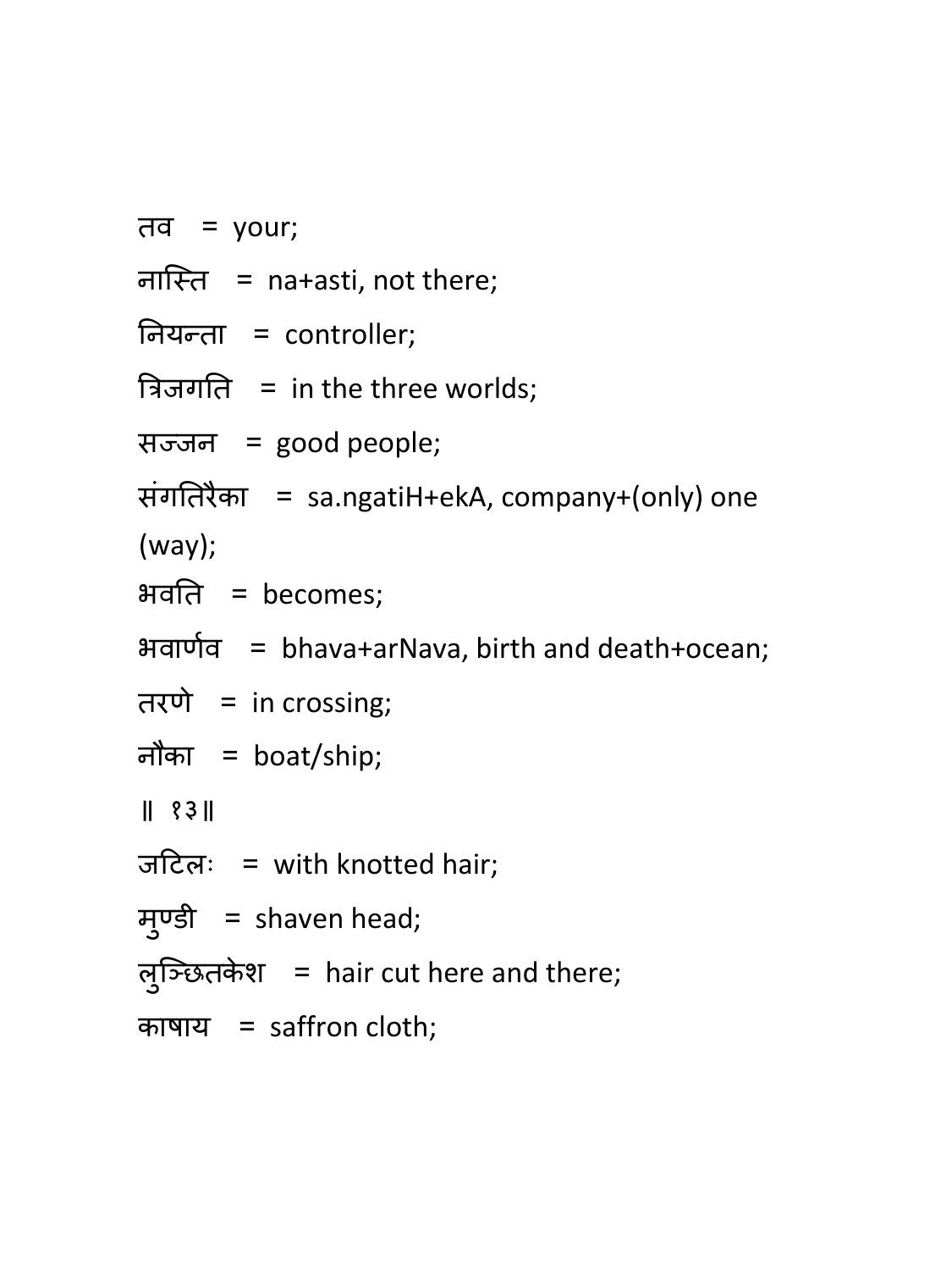तव = your;

नास्ति = na+asti, not there;

नियन्ता = controller;

त्रिजगति = in the three worlds;

सज्जन = good people;

संगतिरैका = sa.ngatiH+ekA, company+(only) one (way);

भवति = becomes;

भवार्णव = bhava+arNava, birth and death+ocean;

तरणे = in crossing;

नौका = boat/ship;

॥ १३॥

जटिलः = with knotted hair;

मुण्डी = shaven head;

लुञ्छितकेश = hair cut here and there;

काषाय = saffron cloth;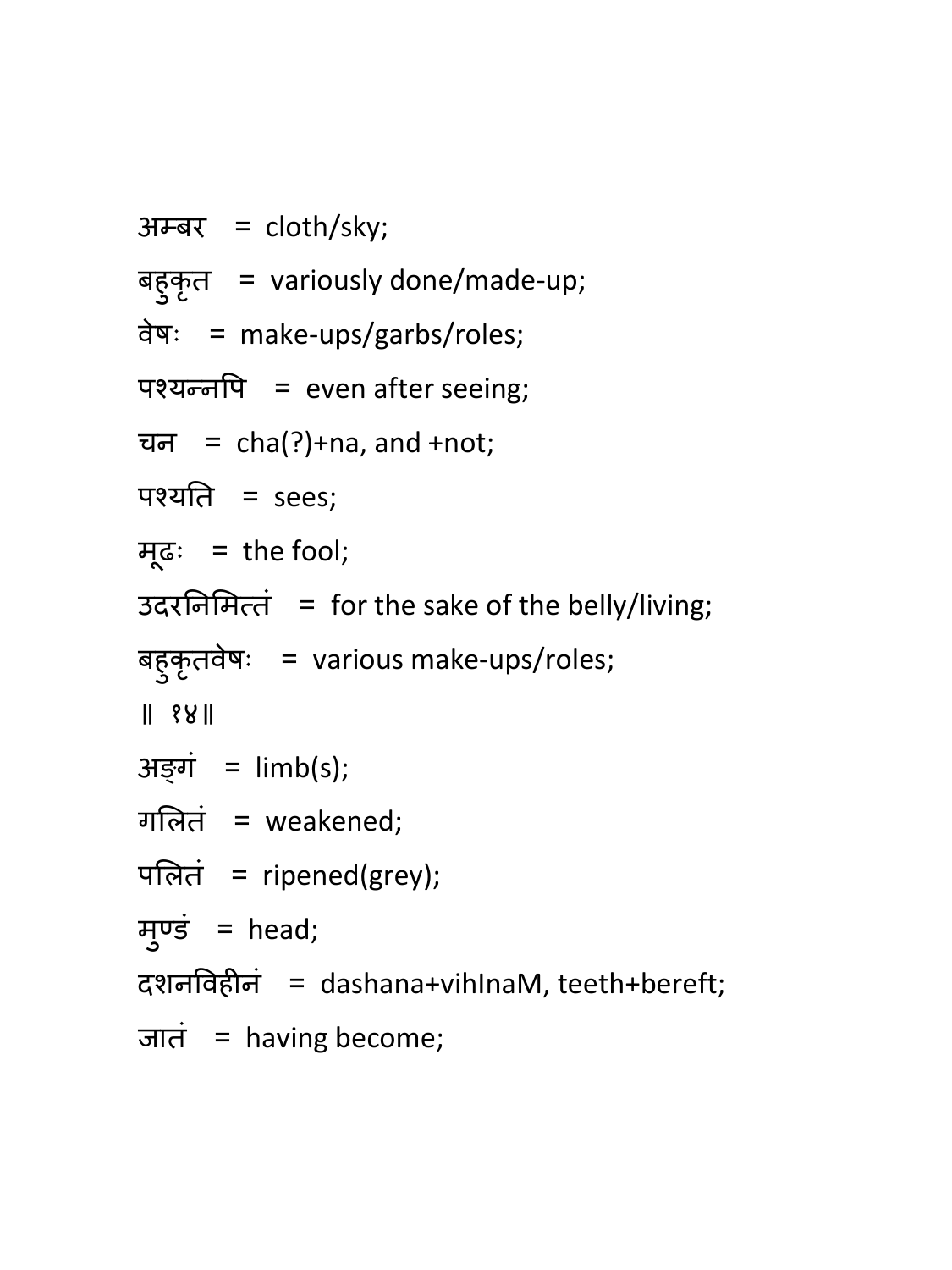अम्बर = cloth/sky;

बहुकृत = variously done/made-up;

वेषः = make-ups/garbs/roles;

पश्यन्नपि = even after seeing;

चन = cha(?)+na, and +not;

पश्यति = sees;

मूढः = the fool;

उदरनिमित्तं = for the sake of the belly/living;

बहुकृतवेषः = various make-ups/roles;

॥ १४॥

अङ्गं = limb(s);

गलितं = weakened;

पलितं = ripened(grey);

मुण्डं = head;

दशनविहीनं = dashana+vihInaM, teeth+bereft;

जातं = having become;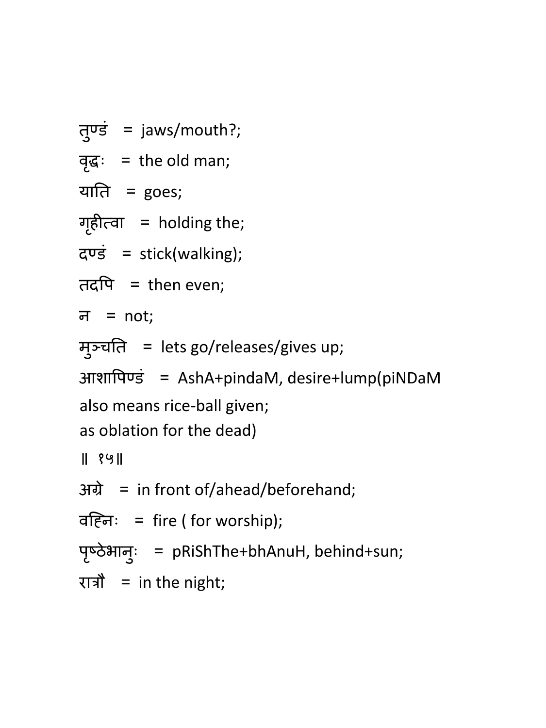तुण्डं = jaws/mouth?;

वृद्धः = the old man;

याति = goes;

गृहीत्वा = holding the;

दण्डं = stick(walking);

तदपि = then even;

न = not;

मुञ्चति = lets go/releases/gives up;

आशापिण्डं = AshA+pindaM, desire+lump(piNDaM also means rice-ball given; as oblation for the dead)

॥ १५॥

अग्रे = in front of/ahead/beforehand;

वह्निः = fire ( for worship);

पृष्ठेभानुः = pRiShThe+bhAnuH, behind+sun;

रात्रौ = in the night;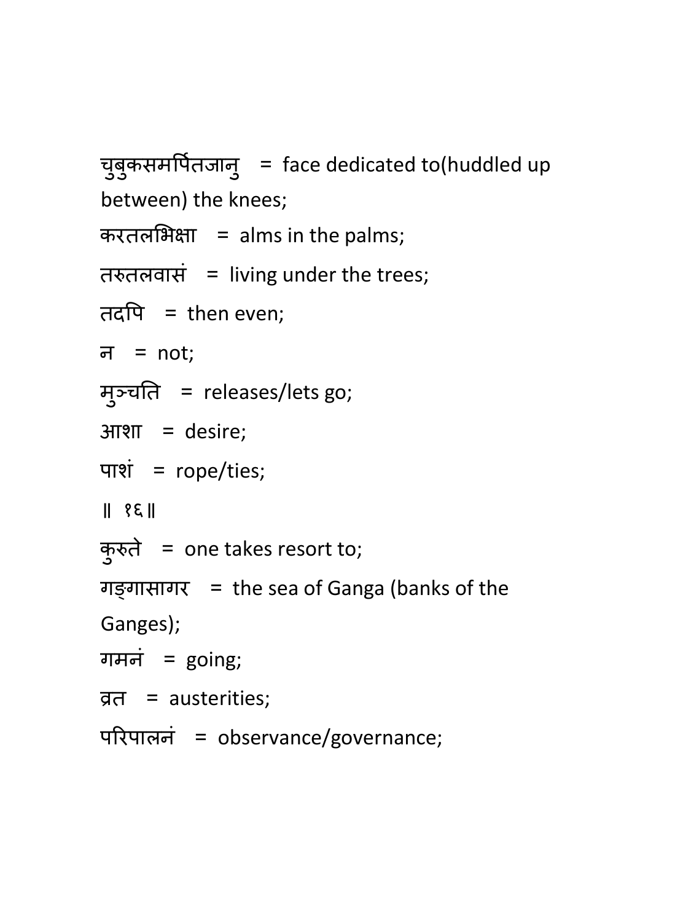चुबुकसमर्पितजानु = face dedicated to(huddled up between) the knees;

करतलभिक्षा = alms in the palms;

तरुतलवासं = living under the trees;

तदपि = then even;

न = not;

मुञ्चति = releases/lets go;

आशा = desire;

पाशं = rope/ties;

॥ १६॥

कुरुते = one takes resort to;

गङ्गासागर = the sea of Ganga (banks of the Ganges);

गमनं = going;

व्रत = austerities;

परिपालनं = observance/governance;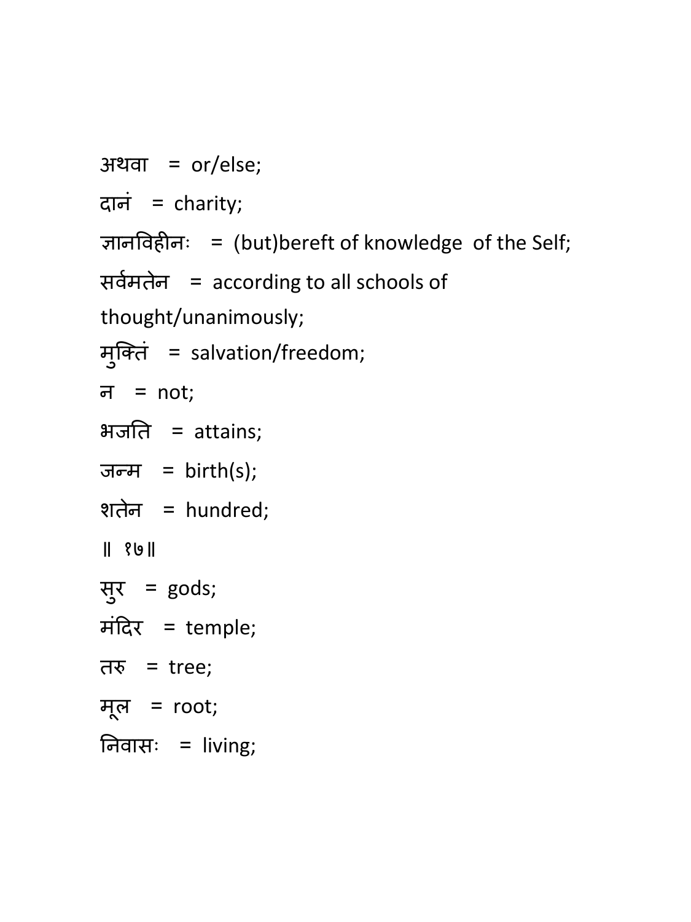अथवा   =  or/else;

दानं   =  charity;

ज्ञानविहीनः   =  (but)bereft of knowledge  of the Self;

सर्वमतेन   =  according to all schools of thought/unanimously;

मुक्तिं   =  salvation/freedom;

न   =  not;

भजति   =  attains;

जन्म   =  birth(s);

शतेन   =  hundred;

॥ १७॥

सुर   =  gods;

मंदिर   =  temple;

तरु   =  tree;

मूल   =  root;

निवासः   =  living;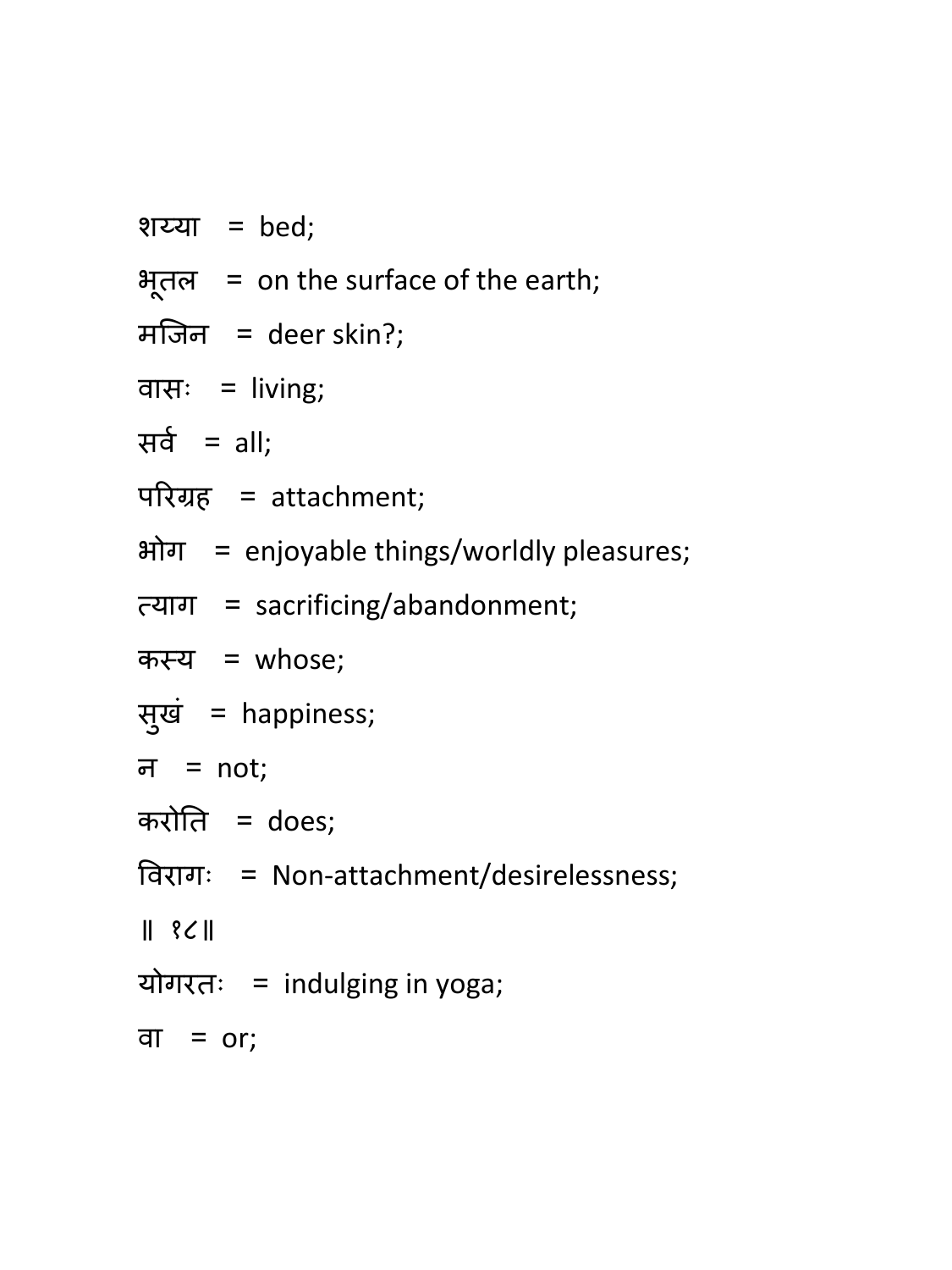शय्या = bed;

भूतल = on the surface of the earth;

मजिन = deer skin?;

वासः = living;

सर्व = all;

परिग्रह = attachment;

भोग = enjoyable things/worldly pleasures;

त्याग = sacrificing/abandonment;

कस्य = whose;

सुखं = happiness;

न = not;

करोति = does;

विरागः = Non-attachment/desirelessness;

॥ १८॥

योगरतः = indulging in yoga;

वा = or;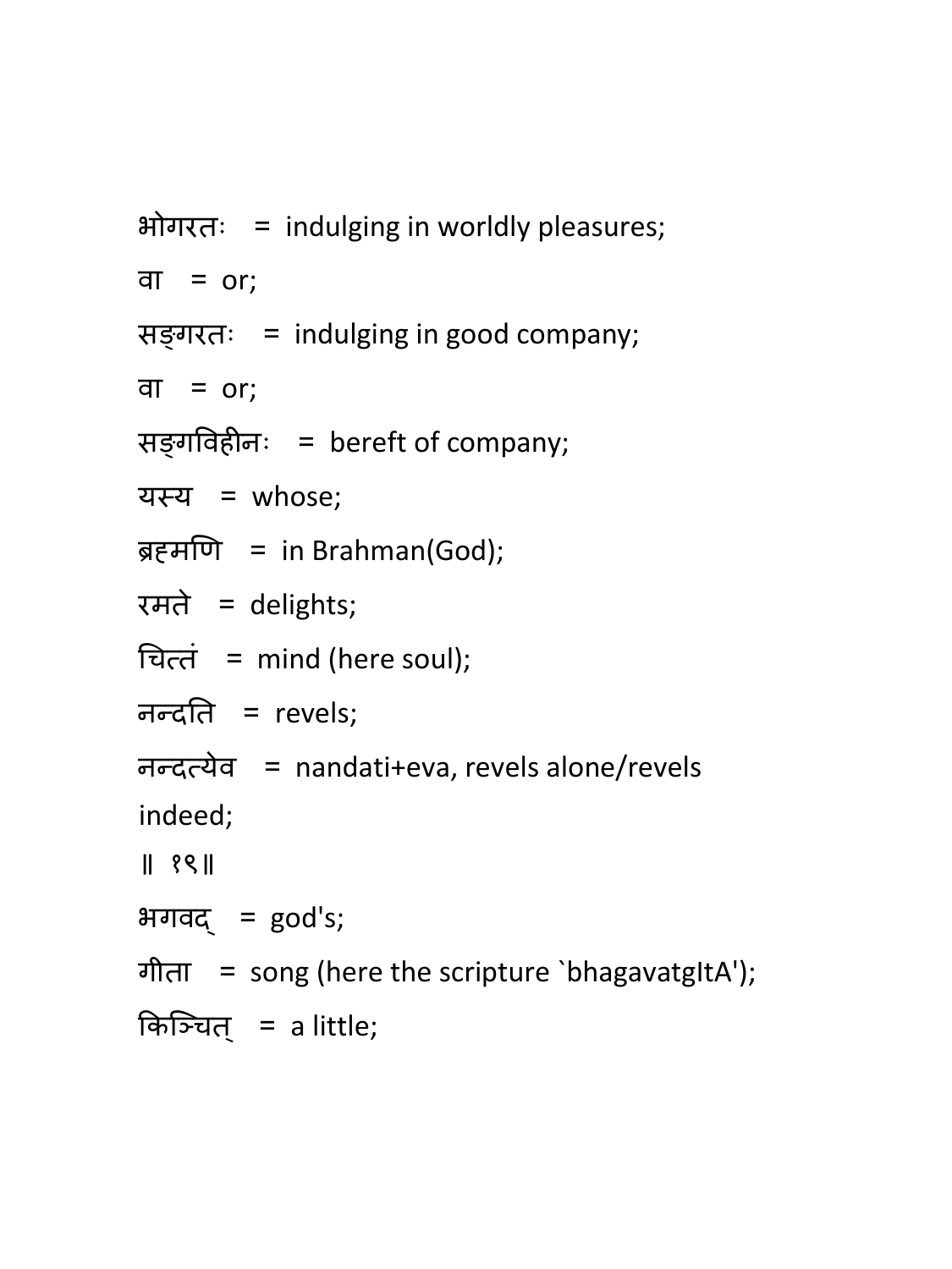भोगरतः = indulging in worldly pleasures;

वा = or;

सङ्गरतः = indulging in good company;

वा = or;

सङ्गविहीनः = bereft of company;

यस्य = whose;

ब्रह्मणि = in Brahman(God);

रमते = delights;

चित्तं = mind (here soul);

नन्दति = revels;

नन्दत्येव = nandati+eva, revels alone/revels indeed;

॥ १९॥

भगवद् = god's;

गीता = song (here the scripture `bhagavatgItA');

किञ्चित् = a little;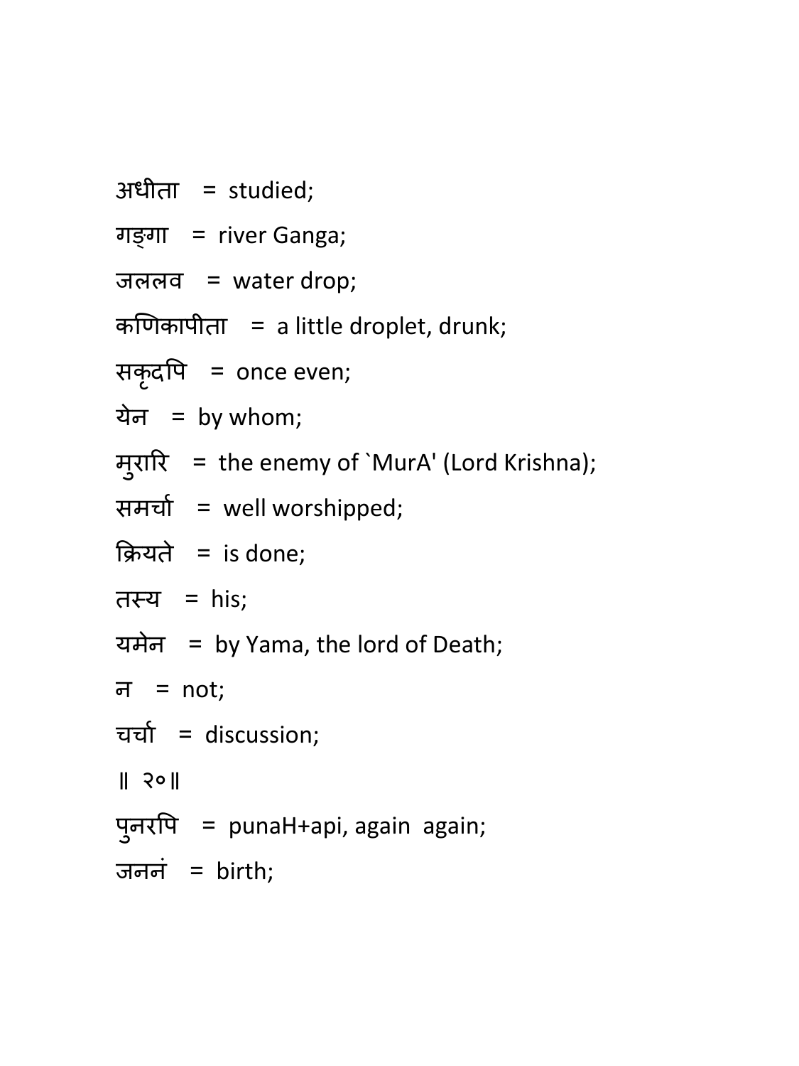अधीता = studied;

गङ्गा = river Ganga;

जललव = water drop;

कणिकापीता = a little droplet, drunk;

सकृदपि = once even;

येन = by whom;

मुरारि = the enemy of `MurA' (Lord Krishna);

समर्चा = well worshipped;

क्रियते = is done;

तस्य = his;

यमेन = by Yama, the lord of Death;

न = not;

चर्चा = discussion;

॥ २०॥

पुनरपि = punaH+api, again again;

जननं = birth;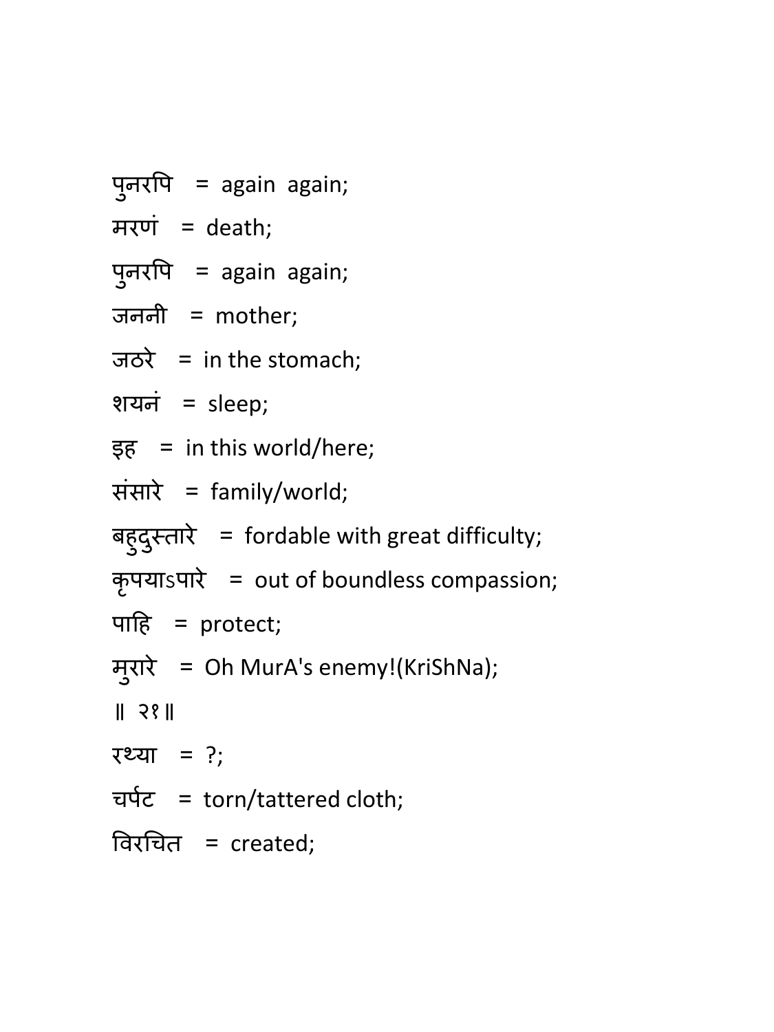पुनरपि = again again;

मरणं = death;

पुनरपि = again again;

जननी = mother;

जठरे = in the stomach;

शयनं = sleep;

इह = in this world/here;

संसारे = family/world;

बहुदुस्तारे = fordable with great difficulty;

कृपयाऽपारे = out of boundless compassion;

पाहि = protect;

मुरारे = Oh MurA's enemy!(KriShNa);

॥ २१॥

रथ्या = ?;

चर्पट = torn/tattered cloth;

विरचित = created;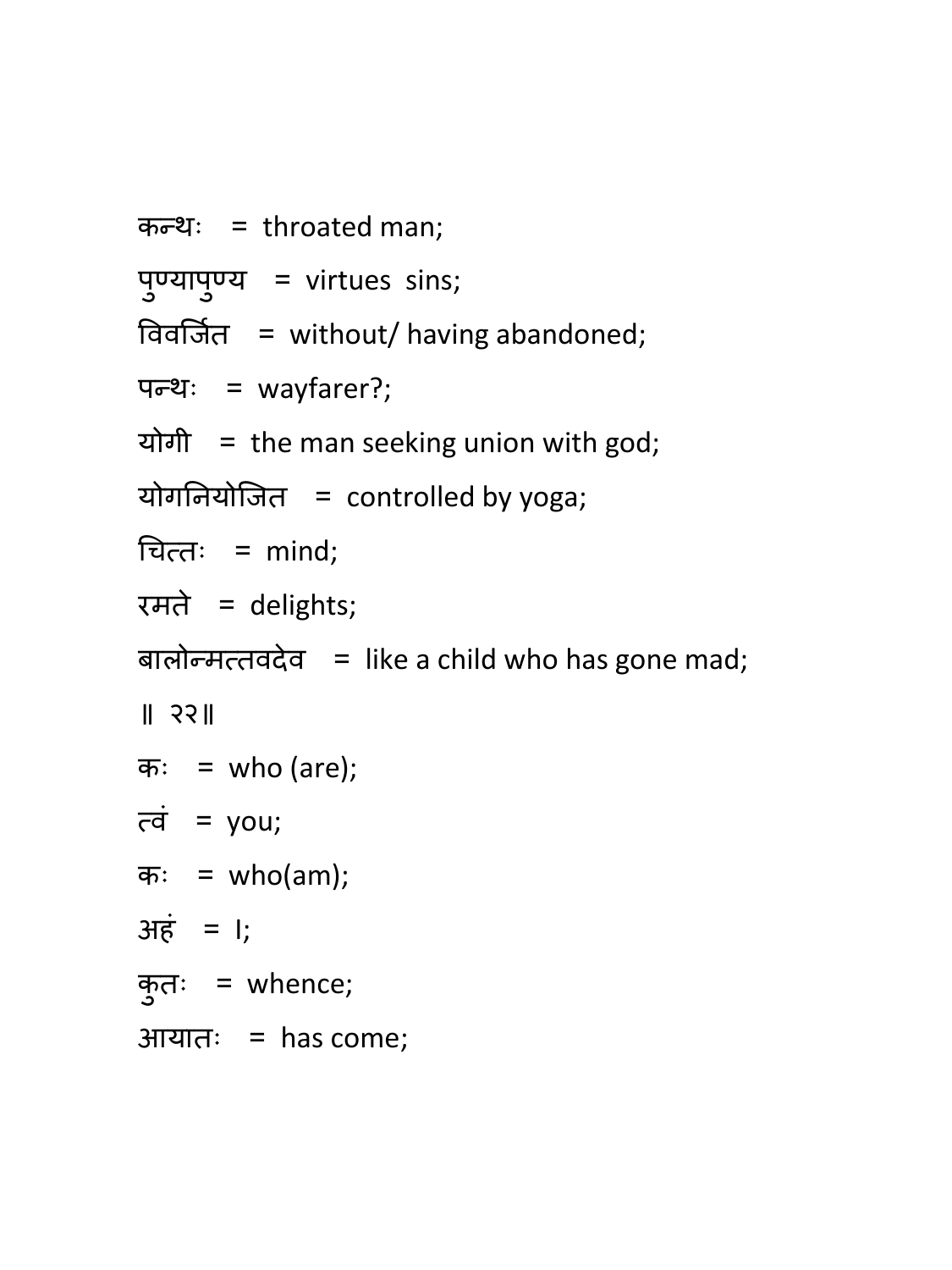कन्थः = throated man;

पुण्यापुण्य = virtues sins;

विवर्जित = without/ having abandoned;

पन्थः = wayfarer?;

योगी = the man seeking union with god;

योगनियोजित = controlled by yoga;

चित्तः = mind;

रमते = delights;

बालोन्मत्तवदेव = like a child who has gone mad;

॥ २२॥

कः = who (are);

त्वं = you;

कः = who(am);

अहं = I;

कुतः = whence;

आयातः = has come;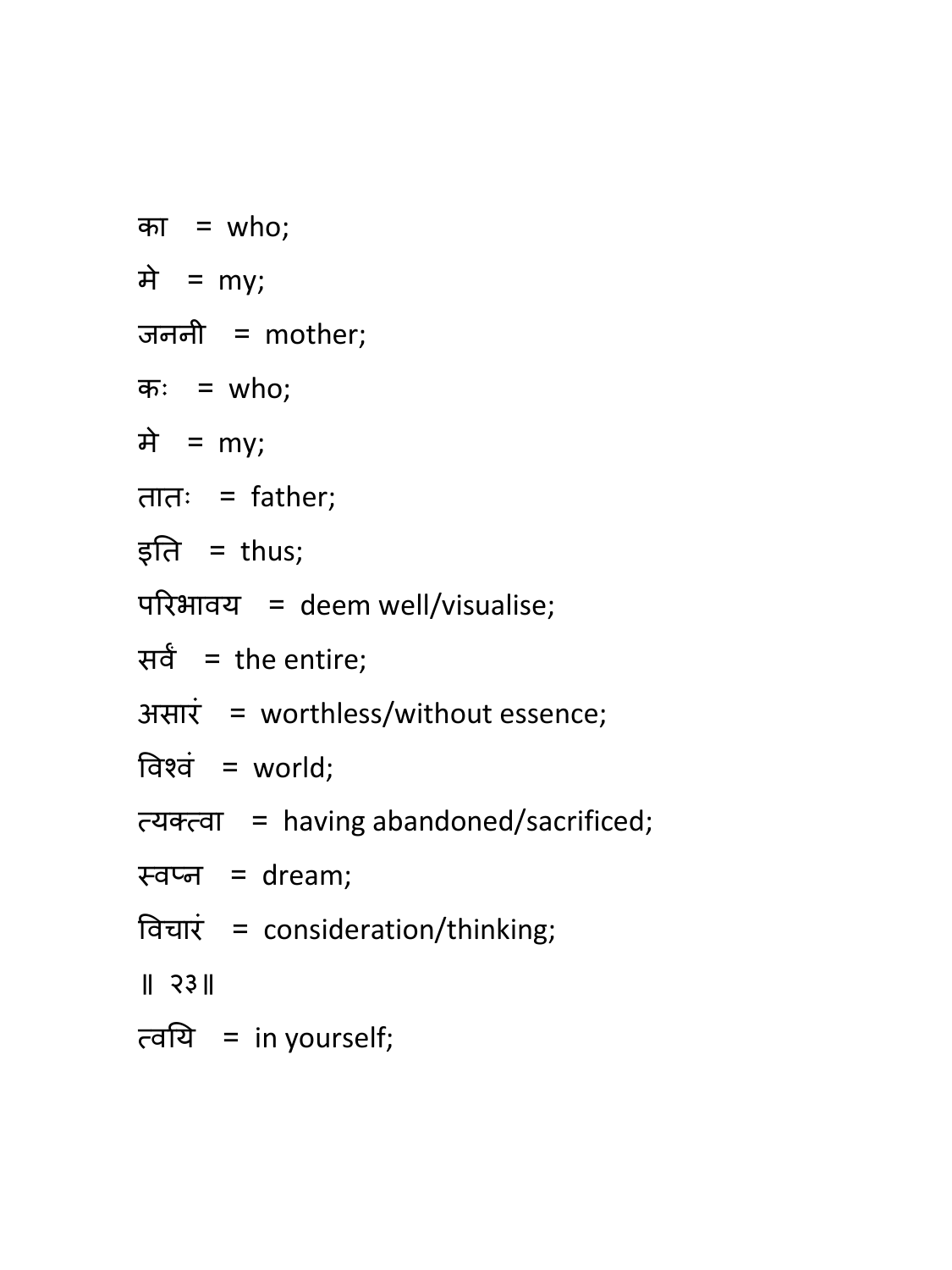का = who;

मे = my;

जननी = mother;

कः = who;

मे = my;

तातः = father;

इति = thus;

परिभावय = deem well/visualise;

सर्वं = the entire;

असारं = worthless/without essence;

विश्वं = world;

त्यक्त्वा = having abandoned/sacrificed;

स्वप्न = dream;

विचारं = consideration/thinking;

॥ २३॥

त्वयि = in yourself;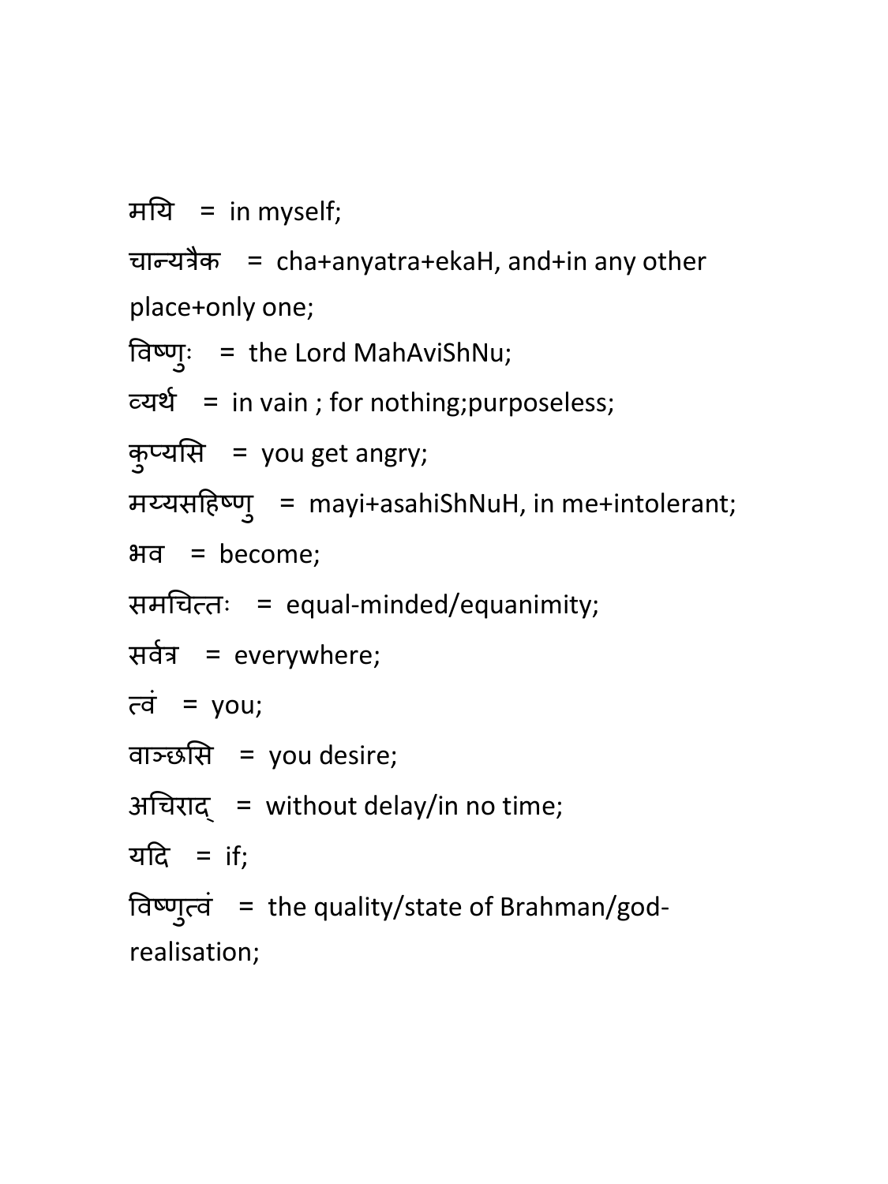मयि = in myself;

चान्यत्रैक = cha+anyatra+ekaH, and+in any other place+only one;

विष्णुः = the Lord MahAviShNu;

व्यर्थ = in vain ; for nothing;purposeless;

कुप्यसि = you get angry;

मय्यसहिष्णु = mayi+asahiShNuH, in me+intolerant;

भव = become;

समचित्तः = equal-minded/equanimity;

सर्वत्र = everywhere;

त्वं = you;

वाञ्छसि = you desire;

अचिराद् = without delay/in no time;

यदि = if;

विष्णुत्वं = the quality/state of Brahman/god-realisation;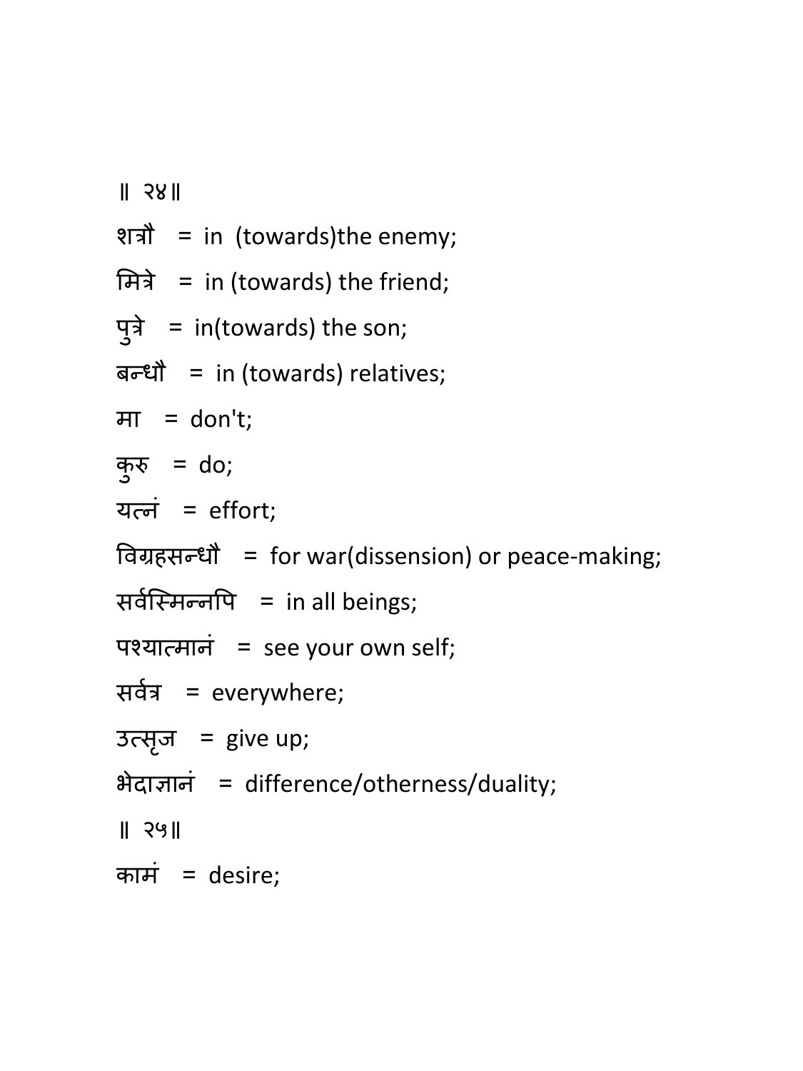॥ २४॥

शत्रौ = in (towards)the enemy;

मित्रे = in (towards) the friend;

पुत्रे = in(towards) the son;

बन्धौ = in (towards) relatives;

मा = don't;

कुरु = do;

यत्नं = effort;

विग्रहसन्धौ = for war(dissension) or peace-making;

सर्वस्मिन्नपि = in all beings;

पश्यात्मानं = see your own self;

सर्वत्र = everywhere;

उत्सृज = give up;

भेदाज्ञानं = difference/otherness/duality;

॥ २५॥

कामं = desire;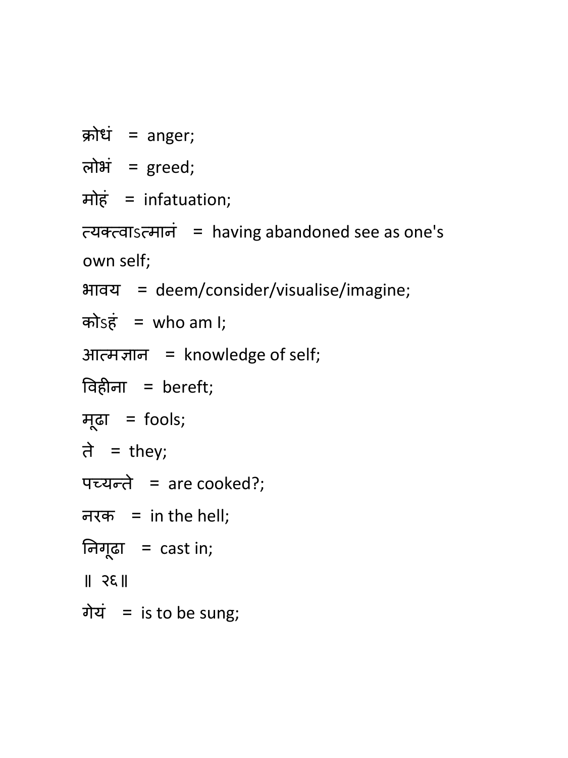क्रोधं = anger;

लोभं = greed;

मोहं = infatuation;

त्यक्त्वाऽत्मानं = having abandoned see as one's own self;

भावय = deem/consider/visualise/imagine;

कोऽहं = who am I;

आत्मज्ञान = knowledge of self;

विहीना = bereft;

मूढा = fools;

ते = they;

पच्यन्ते = are cooked?;

नरक = in the hell;

निगूढा = cast in;

॥ २६॥

गेयं = is to be sung;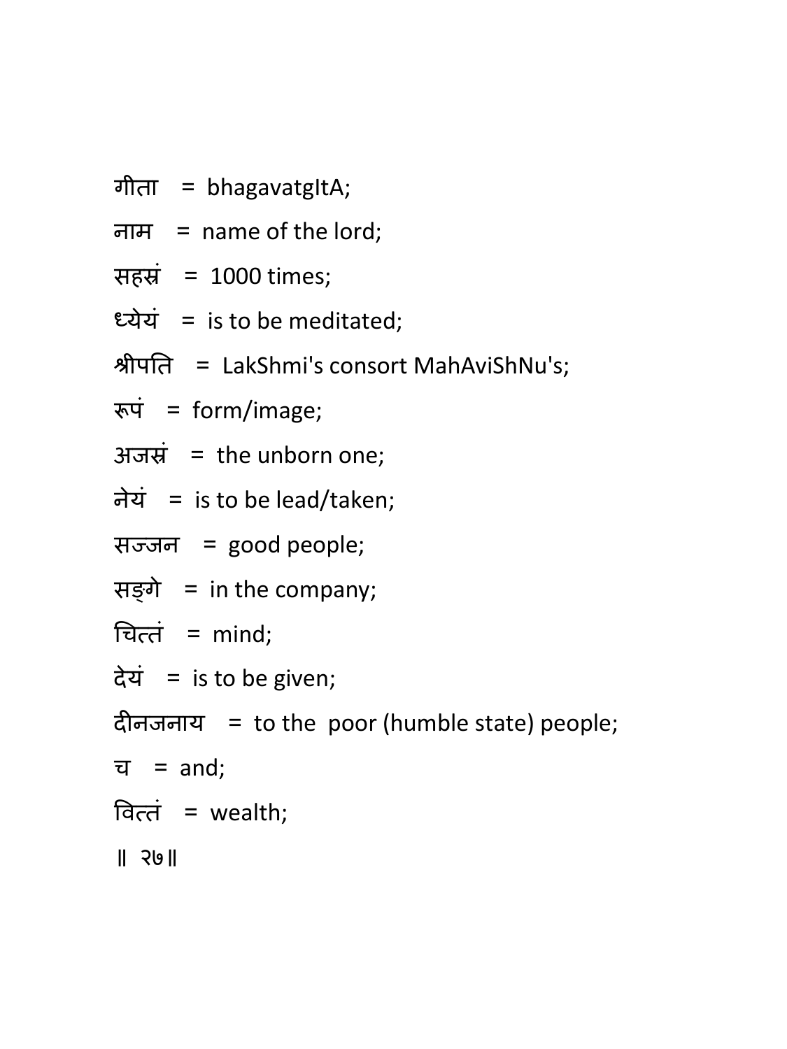गीता = bhagavatgItA;

नाम = name of the lord;

सहस्रं = 1000 times;

ध्येयं = is to be meditated;

श्रीपति = LakShmi's consort MahAviShNu's;

रूपं = form/image;

अजस्रं = the unborn one;

नेयं = is to be lead/taken;

सज्जन = good people;

सङ्गे = in the company;

चित्तं = mind;

देयं = is to be given;

दीनजनाय = to the poor (humble state) people;

च = and;

वित्तं = wealth;

॥ २७॥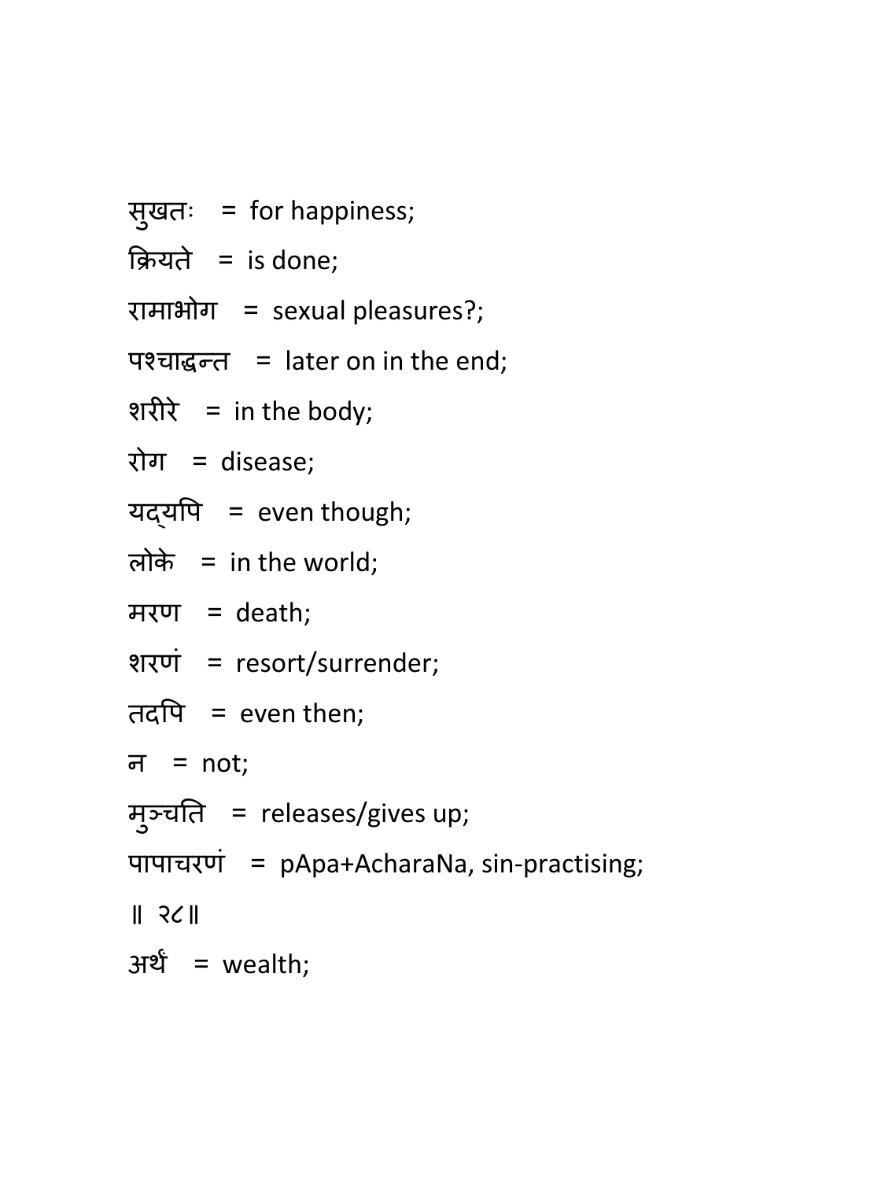सुखतः = for happiness;

क्रियते = is done;

रामाभोग = sexual pleasures?;

पश्चाद्धन्त = later on in the end;

शरीरे = in the body;

रोग = disease;

यद्यपि = even though;

लोके = in the world;

मरण = death;

शरणं = resort/surrender;

तदपि = even then;

न = not;

मुञ्चति = releases/gives up;

पापाचरणं = pApa+AcharaNa, sin-practising;

॥ २८॥

अर्थं = wealth;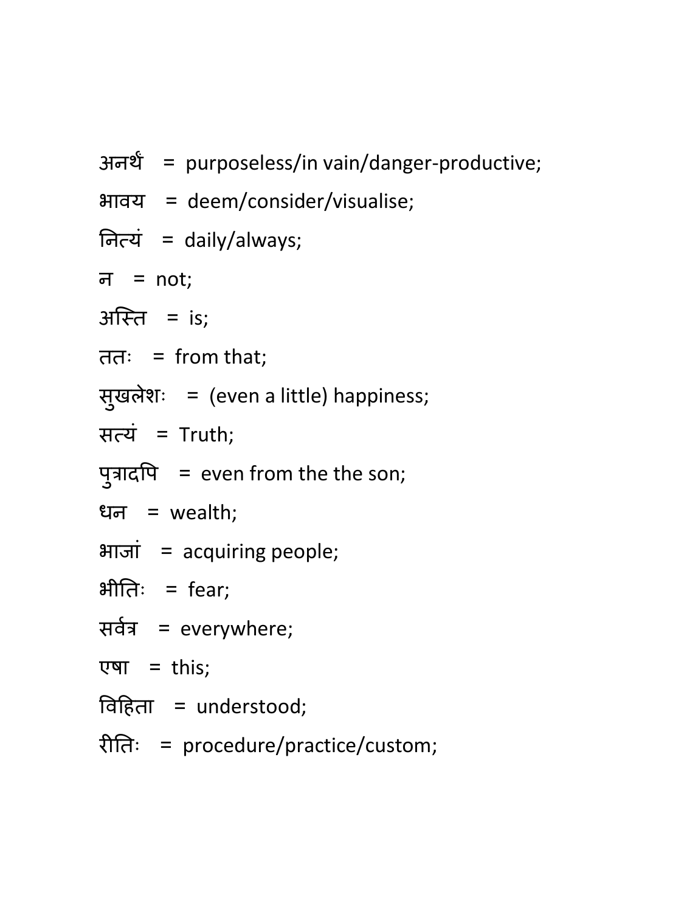अनर्थं = purposeless/in vain/danger-productive;

भावय = deem/consider/visualise;

नित्यं = daily/always;

न = not;

अस्ति = is;

ततः = from that;

सुखलेशः = (even a little) happiness;

सत्यं = Truth;

पुत्रादपि = even from the the son;

धन = wealth;

भाजां = acquiring people;

भीतिः = fear;

सर्वत्र = everywhere;

एषा = this;

विहिता = understood;

रीतिः = procedure/practice/custom;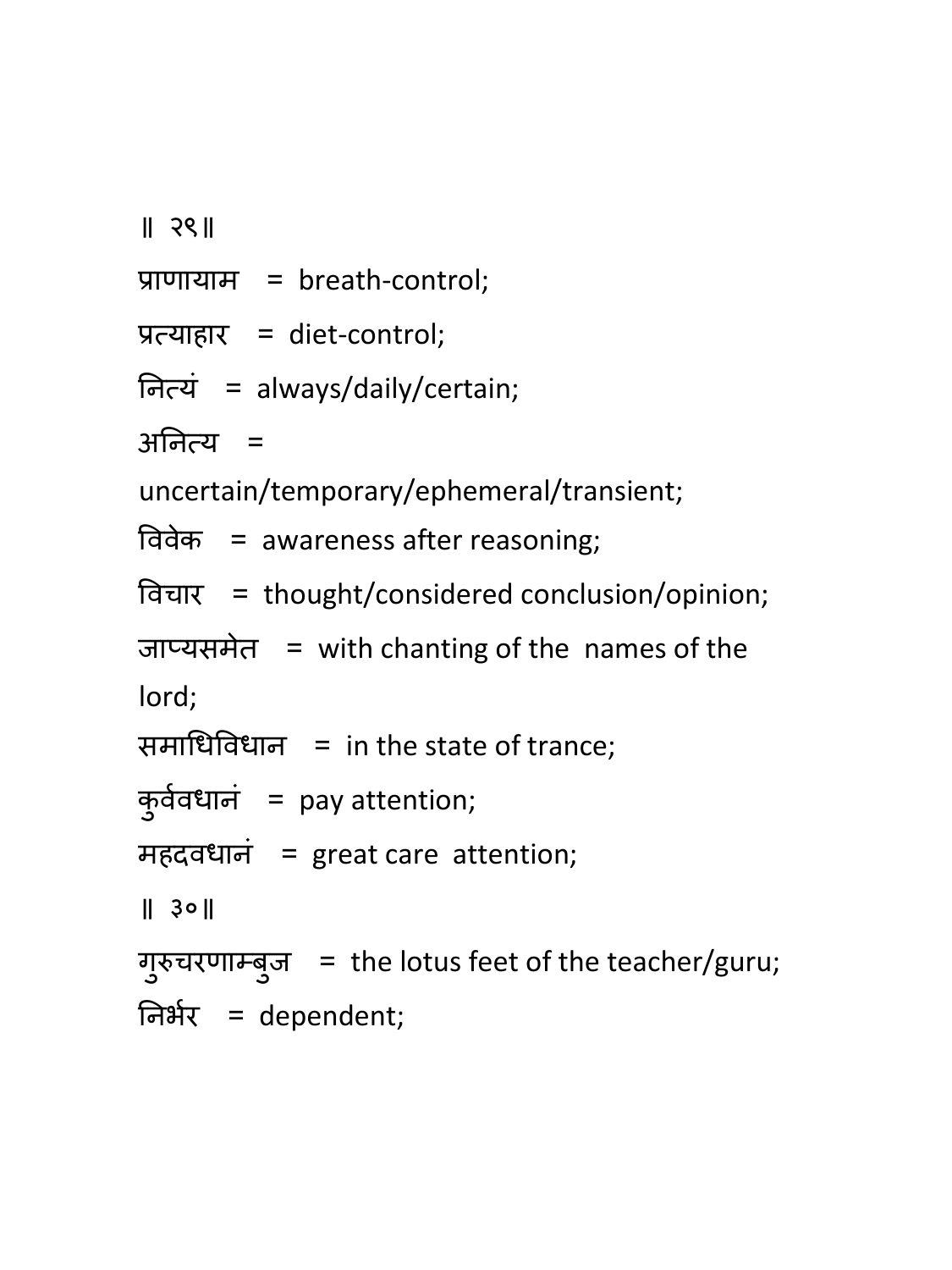॥ २९॥

प्राणायाम = breath-control;

प्रत्याहार = diet-control;

नित्यं = always/daily/certain;

अनित्य = uncertain/temporary/ephemeral/transient;

विवेक = awareness after reasoning;

विचार = thought/considered conclusion/opinion;

जाप्यसमेत = with chanting of the names of the lord;

समाधिविधान = in the state of trance;

कुर्ववधानं = pay attention;

महदवधानं = great care attention;

॥ ३०॥

गुरुचरणाम्बुज = the lotus feet of the teacher/guru;

निर्भर = dependent;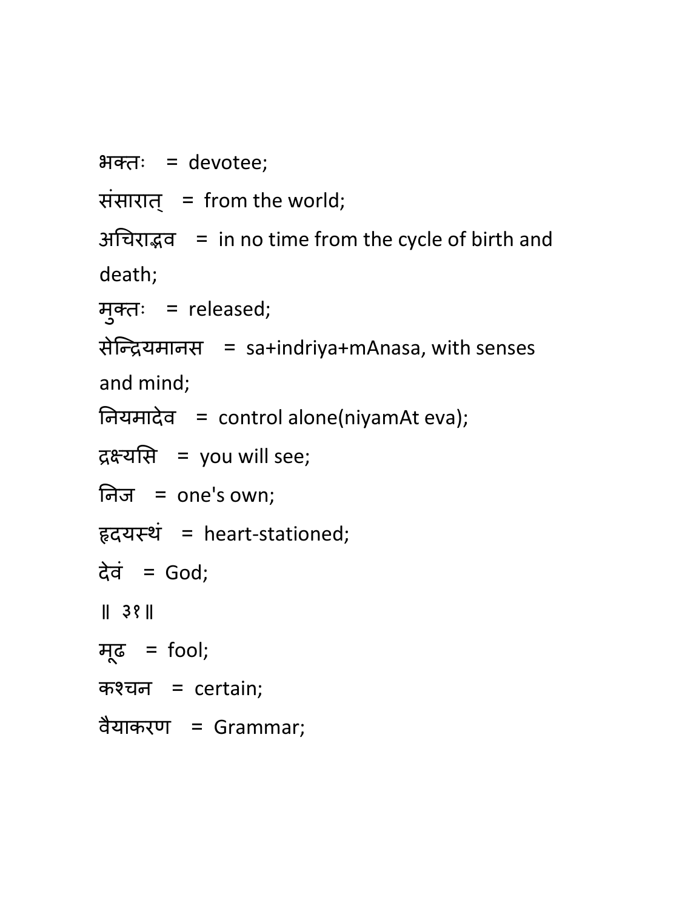भक्तः = devotee;

संसारात् = from the world;

अचिराद्भव = in no time from the cycle of birth and death;

मुक्तः = released;

सेन्द्रियमानस = sa+indriya+mAnasa, with senses and mind;

नियमादेव = control alone(niyamAt eva);

द्रक्ष्यसि = you will see;

निज = one's own;

हृदयस्थं = heart-stationed;

देवं = God;

॥ ३१॥

मूढ = fool;

कश्चन = certain;

वैयाकरण = Grammar;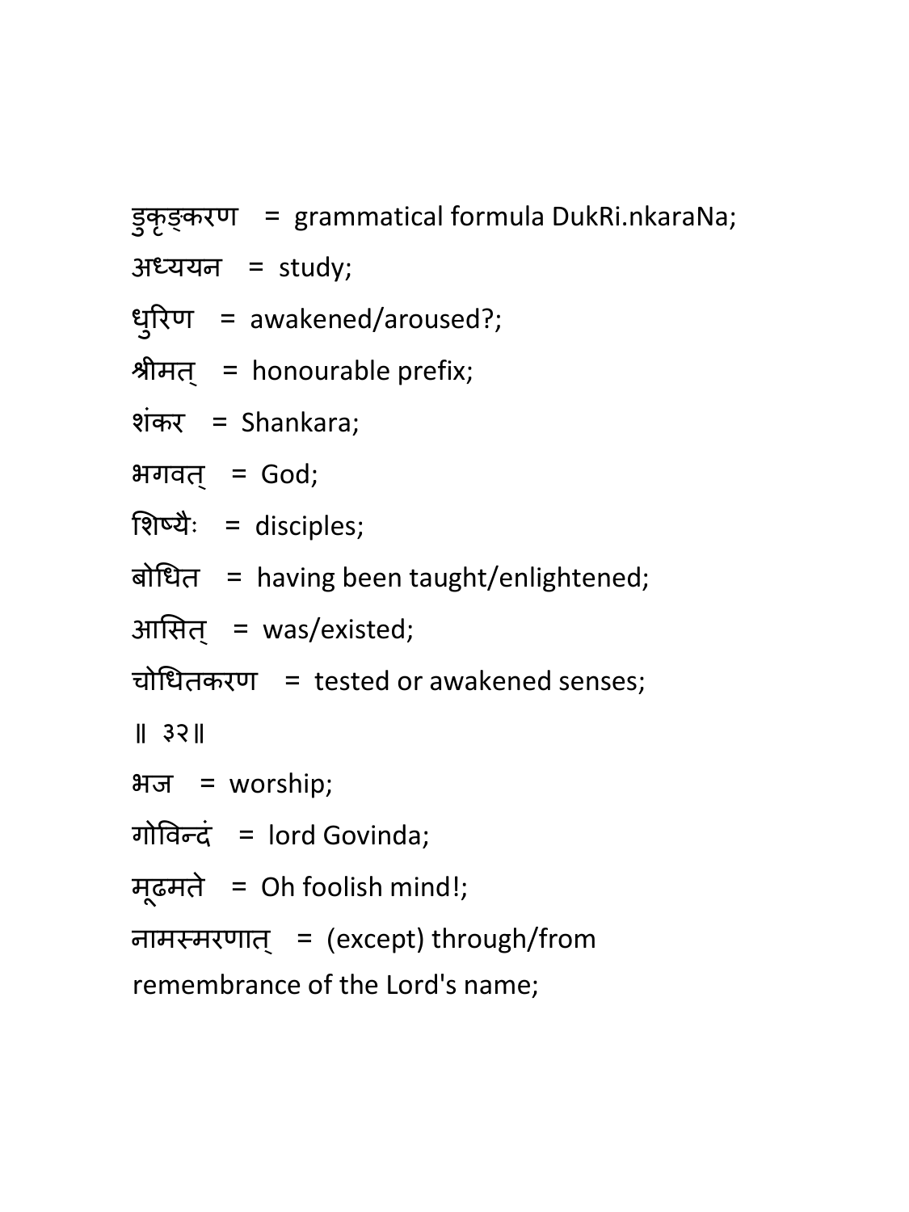डुकृङ्करण   =  grammatical formula DukRi.nkaraNa;

अध्ययन   =  study;

धुरिण   =  awakened/aroused?;

श्रीमत्   =  honourable prefix;

शंकर   =  Shankara;

भगवत्   =  God;

शिष्यैः   =  disciples;

बोधित   =  having been taught/enlightened;

आसित्   =  was/existed;

चोधितकरण   =  tested or awakened senses;

॥ ३२॥

भज   =  worship;

गोविन्दं   =  lord Govinda;

मूढमते   =  Oh foolish mind!;

नामस्मरणात्   =  (except) through/from remembrance of the Lord's name;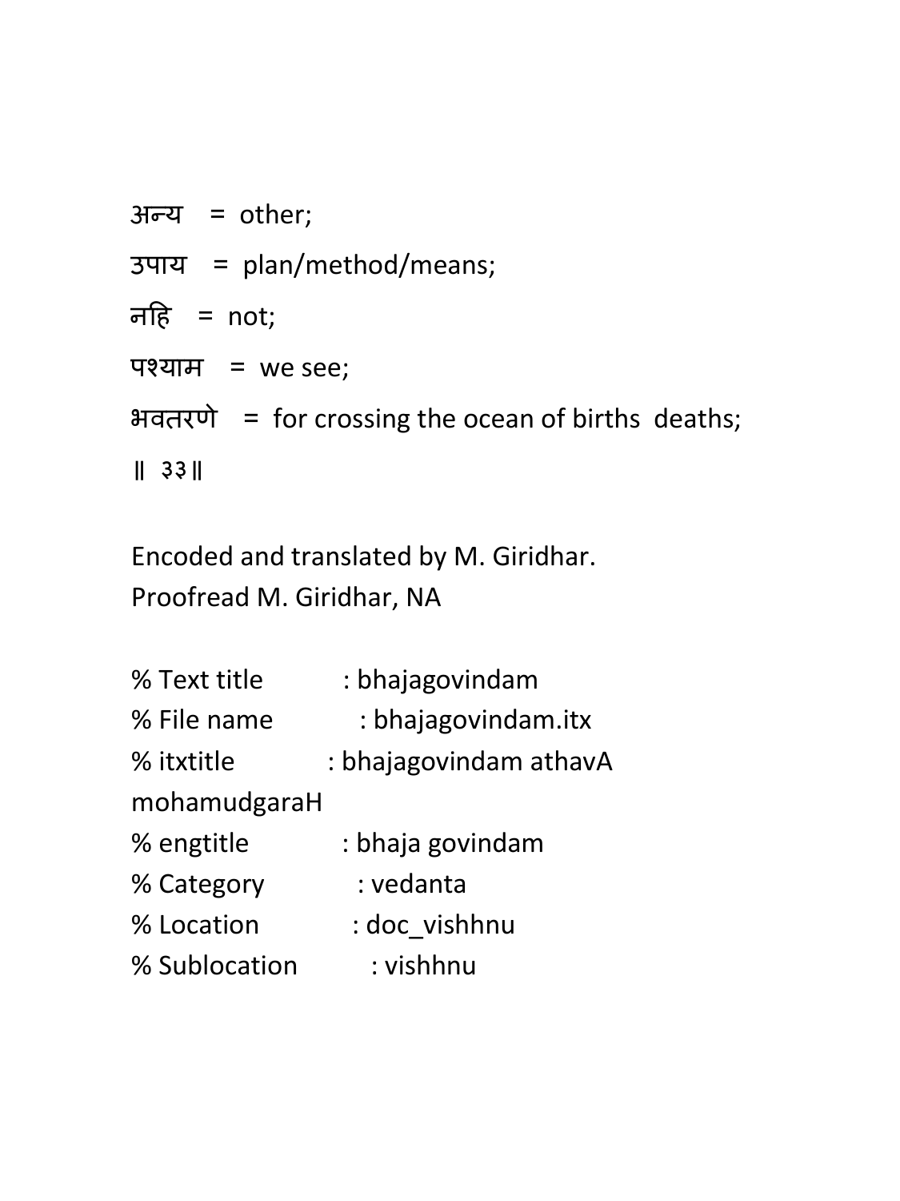अन्य = other;

उपाय = plan/method/means;

नहि = not;

पश्याम = we see;

भवतरणे = for crossing the ocean of births deaths;

॥ ३३॥

Encoded and translated by M. Giridhar.
Proofread M. Giridhar, NA

% Text title : bhajagovindam
% File name : bhajagovindam.itx
% itxtitle : bhajagovindam athavA mohamudgaraH
% engtitle : bhaja govindam
% Category : vedanta
% Location : doc_vishhnu
% Sublocation : vishhnu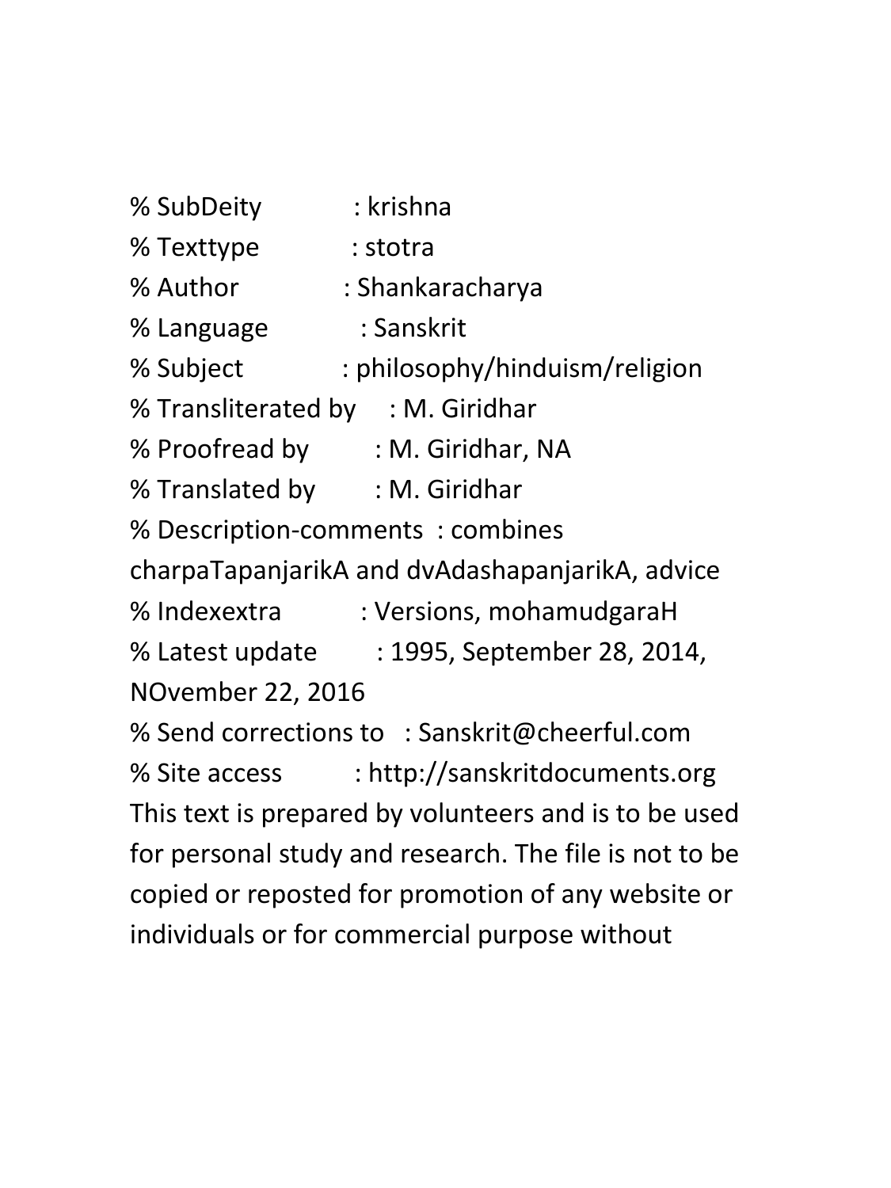% SubDeity : krishna
% Texttype : stotra
% Author : Shankaracharya
% Language : Sanskrit
% Subject : philosophy/hinduism/religion
% Transliterated by : M. Giridhar
% Proofread by : M. Giridhar, NA
% Translated by : M. Giridhar
% Description-comments : combines charpaTapanjarikA and dvAdashapanjarikA, advice
% Indexextra : Versions, mohamudgaraH
% Latest update : 1995, September 28, 2014, NOvember 22, 2016
% Send corrections to : Sanskrit@cheerful.com
% Site access : http://sanskritdocuments.org
This text is prepared by volunteers and is to be used for personal study and research. The file is not to be copied or reposted for promotion of any website or individuals or for commercial purpose without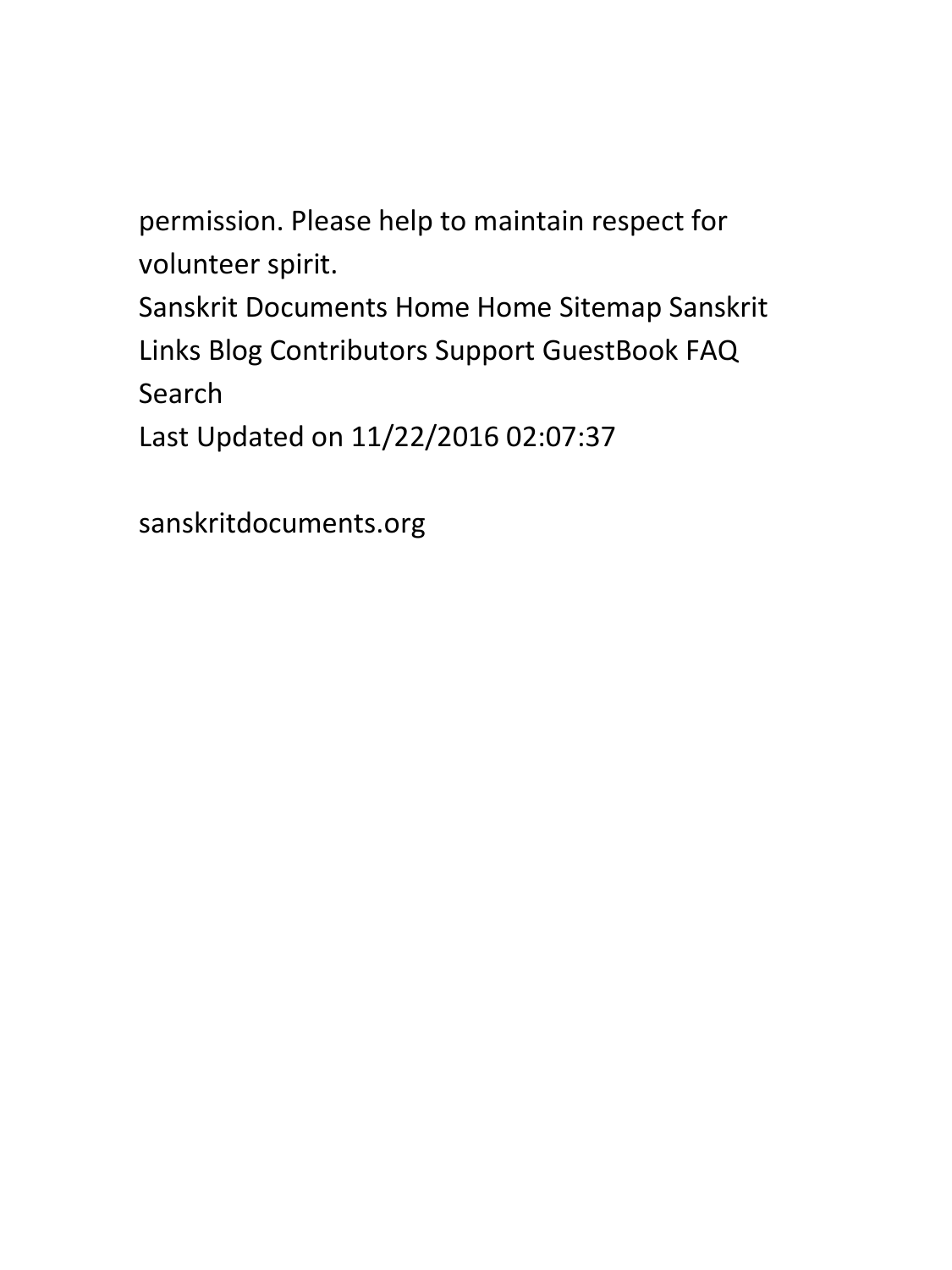permission. Please help to maintain respect for volunteer spirit.

Sanskrit Documents Home Home Sitemap Sanskrit Links Blog Contributors Support GuestBook FAQ Search

Last Updated on 11/22/2016 02:07:37

sanskritdocuments.org